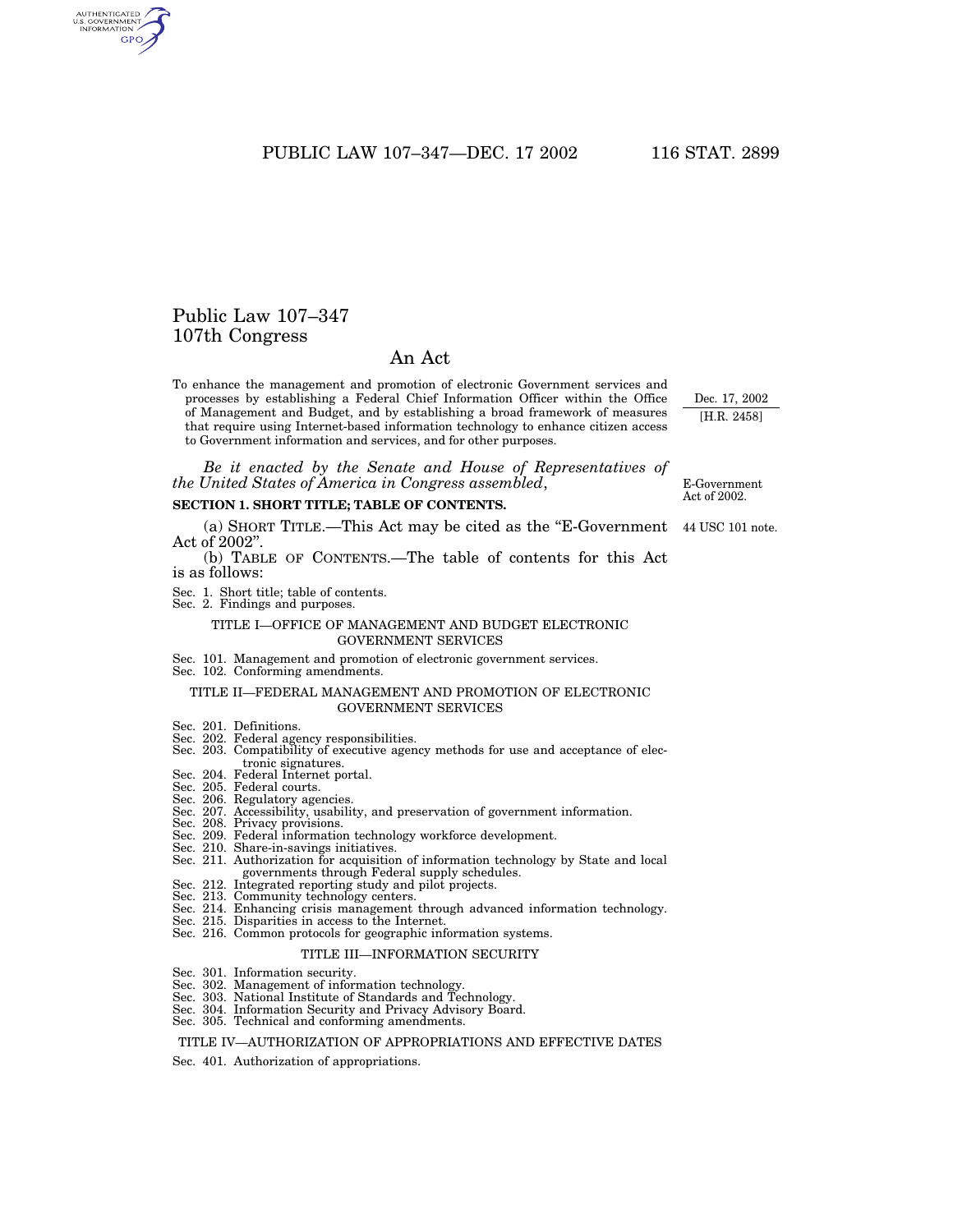# Public Law 107–347
# 107th Congress

## An Act

To enhance the management and promotion of electronic Government services and processes by establishing a Federal Chief Information Officer within the Office of Management and Budget, and by establishing a broad framework of measures that require using Internet-based information technology to enhance citizen access to Government information and services, and for other purposes.

Dec. 17, 2002
[H.R. 2458]

*Be it enacted by the Senate and House of Representatives of the United States of America in Congress assembled,*

E-Government Act of 2002.

**SECTION 1. SHORT TITLE; TABLE OF CONTENTS.**

(a) SHORT TITLE.—This Act may be cited as the "E-Government Act of 2002".

44 USC 101 note.

(b) TABLE OF CONTENTS.—The table of contents for this Act is as follows:

Sec. 1. Short title; table of contents.
Sec. 2. Findings and purposes.

TITLE I—OFFICE OF MANAGEMENT AND BUDGET ELECTRONIC GOVERNMENT SERVICES

Sec. 101. Management and promotion of electronic government services.
Sec. 102. Conforming amendments.

TITLE II—FEDERAL MANAGEMENT AND PROMOTION OF ELECTRONIC GOVERNMENT SERVICES

Sec. 201. Definitions.
Sec. 202. Federal agency responsibilities.
Sec. 203. Compatibility of executive agency methods for use and acceptance of electronic signatures.
Sec. 204. Federal Internet portal.
Sec. 205. Federal courts.
Sec. 206. Regulatory agencies.
Sec. 207. Accessibility, usability, and preservation of government information.
Sec. 208. Privacy provisions.
Sec. 209. Federal information technology workforce development.
Sec. 210. Share-in-savings initiatives.
Sec. 211. Authorization for acquisition of information technology by State and local governments through Federal supply schedules.
Sec. 212. Integrated reporting study and pilot projects.
Sec. 213. Community technology centers.
Sec. 214. Enhancing crisis management through advanced information technology.
Sec. 215. Disparities in access to the Internet.
Sec. 216. Common protocols for geographic information systems.

TITLE III—INFORMATION SECURITY

Sec. 301. Information security.
Sec. 302. Management of information technology.
Sec. 303. National Institute of Standards and Technology.
Sec. 304. Information Security and Privacy Advisory Board.
Sec. 305. Technical and conforming amendments.

TITLE IV—AUTHORIZATION OF APPROPRIATIONS AND EFFECTIVE DATES

Sec. 401. Authorization of appropriations.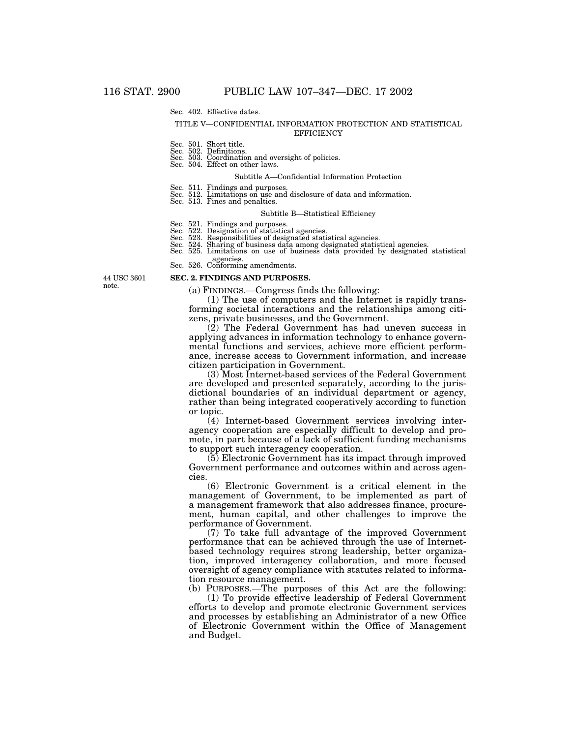Sec. 402. Effective dates.

TITLE V—CONFIDENTIAL INFORMATION PROTECTION AND STATISTICAL EFFICIENCY

Sec. 501. Short title.
Sec. 502. Definitions.
Sec. 503. Coordination and oversight of policies.
Sec. 504. Effect on other laws.

Subtitle A—Confidential Information Protection

Sec. 511. Findings and purposes.
Sec. 512. Limitations on use and disclosure of data and information.
Sec. 513. Fines and penalties.

Subtitle B—Statistical Efficiency

Sec. 521. Findings and purposes.
Sec. 522. Designation of statistical agencies.
Sec. 523. Responsibilities of designated statistical agencies.
Sec. 524. Sharing of business data among designated statistical agencies.
Sec. 525. Limitations on use of business data provided by designated statistical agencies.
Sec. 526. Conforming amendments.

44 USC 3601 note.

**SEC. 2. FINDINGS AND PURPOSES.**

(a) FINDINGS.—Congress finds the following:

(1) The use of computers and the Internet is rapidly transforming societal interactions and the relationships among citizens, private businesses, and the Government.

(2) The Federal Government has had uneven success in applying advances in information technology to enhance governmental functions and services, achieve more efficient performance, increase access to Government information, and increase citizen participation in Government.

(3) Most Internet-based services of the Federal Government are developed and presented separately, according to the jurisdictional boundaries of an individual department or agency, rather than being integrated cooperatively according to function or topic.

(4) Internet-based Government services involving interagency cooperation are especially difficult to develop and promote, in part because of a lack of sufficient funding mechanisms to support such interagency cooperation.

(5) Electronic Government has its impact through improved Government performance and outcomes within and across agencies.

(6) Electronic Government is a critical element in the management of Government, to be implemented as part of a management framework that also addresses finance, procurement, human capital, and other challenges to improve the performance of Government.

(7) To take full advantage of the improved Government performance that can be achieved through the use of Internet-based technology requires strong leadership, better organization, improved interagency collaboration, and more focused oversight of agency compliance with statutes related to information resource management.

(b) PURPOSES.—The purposes of this Act are the following:

(1) To provide effective leadership of Federal Government efforts to develop and promote electronic Government services and processes by establishing an Administrator of a new Office of Electronic Government within the Office of Management and Budget.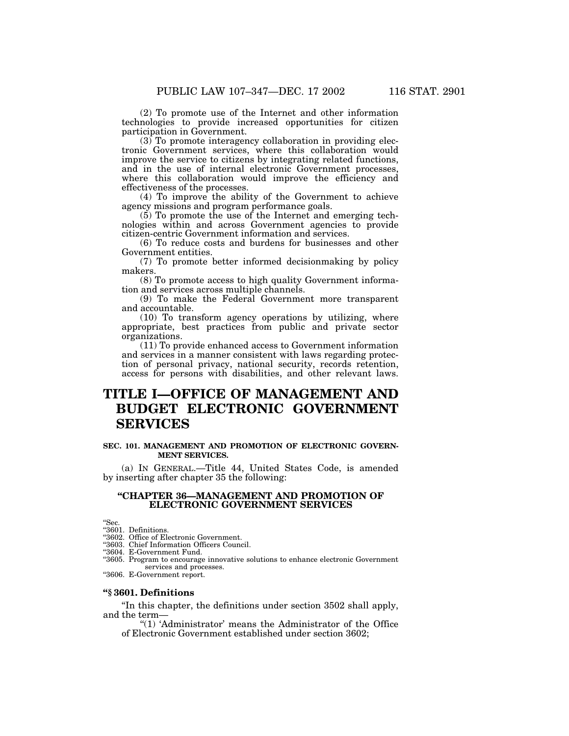(2) To promote use of the Internet and other information technologies to provide increased opportunities for citizen participation in Government.

(3) To promote interagency collaboration in providing electronic Government services, where this collaboration would improve the service to citizens by integrating related functions, and in the use of internal electronic Government processes, where this collaboration would improve the efficiency and effectiveness of the processes.

(4) To improve the ability of the Government to achieve agency missions and program performance goals.

(5) To promote the use of the Internet and emerging technologies within and across Government agencies to provide citizen-centric Government information and services.

(6) To reduce costs and burdens for businesses and other Government entities.

(7) To promote better informed decisionmaking by policy makers.

(8) To promote access to high quality Government information and services across multiple channels.

(9) To make the Federal Government more transparent and accountable.

(10) To transform agency operations by utilizing, where appropriate, best practices from public and private sector organizations.

(11) To provide enhanced access to Government information and services in a manner consistent with laws regarding protection of personal privacy, national security, records retention, access for persons with disabilities, and other relevant laws.

# TITLE I—OFFICE OF MANAGEMENT AND BUDGET ELECTRONIC GOVERNMENT SERVICES

### SEC. 101. MANAGEMENT AND PROMOTION OF ELECTRONIC GOVERNMENT SERVICES.

(a) IN GENERAL.—Title 44, United States Code, is amended by inserting after chapter 35 the following:

## "CHAPTER 36—MANAGEMENT AND PROMOTION OF ELECTRONIC GOVERNMENT SERVICES

"Sec.
"3601. Definitions.
"3602. Office of Electronic Government.
"3603. Chief Information Officers Council.
"3604. E-Government Fund.
"3605. Program to encourage innovative solutions to enhance electronic Government services and processes.
"3606. E-Government report.

### "§ 3601. Definitions

"In this chapter, the definitions under section 3502 shall apply, and the term—

"(1) 'Administrator' means the Administrator of the Office of Electronic Government established under section 3602;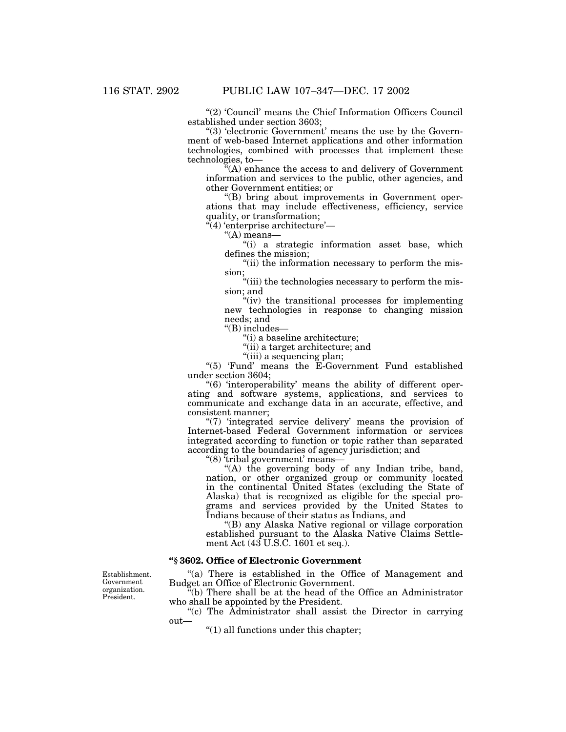"(2) 'Council' means the Chief Information Officers Council established under section 3603;

"(3) 'electronic Government' means the use by the Government of web-based Internet applications and other information technologies, combined with processes that implement these technologies, to—

"(A) enhance the access to and delivery of Government information and services to the public, other agencies, and other Government entities; or

"(B) bring about improvements in Government operations that may include effectiveness, efficiency, service quality, or transformation;

"(4) 'enterprise architecture'—

"(A) means—

"(i) a strategic information asset base, which defines the mission;

"(ii) the information necessary to perform the mission;

"(iii) the technologies necessary to perform the mission; and

"(iv) the transitional processes for implementing new technologies in response to changing mission needs; and

"(B) includes—

"(i) a baseline architecture;

"(ii) a target architecture; and

"(iii) a sequencing plan;

"(5) 'Fund' means the E-Government Fund established under section 3604;

"(6) 'interoperability' means the ability of different operating and software systems, applications, and services to communicate and exchange data in an accurate, effective, and consistent manner;

"(7) 'integrated service delivery' means the provision of Internet-based Federal Government information or services integrated according to function or topic rather than separated according to the boundaries of agency jurisdiction; and

"(8) 'tribal government' means—

"(A) the governing body of any Indian tribe, band, nation, or other organized group or community located in the continental United States (excluding the State of Alaska) that is recognized as eligible for the special programs and services provided by the United States to Indians because of their status as Indians, and

"(B) any Alaska Native regional or village corporation established pursuant to the Alaska Native Claims Settlement Act (43 U.S.C. 1601 et seq.).

### "§ 3602. Office of Electronic Government

Establishment. Government organization. President.

"(a) There is established in the Office of Management and Budget an Office of Electronic Government.

"(b) There shall be at the head of the Office an Administrator who shall be appointed by the President.

"(c) The Administrator shall assist the Director in carrying out—

"(1) all functions under this chapter;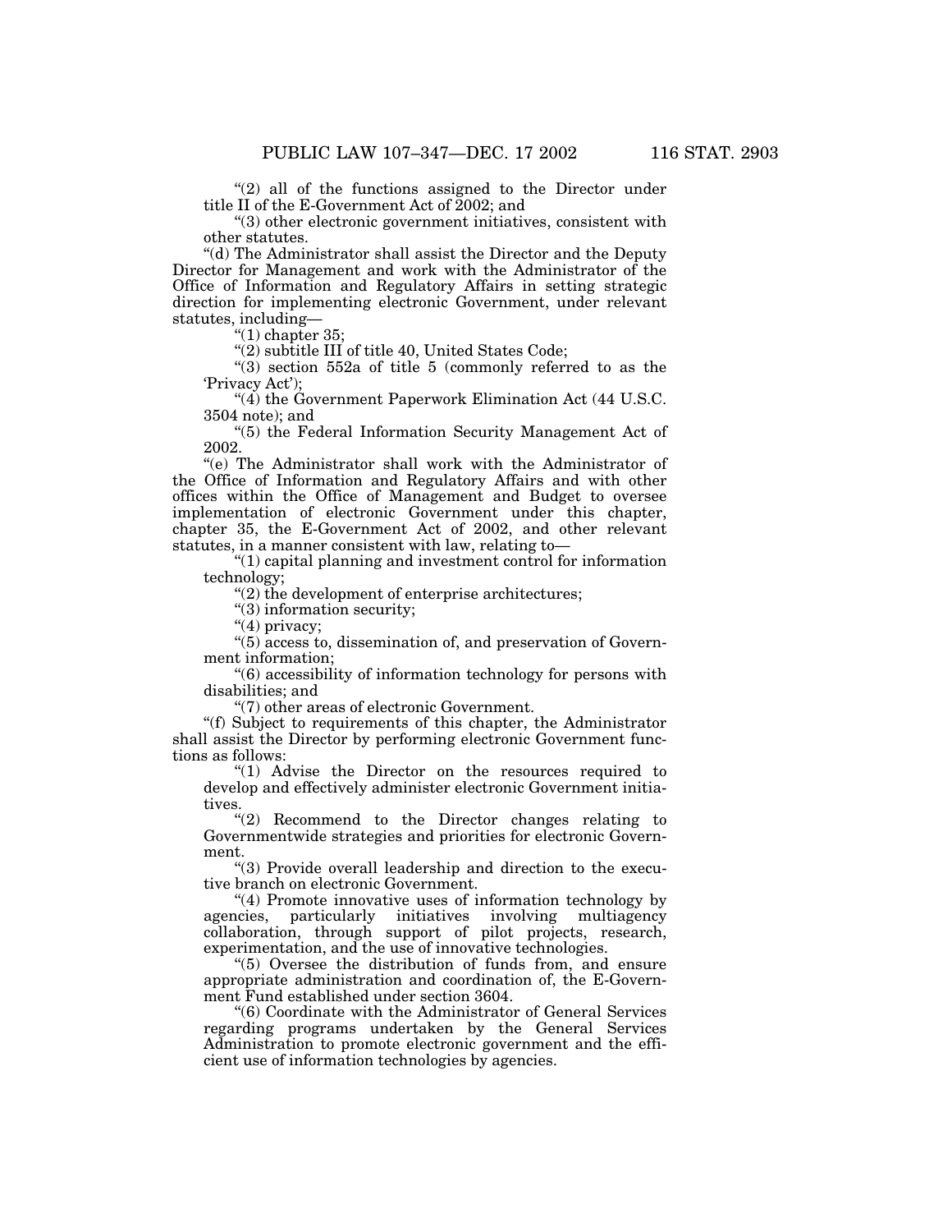"(2) all of the functions assigned to the Director under title II of the E-Government Act of 2002; and

"(3) other electronic government initiatives, consistent with other statutes.

"(d) The Administrator shall assist the Director and the Deputy Director for Management and work with the Administrator of the Office of Information and Regulatory Affairs in setting strategic direction for implementing electronic Government, under relevant statutes, including—

"(1) chapter 35;

"(2) subtitle III of title 40, United States Code;

"(3) section 552a of title 5 (commonly referred to as the 'Privacy Act');

"(4) the Government Paperwork Elimination Act (44 U.S.C. 3504 note); and

"(5) the Federal Information Security Management Act of 2002.

"(e) The Administrator shall work with the Administrator of the Office of Information and Regulatory Affairs and with other offices within the Office of Management and Budget to oversee implementation of electronic Government under this chapter, chapter 35, the E-Government Act of 2002, and other relevant statutes, in a manner consistent with law, relating to—

"(1) capital planning and investment control for information technology;

"(2) the development of enterprise architectures;

"(3) information security;

"(4) privacy;

"(5) access to, dissemination of, and preservation of Government information;

"(6) accessibility of information technology for persons with disabilities; and

"(7) other areas of electronic Government.

"(f) Subject to requirements of this chapter, the Administrator shall assist the Director by performing electronic Government functions as follows:

"(1) Advise the Director on the resources required to develop and effectively administer electronic Government initiatives.

"(2) Recommend to the Director changes relating to Governmentwide strategies and priorities for electronic Government.

"(3) Provide overall leadership and direction to the executive branch on electronic Government.

"(4) Promote innovative uses of information technology by agencies, particularly initiatives involving multiagency collaboration, through support of pilot projects, research, experimentation, and the use of innovative technologies.

"(5) Oversee the distribution of funds from, and ensure appropriate administration and coordination of, the E-Government Fund established under section 3604.

"(6) Coordinate with the Administrator of General Services regarding programs undertaken by the General Services Administration to promote electronic government and the efficient use of information technologies by agencies.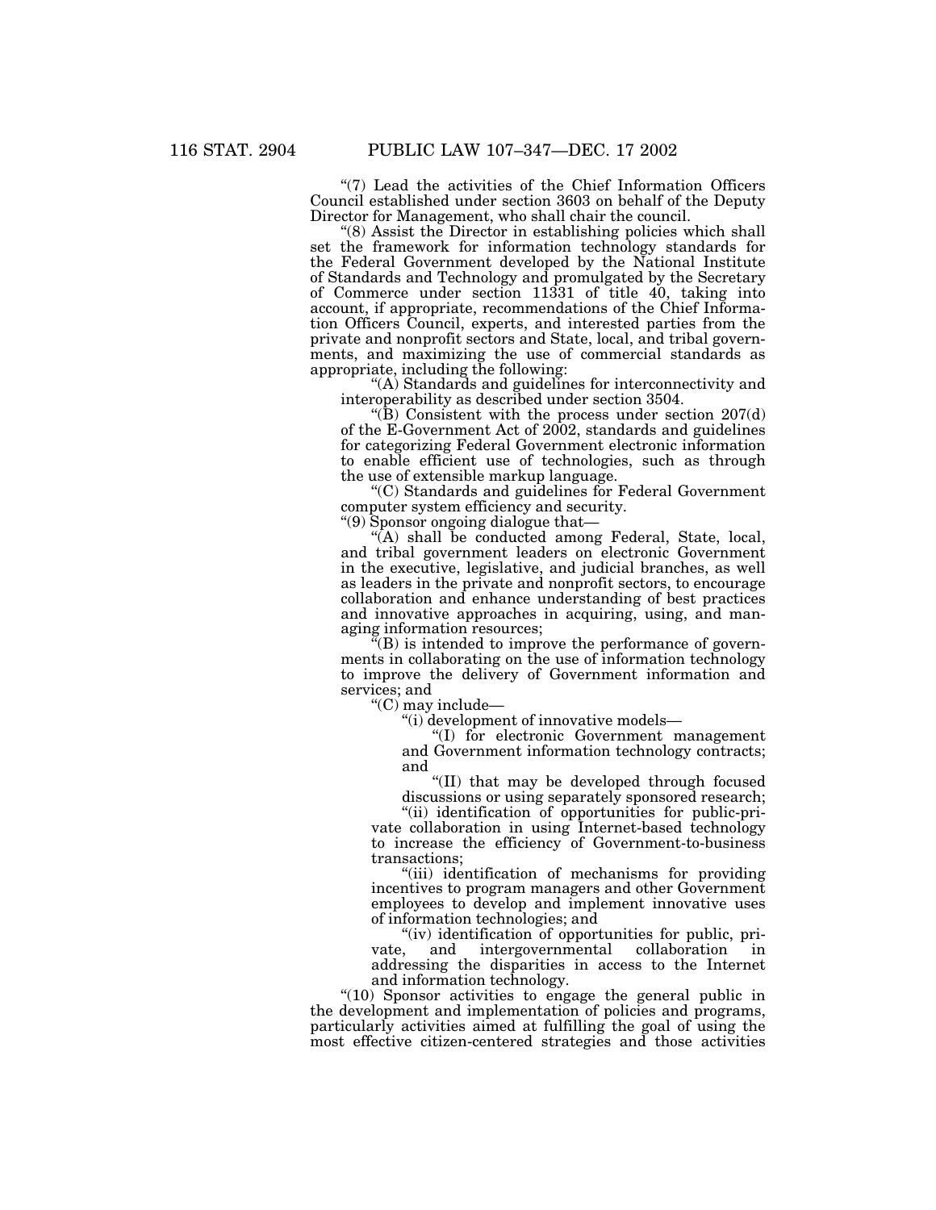"(7) Lead the activities of the Chief Information Officers Council established under section 3603 on behalf of the Deputy Director for Management, who shall chair the council.

"(8) Assist the Director in establishing policies which shall set the framework for information technology standards for the Federal Government developed by the National Institute of Standards and Technology and promulgated by the Secretary of Commerce under section 11331 of title 40, taking into account, if appropriate, recommendations of the Chief Information Officers Council, experts, and interested parties from the private and nonprofit sectors and State, local, and tribal governments, and maximizing the use of commercial standards as appropriate, including the following:

"(A) Standards and guidelines for interconnectivity and interoperability as described under section 3504.

"(B) Consistent with the process under section 207(d) of the E-Government Act of 2002, standards and guidelines for categorizing Federal Government electronic information to enable efficient use of technologies, such as through the use of extensible markup language.

"(C) Standards and guidelines for Federal Government computer system efficiency and security.

"(9) Sponsor ongoing dialogue that—

"(A) shall be conducted among Federal, State, local, and tribal government leaders on electronic Government in the executive, legislative, and judicial branches, as well as leaders in the private and nonprofit sectors, to encourage collaboration and enhance understanding of best practices and innovative approaches in acquiring, using, and managing information resources;

"(B) is intended to improve the performance of governments in collaborating on the use of information technology to improve the delivery of Government information and services; and

"(C) may include—

"(i) development of innovative models—

"(I) for electronic Government management and Government information technology contracts; and

"(II) that may be developed through focused discussions or using separately sponsored research;

"(ii) identification of opportunities for public-private collaboration in using Internet-based technology to increase the efficiency of Government-to-business transactions;

"(iii) identification of mechanisms for providing incentives to program managers and other Government employees to develop and implement innovative uses of information technologies; and

"(iv) identification of opportunities for public, private, and intergovernmental collaboration in addressing the disparities in access to the Internet and information technology.

"(10) Sponsor activities to engage the general public in the development and implementation of policies and programs, particularly activities aimed at fulfilling the goal of using the most effective citizen-centered strategies and those activities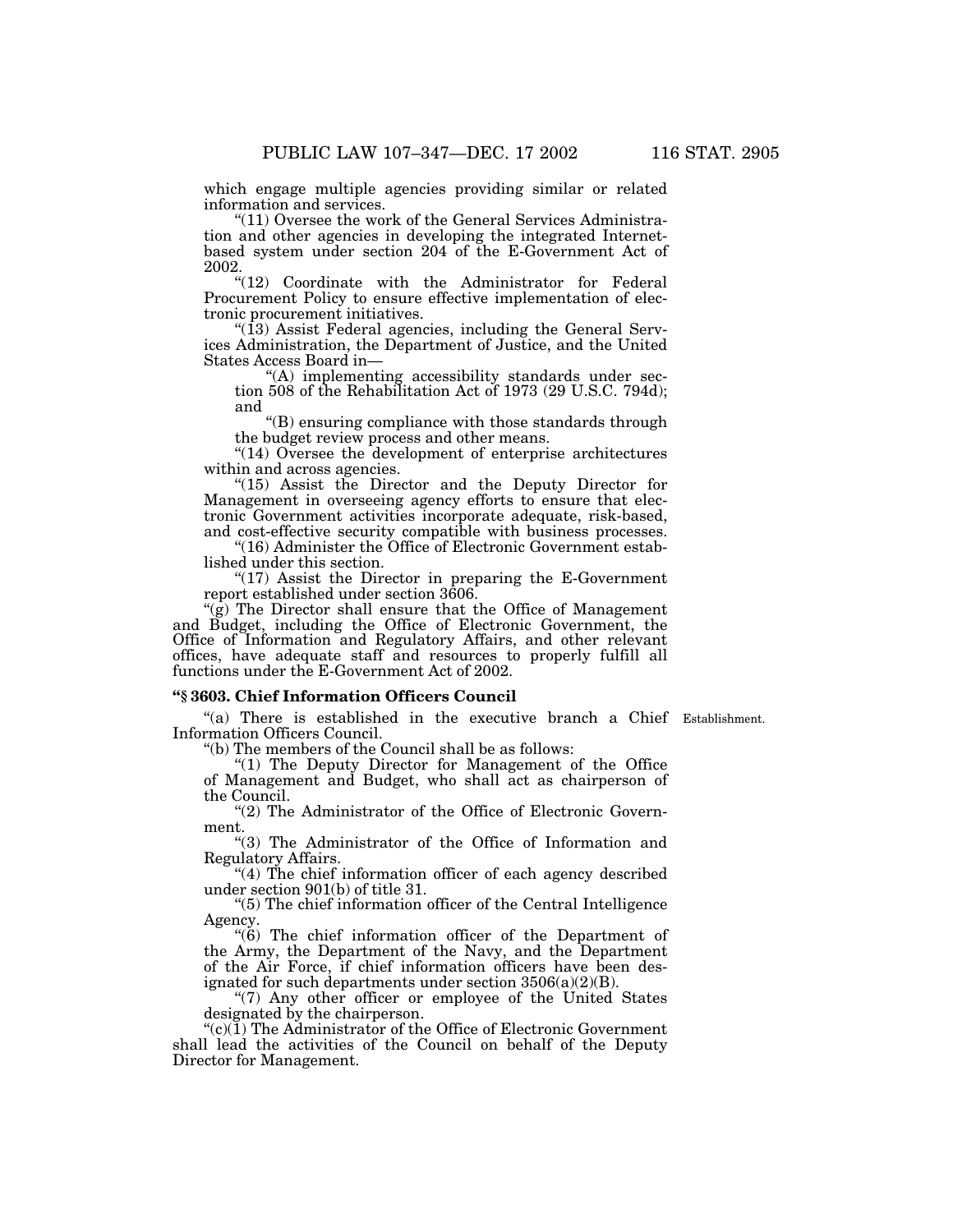which engage multiple agencies providing similar or related information and services.

"(11) Oversee the work of the General Services Administration and other agencies in developing the integrated Internet-based system under section 204 of the E-Government Act of 2002.

"(12) Coordinate with the Administrator for Federal Procurement Policy to ensure effective implementation of electronic procurement initiatives.

"(13) Assist Federal agencies, including the General Services Administration, the Department of Justice, and the United States Access Board in—

"(A) implementing accessibility standards under section 508 of the Rehabilitation Act of 1973 (29 U.S.C. 794d); and

"(B) ensuring compliance with those standards through the budget review process and other means.

"(14) Oversee the development of enterprise architectures within and across agencies.

"(15) Assist the Director and the Deputy Director for Management in overseeing agency efforts to ensure that electronic Government activities incorporate adequate, risk-based, and cost-effective security compatible with business processes.

"(16) Administer the Office of Electronic Government established under this section.

"(17) Assist the Director in preparing the E-Government report established under section 3606.

"(g) The Director shall ensure that the Office of Management and Budget, including the Office of Electronic Government, the Office of Information and Regulatory Affairs, and other relevant offices, have adequate staff and resources to properly fulfill all functions under the E-Government Act of 2002.

### "§ 3603. Chief Information Officers Council

"(a) There is established in the executive branch a Chief Information Officers Council.

Establishment.

"(b) The members of the Council shall be as follows:

"(1) The Deputy Director for Management of the Office of Management and Budget, who shall act as chairperson of the Council.

"(2) The Administrator of the Office of Electronic Government.

"(3) The Administrator of the Office of Information and Regulatory Affairs.

"(4) The chief information officer of each agency described under section 901(b) of title 31.

"(5) The chief information officer of the Central Intelligence Agency.

"(6) The chief information officer of the Department of the Army, the Department of the Navy, and the Department of the Air Force, if chief information officers have been designated for such departments under section 3506(a)(2)(B).

"(7) Any other officer or employee of the United States designated by the chairperson.

"(c)(1) The Administrator of the Office of Electronic Government shall lead the activities of the Council on behalf of the Deputy Director for Management.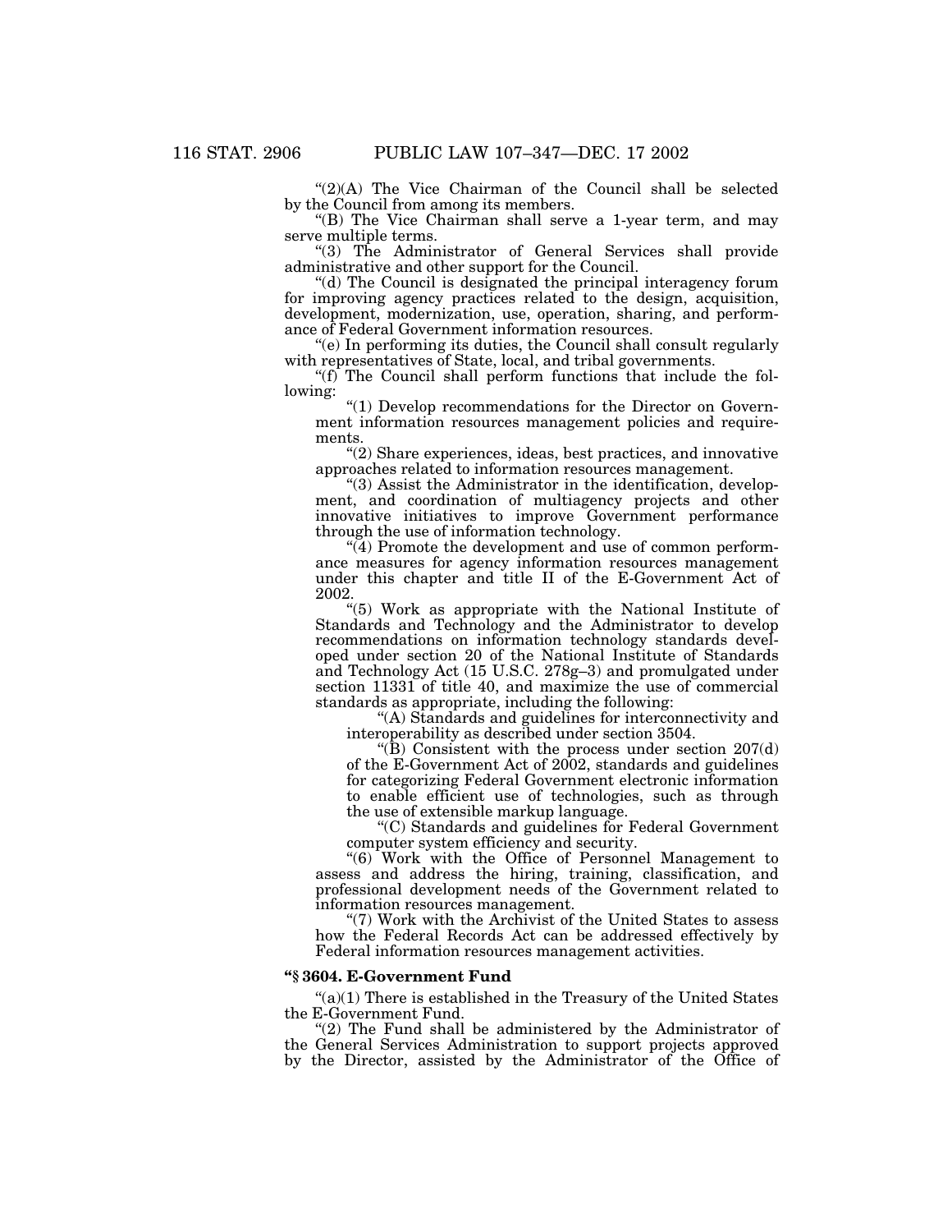"(2)(A) The Vice Chairman of the Council shall be selected by the Council from among its members.

"(B) The Vice Chairman shall serve a 1-year term, and may serve multiple terms.

"(3) The Administrator of General Services shall provide administrative and other support for the Council.

"(d) The Council is designated the principal interagency forum for improving agency practices related to the design, acquisition, development, modernization, use, operation, sharing, and performance of Federal Government information resources.

"(e) In performing its duties, the Council shall consult regularly with representatives of State, local, and tribal governments.

"(f) The Council shall perform functions that include the following:

"(1) Develop recommendations for the Director on Government information resources management policies and requirements.

"(2) Share experiences, ideas, best practices, and innovative approaches related to information resources management.

"(3) Assist the Administrator in the identification, development, and coordination of multiagency projects and other innovative initiatives to improve Government performance through the use of information technology.

"(4) Promote the development and use of common performance measures for agency information resources management under this chapter and title II of the E-Government Act of 2002.

"(5) Work as appropriate with the National Institute of Standards and Technology and the Administrator to develop recommendations on information technology standards developed under section 20 of the National Institute of Standards and Technology Act (15 U.S.C. 278g–3) and promulgated under section 11331 of title 40, and maximize the use of commercial standards as appropriate, including the following:

"(A) Standards and guidelines for interconnectivity and interoperability as described under section 3504.

"(B) Consistent with the process under section 207(d) of the E-Government Act of 2002, standards and guidelines for categorizing Federal Government electronic information to enable efficient use of technologies, such as through the use of extensible markup language.

"(C) Standards and guidelines for Federal Government computer system efficiency and security.

"(6) Work with the Office of Personnel Management to assess and address the hiring, training, classification, and professional development needs of the Government related to information resources management.

"(7) Work with the Archivist of the United States to assess how the Federal Records Act can be addressed effectively by Federal information resources management activities.

**"§ 3604. E-Government Fund**

"(a)(1) There is established in the Treasury of the United States the E-Government Fund.

"(2) The Fund shall be administered by the Administrator of the General Services Administration to support projects approved by the Director, assisted by the Administrator of the Office of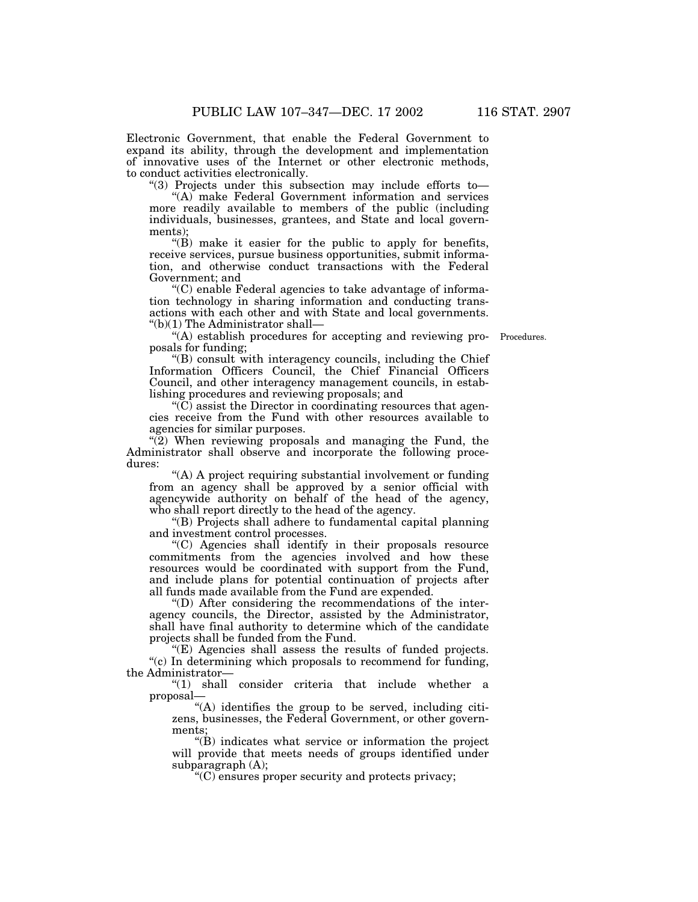Electronic Government, that enable the Federal Government to expand its ability, through the development and implementation of innovative uses of the Internet or other electronic methods, to conduct activities electronically.

"(3) Projects under this subsection may include efforts to—

"(A) make Federal Government information and services more readily available to members of the public (including individuals, businesses, grantees, and State and local governments);

"(B) make it easier for the public to apply for benefits, receive services, pursue business opportunities, submit information, and otherwise conduct transactions with the Federal Government; and

"(C) enable Federal agencies to take advantage of information technology in sharing information and conducting transactions with each other and with State and local governments.

"(b)(1) The Administrator shall—

Procedures.

"(A) establish procedures for accepting and reviewing proposals for funding;

"(B) consult with interagency councils, including the Chief Information Officers Council, the Chief Financial Officers Council, and other interagency management councils, in establishing procedures and reviewing proposals; and

"(C) assist the Director in coordinating resources that agencies receive from the Fund with other resources available to agencies for similar purposes.

"(2) When reviewing proposals and managing the Fund, the Administrator shall observe and incorporate the following procedures:

"(A) A project requiring substantial involvement or funding from an agency shall be approved by a senior official with agencywide authority on behalf of the head of the agency, who shall report directly to the head of the agency.

"(B) Projects shall adhere to fundamental capital planning and investment control processes.

"(C) Agencies shall identify in their proposals resource commitments from the agencies involved and how these resources would be coordinated with support from the Fund, and include plans for potential continuation of projects after all funds made available from the Fund are expended.

"(D) After considering the recommendations of the interagency councils, the Director, assisted by the Administrator, shall have final authority to determine which of the candidate projects shall be funded from the Fund.

"(E) Agencies shall assess the results of funded projects.

"(c) In determining which proposals to recommend for funding, the Administrator—

"(1) shall consider criteria that include whether a proposal—

"(A) identifies the group to be served, including citizens, businesses, the Federal Government, or other governments;

"(B) indicates what service or information the project will provide that meets needs of groups identified under subparagraph (A);

"(C) ensures proper security and protects privacy;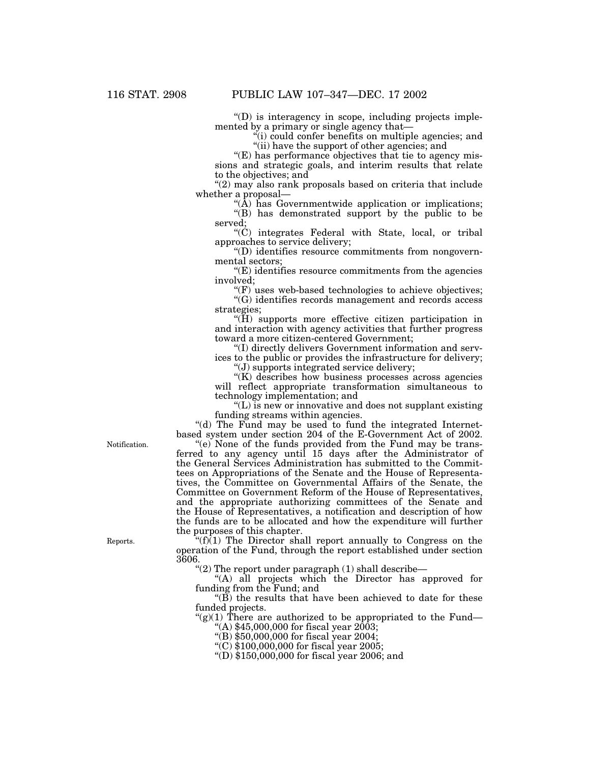"(D) is interagency in scope, including projects implemented by a primary or single agency that—

"(i) could confer benefits on multiple agencies; and

"(ii) have the support of other agencies; and

"(E) has performance objectives that tie to agency missions and strategic goals, and interim results that relate to the objectives; and

"(2) may also rank proposals based on criteria that include whether a proposal—

"(A) has Governmentwide application or implications;

"(B) has demonstrated support by the public to be served;

"(C) integrates Federal with State, local, or tribal approaches to service delivery;

"(D) identifies resource commitments from nongovernmental sectors;

"(E) identifies resource commitments from the agencies involved;

"(F) uses web-based technologies to achieve objectives;

"(G) identifies records management and records access strategies;

"(H) supports more effective citizen participation in and interaction with agency activities that further progress toward a more citizen-centered Government;

"(I) directly delivers Government information and services to the public or provides the infrastructure for delivery;

"(J) supports integrated service delivery;

"(K) describes how business processes across agencies will reflect appropriate transformation simultaneous to technology implementation; and

"(L) is new or innovative and does not supplant existing funding streams within agencies.

"(d) The Fund may be used to fund the integrated Internet-based system under section 204 of the E-Government Act of 2002.

Notification.

"(e) None of the funds provided from the Fund may be transferred to any agency until 15 days after the Administrator of the General Services Administration has submitted to the Committees on Appropriations of the Senate and the House of Representatives, the Committee on Governmental Affairs of the Senate, the Committee on Government Reform of the House of Representatives, and the appropriate authorizing committees of the Senate and the House of Representatives, a notification and description of how the funds are to be allocated and how the expenditure will further the purposes of this chapter.

Reports.

"(f)(1) The Director shall report annually to Congress on the operation of the Fund, through the report established under section 3606.

"(2) The report under paragraph (1) shall describe—

"(A) all projects which the Director has approved for funding from the Fund; and

"(B) the results that have been achieved to date for these funded projects.

"(g)(1) There are authorized to be appropriated to the Fund—

"(A) $45,000,000 for fiscal year 2003;

"(B) $50,000,000 for fiscal year 2004;

"(C) $100,000,000 for fiscal year 2005;

"(D) $150,000,000 for fiscal year 2006; and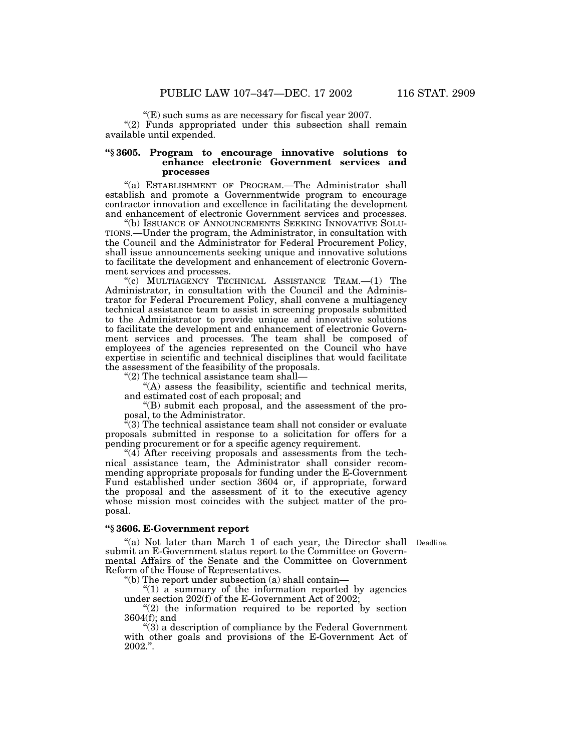"(E) such sums as are necessary for fiscal year 2007.

"(2) Funds appropriated under this subsection shall remain available until expended.

### "§ 3605. Program to encourage innovative solutions to enhance electronic Government services and processes

"(a) ESTABLISHMENT OF PROGRAM.—The Administrator shall establish and promote a Governmentwide program to encourage contractor innovation and excellence in facilitating the development and enhancement of electronic Government services and processes.

"(b) ISSUANCE OF ANNOUNCEMENTS SEEKING INNOVATIVE SOLUTIONS.—Under the program, the Administrator, in consultation with the Council and the Administrator for Federal Procurement Policy, shall issue announcements seeking unique and innovative solutions to facilitate the development and enhancement of electronic Government services and processes.

"(c) MULTIAGENCY TECHNICAL ASSISTANCE TEAM.—(1) The Administrator, in consultation with the Council and the Administrator for Federal Procurement Policy, shall convene a multiagency technical assistance team to assist in screening proposals submitted to the Administrator to provide unique and innovative solutions to facilitate the development and enhancement of electronic Government services and processes. The team shall be composed of employees of the agencies represented on the Council who have expertise in scientific and technical disciplines that would facilitate the assessment of the feasibility of the proposals.

"(2) The technical assistance team shall—

"(A) assess the feasibility, scientific and technical merits, and estimated cost of each proposal; and

"(B) submit each proposal, and the assessment of the proposal, to the Administrator.

"(3) The technical assistance team shall not consider or evaluate proposals submitted in response to a solicitation for offers for a pending procurement or for a specific agency requirement.

"(4) After receiving proposals and assessments from the technical assistance team, the Administrator shall consider recommending appropriate proposals for funding under the E-Government Fund established under section 3604 or, if appropriate, forward the proposal and the assessment of it to the executive agency whose mission most coincides with the subject matter of the proposal.

### "§ 3606. E-Government report

Deadline.

"(a) Not later than March 1 of each year, the Director shall submit an E-Government status report to the Committee on Governmental Affairs of the Senate and the Committee on Government Reform of the House of Representatives.

"(b) The report under subsection (a) shall contain—

"(1) a summary of the information reported by agencies under section 202(f) of the E-Government Act of 2002;

"(2) the information required to be reported by section 3604(f); and

"(3) a description of compliance by the Federal Government with other goals and provisions of the E-Government Act of 2002.".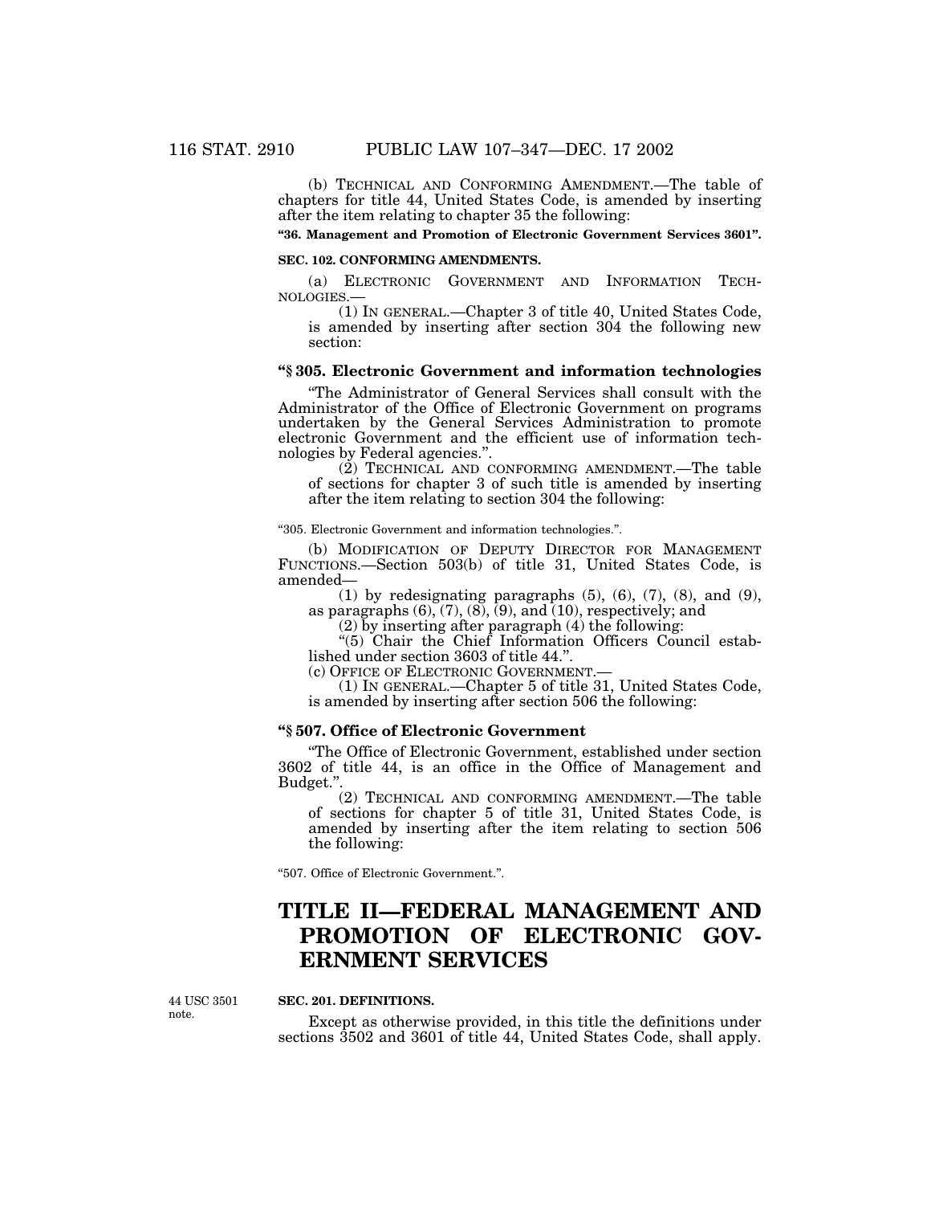(b) TECHNICAL AND CONFORMING AMENDMENT.—The table of chapters for title 44, United States Code, is amended by inserting after the item relating to chapter 35 the following:

**"36. Management and Promotion of Electronic Government Services 3601".**

**SEC. 102. CONFORMING AMENDMENTS.**

(a) ELECTRONIC GOVERNMENT AND INFORMATION TECHNOLOGIES.—

(1) IN GENERAL.—Chapter 3 of title 40, United States Code, is amended by inserting after section 304 the following new section:

**"§ 305. Electronic Government and information technologies**

"The Administrator of General Services shall consult with the Administrator of the Office of Electronic Government on programs undertaken by the General Services Administration to promote electronic Government and the efficient use of information technologies by Federal agencies.".

(2) TECHNICAL AND CONFORMING AMENDMENT.—The table of sections for chapter 3 of such title is amended by inserting after the item relating to section 304 the following:

"305. Electronic Government and information technologies.".

(b) MODIFICATION OF DEPUTY DIRECTOR FOR MANAGEMENT FUNCTIONS.—Section 503(b) of title 31, United States Code, is amended—

(1) by redesignating paragraphs (5), (6), (7), (8), and (9), as paragraphs (6), (7), (8), (9), and (10), respectively; and

(2) by inserting after paragraph (4) the following:

"(5) Chair the Chief Information Officers Council established under section 3603 of title 44.".

(c) OFFICE OF ELECTRONIC GOVERNMENT.—

(1) IN GENERAL.—Chapter 5 of title 31, United States Code, is amended by inserting after section 506 the following:

**"§ 507. Office of Electronic Government**

"The Office of Electronic Government, established under section 3602 of title 44, is an office in the Office of Management and Budget.".

(2) TECHNICAL AND CONFORMING AMENDMENT.—The table of sections for chapter 5 of title 31, United States Code, is amended by inserting after the item relating to section 506 the following:

"507. Office of Electronic Government.".

# TITLE II—FEDERAL MANAGEMENT AND PROMOTION OF ELECTRONIC GOVERNMENT SERVICES

44 USC 3501 note.

**SEC. 201. DEFINITIONS.**

Except as otherwise provided, in this title the definitions under sections 3502 and 3601 of title 44, United States Code, shall apply.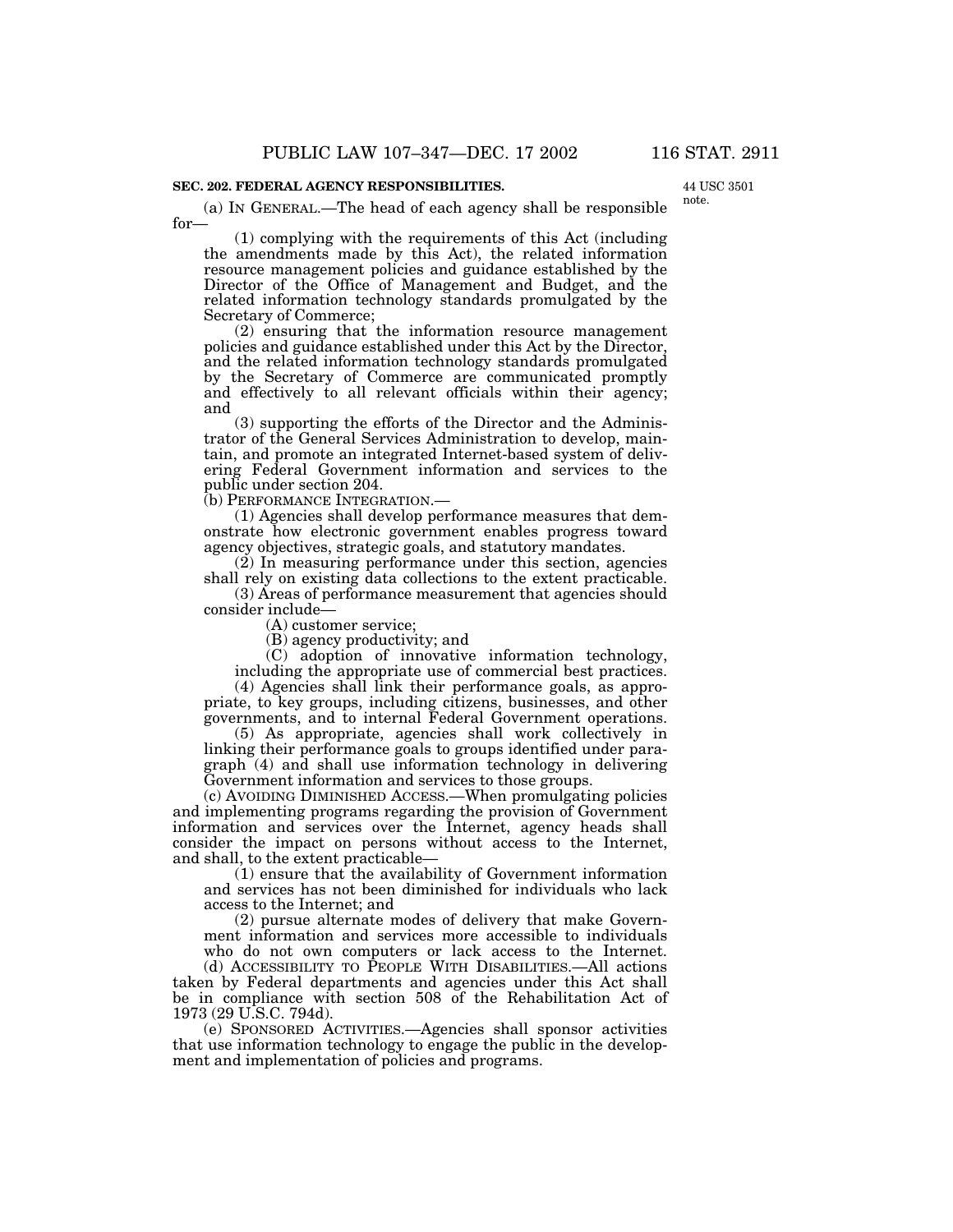**SEC. 202. FEDERAL AGENCY RESPONSIBILITIES.**

44 USC 3501 note.

(a) IN GENERAL.—The head of each agency shall be responsible for—

(1) complying with the requirements of this Act (including the amendments made by this Act), the related information resource management policies and guidance established by the Director of the Office of Management and Budget, and the related information technology standards promulgated by the Secretary of Commerce;

(2) ensuring that the information resource management policies and guidance established under this Act by the Director, and the related information technology standards promulgated by the Secretary of Commerce are communicated promptly and effectively to all relevant officials within their agency; and

(3) supporting the efforts of the Director and the Administrator of the General Services Administration to develop, maintain, and promote an integrated Internet-based system of delivering Federal Government information and services to the public under section 204.

(b) PERFORMANCE INTEGRATION.—

(1) Agencies shall develop performance measures that demonstrate how electronic government enables progress toward agency objectives, strategic goals, and statutory mandates.

(2) In measuring performance under this section, agencies shall rely on existing data collections to the extent practicable.

(3) Areas of performance measurement that agencies should consider include—

(A) customer service;

(B) agency productivity; and

(C) adoption of innovative information technology, including the appropriate use of commercial best practices.

(4) Agencies shall link their performance goals, as appropriate, to key groups, including citizens, businesses, and other governments, and to internal Federal Government operations.

(5) As appropriate, agencies shall work collectively in linking their performance goals to groups identified under paragraph (4) and shall use information technology in delivering Government information and services to those groups.

(c) AVOIDING DIMINISHED ACCESS.—When promulgating policies and implementing programs regarding the provision of Government information and services over the Internet, agency heads shall consider the impact on persons without access to the Internet, and shall, to the extent practicable—

(1) ensure that the availability of Government information and services has not been diminished for individuals who lack access to the Internet; and

(2) pursue alternate modes of delivery that make Government information and services more accessible to individuals who do not own computers or lack access to the Internet.

(d) ACCESSIBILITY TO PEOPLE WITH DISABILITIES.—All actions taken by Federal departments and agencies under this Act shall be in compliance with section 508 of the Rehabilitation Act of 1973 (29 U.S.C. 794d).

(e) SPONSORED ACTIVITIES.—Agencies shall sponsor activities that use information technology to engage the public in the development and implementation of policies and programs.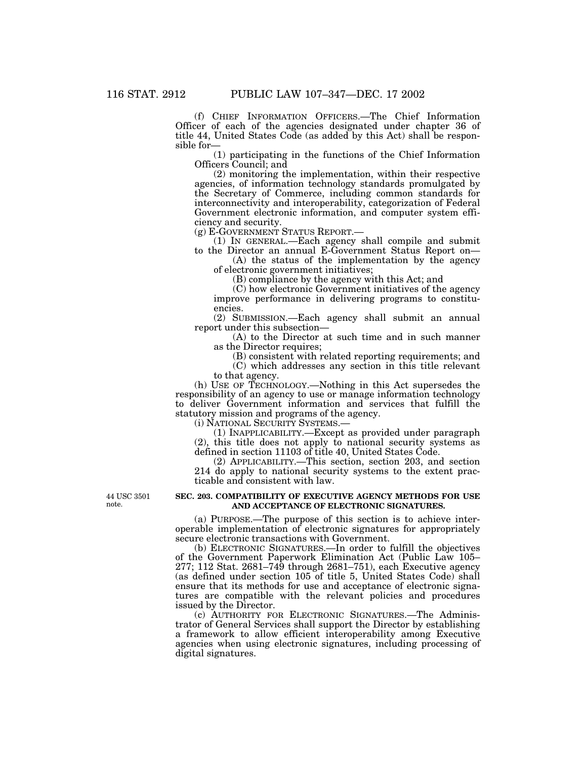(f) CHIEF INFORMATION OFFICERS.—The Chief Information Officer of each of the agencies designated under chapter 36 of title 44, United States Code (as added by this Act) shall be responsible for—

(1) participating in the functions of the Chief Information Officers Council; and

(2) monitoring the implementation, within their respective agencies, of information technology standards promulgated by the Secretary of Commerce, including common standards for interconnectivity and interoperability, categorization of Federal Government electronic information, and computer system efficiency and security.

(g) E-GOVERNMENT STATUS REPORT.—

(1) IN GENERAL.—Each agency shall compile and submit to the Director an annual E-Government Status Report on—

(A) the status of the implementation by the agency of electronic government initiatives;

(B) compliance by the agency with this Act; and

(C) how electronic Government initiatives of the agency improve performance in delivering programs to constituencies.

(2) SUBMISSION.—Each agency shall submit an annual report under this subsection—

(A) to the Director at such time and in such manner as the Director requires;

(B) consistent with related reporting requirements; and

(C) which addresses any section in this title relevant to that agency.

(h) USE OF TECHNOLOGY.—Nothing in this Act supersedes the responsibility of an agency to use or manage information technology to deliver Government information and services that fulfill the statutory mission and programs of the agency.

(i) NATIONAL SECURITY SYSTEMS.—

(1) INAPPLICABILITY.—Except as provided under paragraph (2), this title does not apply to national security systems as defined in section 11103 of title 40, United States Code.

(2) APPLICABILITY.—This section, section 203, and section 214 do apply to national security systems to the extent practicable and consistent with law.

44 USC 3501 note.

**SEC. 203. COMPATIBILITY OF EXECUTIVE AGENCY METHODS FOR USE AND ACCEPTANCE OF ELECTRONIC SIGNATURES.**

(a) PURPOSE.—The purpose of this section is to achieve interoperable implementation of electronic signatures for appropriately secure electronic transactions with Government.

(b) ELECTRONIC SIGNATURES.—In order to fulfill the objectives of the Government Paperwork Elimination Act (Public Law 105–277; 112 Stat. 2681–749 through 2681–751), each Executive agency (as defined under section 105 of title 5, United States Code) shall ensure that its methods for use and acceptance of electronic signatures are compatible with the relevant policies and procedures issued by the Director.

(c) AUTHORITY FOR ELECTRONIC SIGNATURES.—The Administrator of General Services shall support the Director by establishing a framework to allow efficient interoperability among Executive agencies when using electronic signatures, including processing of digital signatures.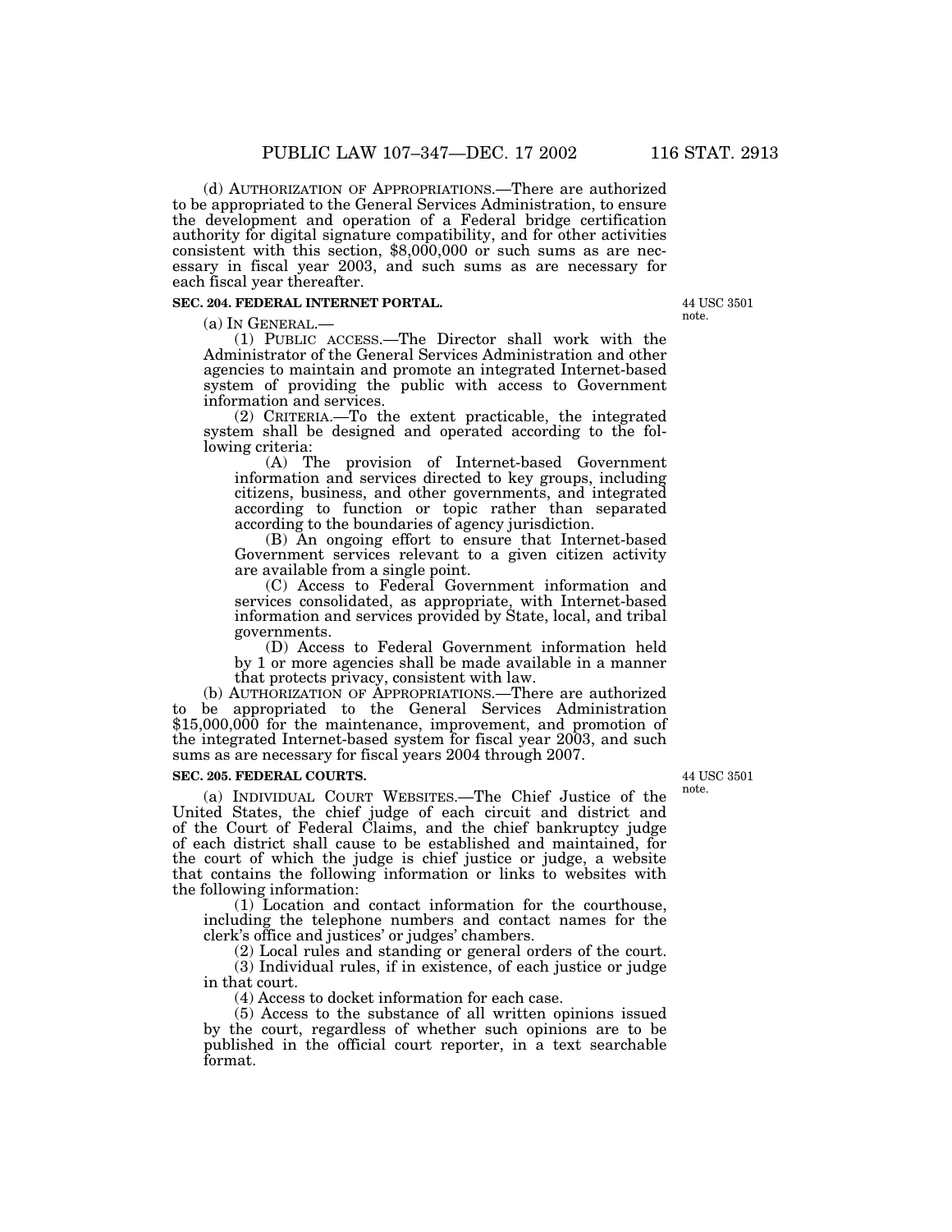(d) AUTHORIZATION OF APPROPRIATIONS.—There are authorized to be appropriated to the General Services Administration, to ensure the development and operation of a Federal bridge certification authority for digital signature compatibility, and for other activities consistent with this section, $8,000,000 or such sums as are necessary in fiscal year 2003, and such sums as are necessary for each fiscal year thereafter.

**SEC. 204. FEDERAL INTERNET PORTAL.**

44 USC 3501 note.

(a) IN GENERAL.—

(1) PUBLIC ACCESS.—The Director shall work with the Administrator of the General Services Administration and other agencies to maintain and promote an integrated Internet-based system of providing the public with access to Government information and services.

(2) CRITERIA.—To the extent practicable, the integrated system shall be designed and operated according to the following criteria:

(A) The provision of Internet-based Government information and services directed to key groups, including citizens, business, and other governments, and integrated according to function or topic rather than separated according to the boundaries of agency jurisdiction.

(B) An ongoing effort to ensure that Internet-based Government services relevant to a given citizen activity are available from a single point.

(C) Access to Federal Government information and services consolidated, as appropriate, with Internet-based information and services provided by State, local, and tribal governments.

(D) Access to Federal Government information held by 1 or more agencies shall be made available in a manner that protects privacy, consistent with law.

(b) AUTHORIZATION OF APPROPRIATIONS.—There are authorized to be appropriated to the General Services Administration $15,000,000 for the maintenance, improvement, and promotion of the integrated Internet-based system for fiscal year 2003, and such sums as are necessary for fiscal years 2004 through 2007.

**SEC. 205. FEDERAL COURTS.**

44 USC 3501 note.

(a) INDIVIDUAL COURT WEBSITES.—The Chief Justice of the United States, the chief judge of each circuit and district and of the Court of Federal Claims, and the chief bankruptcy judge of each district shall cause to be established and maintained, for the court of which the judge is chief justice or judge, a website that contains the following information or links to websites with the following information:

(1) Location and contact information for the courthouse, including the telephone numbers and contact names for the clerk's office and justices' or judges' chambers.

(2) Local rules and standing or general orders of the court.

(3) Individual rules, if in existence, of each justice or judge in that court.

(4) Access to docket information for each case.

(5) Access to the substance of all written opinions issued by the court, regardless of whether such opinions are to be published in the official court reporter, in a text searchable format.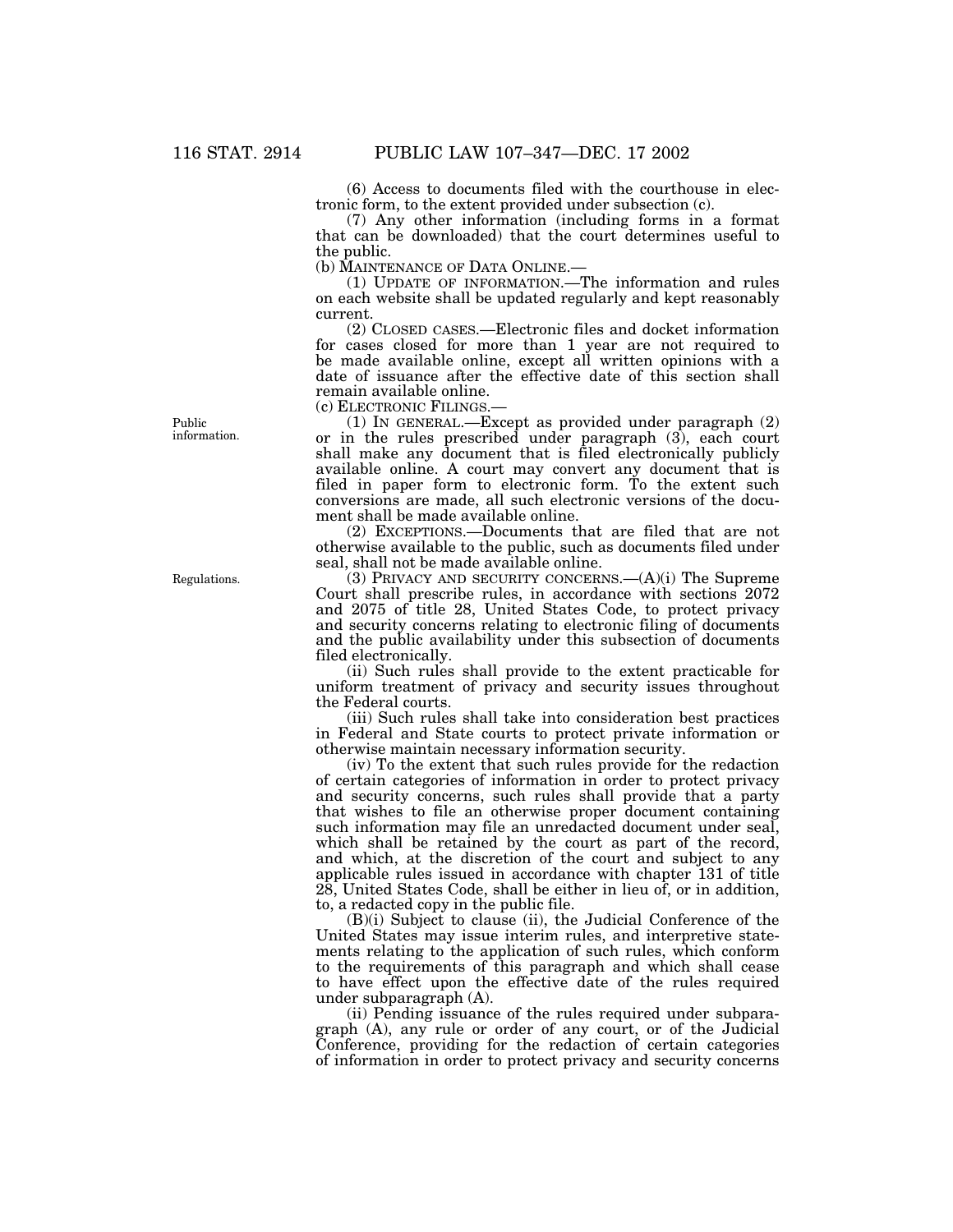(6) Access to documents filed with the courthouse in electronic form, to the extent provided under subsection (c).

(7) Any other information (including forms in a format that can be downloaded) that the court determines useful to the public.

(b) MAINTENANCE OF DATA ONLINE.—

(1) UPDATE OF INFORMATION.—The information and rules on each website shall be updated regularly and kept reasonably current.

(2) CLOSED CASES.—Electronic files and docket information for cases closed for more than 1 year are not required to be made available online, except all written opinions with a date of issuance after the effective date of this section shall remain available online.

(c) ELECTRONIC FILINGS.—

Public information.

(1) IN GENERAL.—Except as provided under paragraph (2) or in the rules prescribed under paragraph (3), each court shall make any document that is filed electronically publicly available online. A court may convert any document that is filed in paper form to electronic form. To the extent such conversions are made, all such electronic versions of the document shall be made available online.

(2) EXCEPTIONS.—Documents that are filed that are not otherwise available to the public, such as documents filed under seal, shall not be made available online.

Regulations.

(3) PRIVACY AND SECURITY CONCERNS.—(A)(i) The Supreme Court shall prescribe rules, in accordance with sections 2072 and 2075 of title 28, United States Code, to protect privacy and security concerns relating to electronic filing of documents and the public availability under this subsection of documents filed electronically.

(ii) Such rules shall provide to the extent practicable for uniform treatment of privacy and security issues throughout the Federal courts.

(iii) Such rules shall take into consideration best practices in Federal and State courts to protect private information or otherwise maintain necessary information security.

(iv) To the extent that such rules provide for the redaction of certain categories of information in order to protect privacy and security concerns, such rules shall provide that a party that wishes to file an otherwise proper document containing such information may file an unredacted document under seal, which shall be retained by the court as part of the record, and which, at the discretion of the court and subject to any applicable rules issued in accordance with chapter 131 of title 28, United States Code, shall be either in lieu of, or in addition, to, a redacted copy in the public file.

(B)(i) Subject to clause (ii), the Judicial Conference of the United States may issue interim rules, and interpretive statements relating to the application of such rules, which conform to the requirements of this paragraph and which shall cease to have effect upon the effective date of the rules required under subparagraph (A).

(ii) Pending issuance of the rules required under subparagraph (A), any rule or order of any court, or of the Judicial Conference, providing for the redaction of certain categories of information in order to protect privacy and security concerns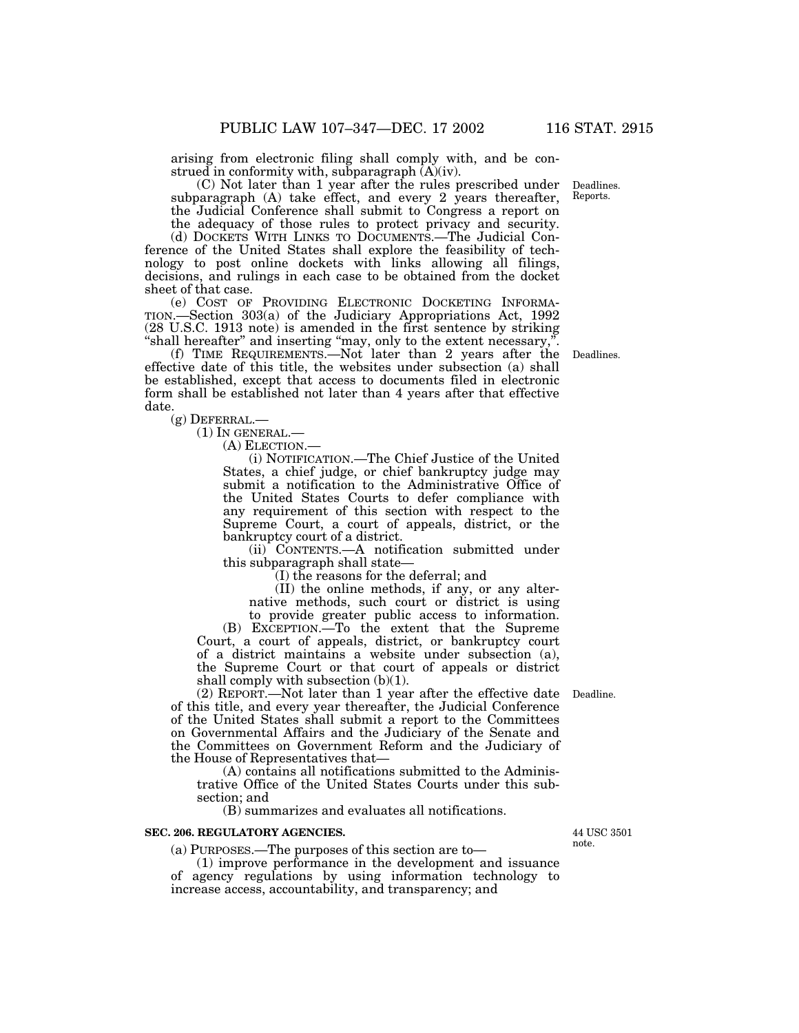arising from electronic filing shall comply with, and be construed in conformity with, subparagraph (A)(iv).

(C) Not later than 1 year after the rules prescribed under subparagraph (A) take effect, and every 2 years thereafter, the Judicial Conference shall submit to Congress a report on the adequacy of those rules to protect privacy and security.

Deadlines. Reports.

(d) DOCKETS WITH LINKS TO DOCUMENTS.—The Judicial Conference of the United States shall explore the feasibility of technology to post online dockets with links allowing all filings, decisions, and rulings in each case to be obtained from the docket sheet of that case.

(e) COST OF PROVIDING ELECTRONIC DOCKETING INFORMATION.—Section 303(a) of the Judiciary Appropriations Act, 1992 (28 U.S.C. 1913 note) is amended in the first sentence by striking "shall hereafter" and inserting "may, only to the extent necessary,".

(f) TIME REQUIREMENTS.—Not later than 2 years after the effective date of this title, the websites under subsection (a) shall be established, except that access to documents filed in electronic form shall be established not later than 4 years after that effective date.

Deadlines.

(g) DEFERRAL.—

(1) IN GENERAL.—

(A) ELECTION.—

(i) NOTIFICATION.—The Chief Justice of the United States, a chief judge, or chief bankruptcy judge may submit a notification to the Administrative Office of the United States Courts to defer compliance with any requirement of this section with respect to the Supreme Court, a court of appeals, district, or the bankruptcy court of a district.

(ii) CONTENTS.—A notification submitted under this subparagraph shall state—

(I) the reasons for the deferral; and

(II) the online methods, if any, or any alternative methods, such court or district is using to provide greater public access to information.

(B) EXCEPTION.—To the extent that the Supreme Court, a court of appeals, district, or bankruptcy court of a district maintains a website under subsection (a), the Supreme Court or that court of appeals or district shall comply with subsection (b)(1).

(2) REPORT.—Not later than 1 year after the effective date of this title, and every year thereafter, the Judicial Conference of the United States shall submit a report to the Committees on Governmental Affairs and the Judiciary of the Senate and the Committees on Government Reform and the Judiciary of the House of Representatives that—

Deadline.

(A) contains all notifications submitted to the Administrative Office of the United States Courts under this subsection; and

(B) summarizes and evaluates all notifications.

**SEC. 206. REGULATORY AGENCIES.**

44 USC 3501 note.

(a) PURPOSES.—The purposes of this section are to—

(1) improve performance in the development and issuance of agency regulations by using information technology to increase access, accountability, and transparency; and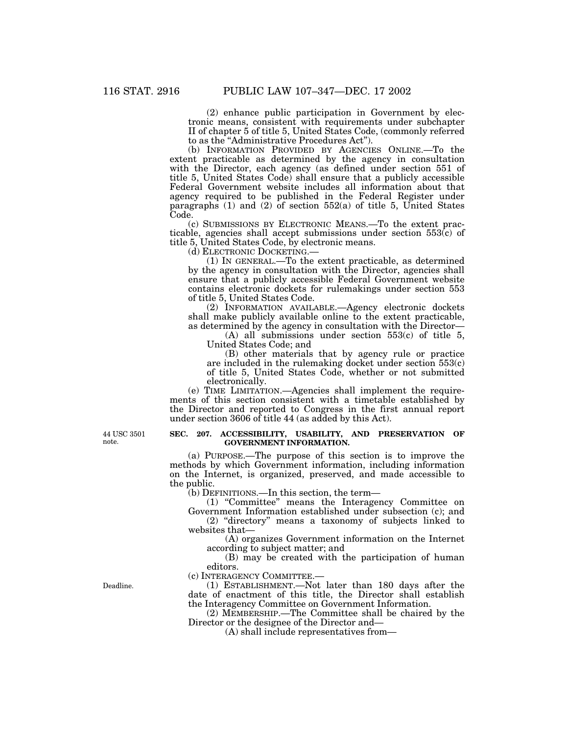(2) enhance public participation in Government by electronic means, consistent with requirements under subchapter II of chapter 5 of title 5, United States Code, (commonly referred to as the "Administrative Procedures Act").

(b) INFORMATION PROVIDED BY AGENCIES ONLINE.—To the extent practicable as determined by the agency in consultation with the Director, each agency (as defined under section 551 of title 5, United States Code) shall ensure that a publicly accessible Federal Government website includes all information about that agency required to be published in the Federal Register under paragraphs (1) and (2) of section 552(a) of title 5, United States Code.

(c) SUBMISSIONS BY ELECTRONIC MEANS.—To the extent practicable, agencies shall accept submissions under section 553(c) of title 5, United States Code, by electronic means.

(d) ELECTRONIC DOCKETING.—

(1) IN GENERAL.—To the extent practicable, as determined by the agency in consultation with the Director, agencies shall ensure that a publicly accessible Federal Government website contains electronic dockets for rulemakings under section 553 of title 5, United States Code.

(2) INFORMATION AVAILABLE.—Agency electronic dockets shall make publicly available online to the extent practicable, as determined by the agency in consultation with the Director—

(A) all submissions under section 553(c) of title 5, United States Code; and

(B) other materials that by agency rule or practice are included in the rulemaking docket under section 553(c) of title 5, United States Code, whether or not submitted electronically.

(e) TIME LIMITATION.—Agencies shall implement the requirements of this section consistent with a timetable established by the Director and reported to Congress in the first annual report under section 3606 of title 44 (as added by this Act).

44 USC 3501 note.

**SEC. 207. ACCESSIBILITY, USABILITY, AND PRESERVATION OF GOVERNMENT INFORMATION.**

(a) PURPOSE.—The purpose of this section is to improve the methods by which Government information, including information on the Internet, is organized, preserved, and made accessible to the public.

(b) DEFINITIONS.—In this section, the term—

(1) "Committee" means the Interagency Committee on Government Information established under subsection (c); and

(2) "directory" means a taxonomy of subjects linked to websites that—

(A) organizes Government information on the Internet according to subject matter; and

(B) may be created with the participation of human editors.

(c) INTERAGENCY COMMITTEE.—

Deadline.

(1) ESTABLISHMENT.—Not later than 180 days after the date of enactment of this title, the Director shall establish the Interagency Committee on Government Information.

(2) MEMBERSHIP.—The Committee shall be chaired by the Director or the designee of the Director and—

(A) shall include representatives from—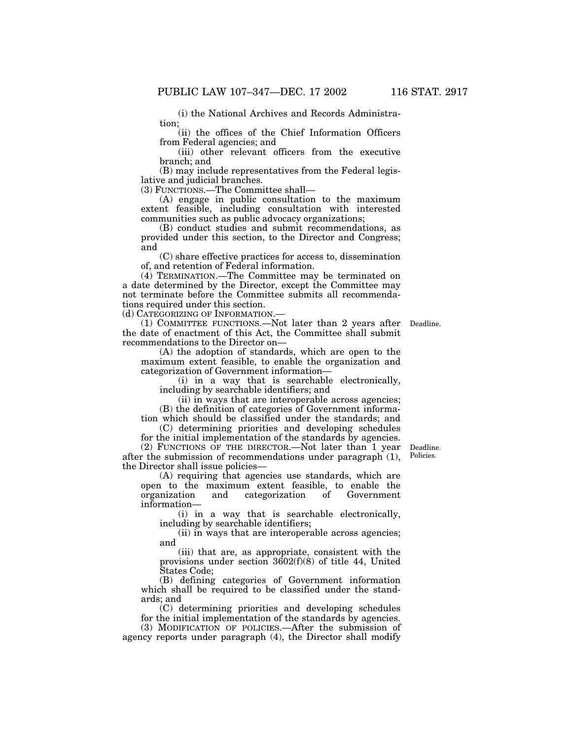(i) the National Archives and Records Administration;

(ii) the offices of the Chief Information Officers from Federal agencies; and

(iii) other relevant officers from the executive branch; and

(B) may include representatives from the Federal legislative and judicial branches.

(3) FUNCTIONS.—The Committee shall—

(A) engage in public consultation to the maximum extent feasible, including consultation with interested communities such as public advocacy organizations;

(B) conduct studies and submit recommendations, as provided under this section, to the Director and Congress; and

(C) share effective practices for access to, dissemination of, and retention of Federal information.

(4) TERMINATION.—The Committee may be terminated on a date determined by the Director, except the Committee may not terminate before the Committee submits all recommendations required under this section.

(d) CATEGORIZING OF INFORMATION.—

Deadline.

(1) COMMITTEE FUNCTIONS.—Not later than 2 years after the date of enactment of this Act, the Committee shall submit recommendations to the Director on—

(A) the adoption of standards, which are open to the maximum extent feasible, to enable the organization and categorization of Government information—

(i) in a way that is searchable electronically, including by searchable identifiers; and

(ii) in ways that are interoperable across agencies;

(B) the definition of categories of Government information which should be classified under the standards; and

(C) determining priorities and developing schedules for the initial implementation of the standards by agencies.

Deadline. Policies.

(2) FUNCTIONS OF THE DIRECTOR.—Not later than 1 year after the submission of recommendations under paragraph (1), the Director shall issue policies—

(A) requiring that agencies use standards, which are open to the maximum extent feasible, to enable the organization and categorization of Government information—

(i) in a way that is searchable electronically, including by searchable identifiers;

(ii) in ways that are interoperable across agencies; and

(iii) that are, as appropriate, consistent with the provisions under section 3602(f)(8) of title 44, United States Code;

(B) defining categories of Government information which shall be required to be classified under the standards; and

(C) determining priorities and developing schedules for the initial implementation of the standards by agencies.

(3) MODIFICATION OF POLICIES.—After the submission of agency reports under paragraph (4), the Director shall modify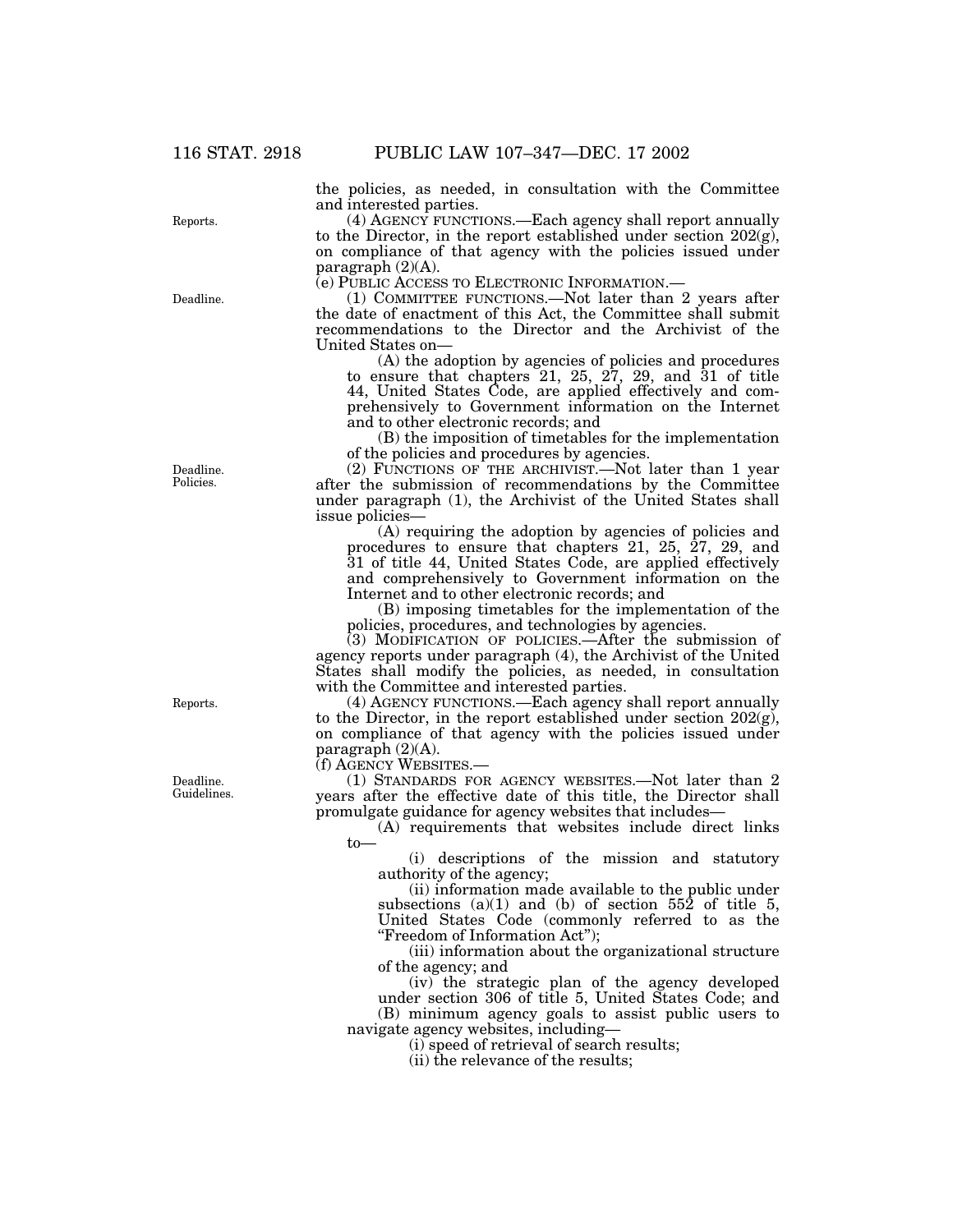the policies, as needed, in consultation with the Committee and interested parties.

(4) AGENCY FUNCTIONS.—Each agency shall report annually to the Director, in the report established under section 202(g), on compliance of that agency with the policies issued under paragraph (2)(A).

(e) PUBLIC ACCESS TO ELECTRONIC INFORMATION.—

(1) COMMITTEE FUNCTIONS.—Not later than 2 years after the date of enactment of this Act, the Committee shall submit recommendations to the Director and the Archivist of the United States on—

(A) the adoption by agencies of policies and procedures to ensure that chapters 21, 25, 27, 29, and 31 of title 44, United States Code, are applied effectively and comprehensively to Government information on the Internet and to other electronic records; and

(B) the imposition of timetables for the implementation of the policies and procedures by agencies.

(2) FUNCTIONS OF THE ARCHIVIST.—Not later than 1 year after the submission of recommendations by the Committee under paragraph (1), the Archivist of the United States shall issue policies—

(A) requiring the adoption by agencies of policies and procedures to ensure that chapters 21, 25, 27, 29, and 31 of title 44, United States Code, are applied effectively and comprehensively to Government information on the Internet and to other electronic records; and

(B) imposing timetables for the implementation of the policies, procedures, and technologies by agencies.

(3) MODIFICATION OF POLICIES.—After the submission of agency reports under paragraph (4), the Archivist of the United States shall modify the policies, as needed, in consultation with the Committee and interested parties.

(4) AGENCY FUNCTIONS.—Each agency shall report annually to the Director, in the report established under section 202(g), on compliance of that agency with the policies issued under paragraph (2)(A).

(f) AGENCY WEBSITES.—

(1) STANDARDS FOR AGENCY WEBSITES.—Not later than 2 years after the effective date of this title, the Director shall promulgate guidance for agency websites that includes—

(A) requirements that websites include direct links to—

(i) descriptions of the mission and statutory authority of the agency;

(ii) information made available to the public under subsections (a)(1) and (b) of section 552 of title 5, United States Code (commonly referred to as the "Freedom of Information Act");

(iii) information about the organizational structure of the agency; and

(iv) the strategic plan of the agency developed under section 306 of title 5, United States Code; and

(B) minimum agency goals to assist public users to navigate agency websites, including—

(i) speed of retrieval of search results;

(ii) the relevance of the results;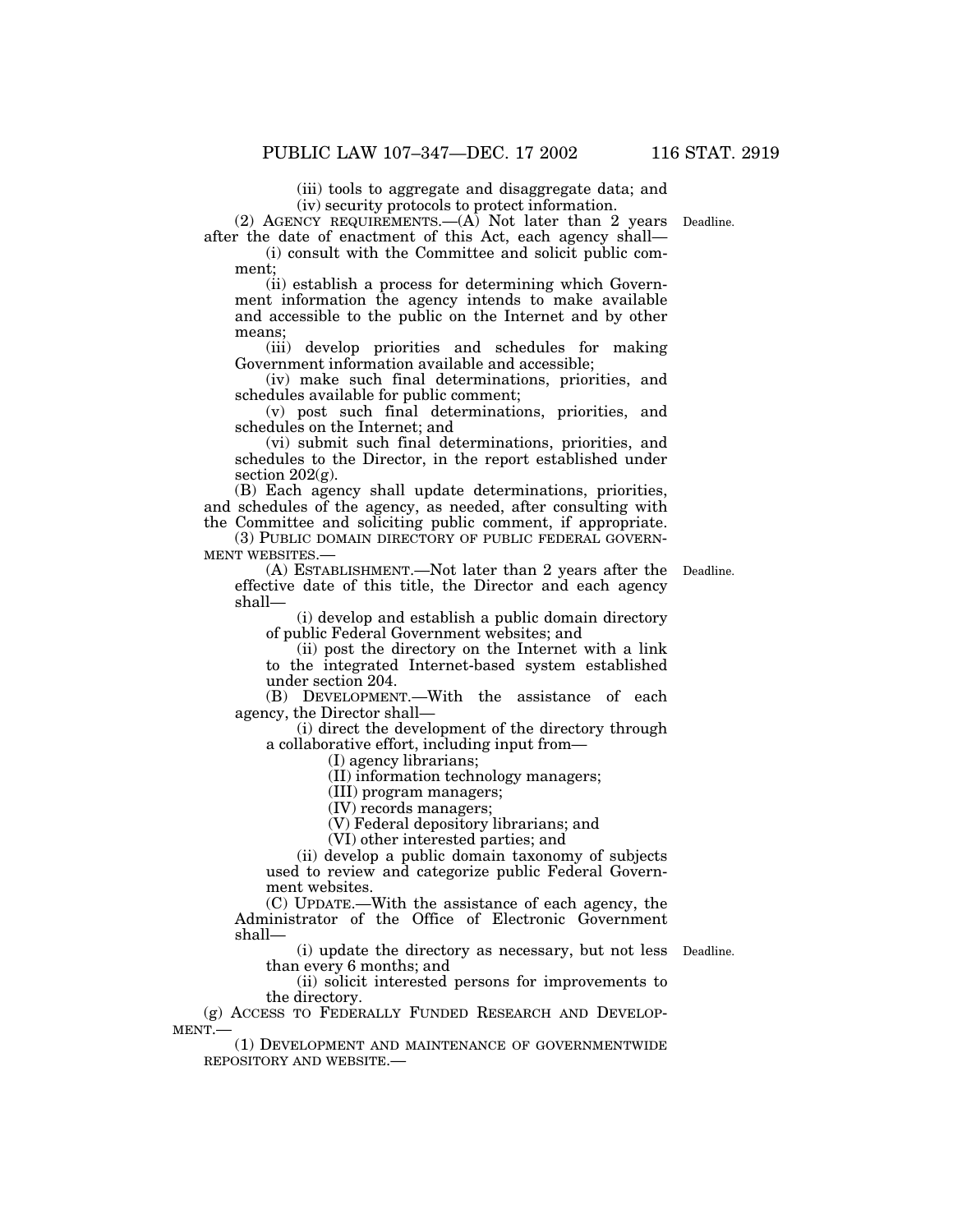(iii) tools to aggregate and disaggregate data; and

(iv) security protocols to protect information.

(2) AGENCY REQUIREMENTS.—(A) Not later than 2 years after the date of enactment of this Act, each agency shall—

Deadline.

(i) consult with the Committee and solicit public comment;

(ii) establish a process for determining which Government information the agency intends to make available and accessible to the public on the Internet and by other means;

(iii) develop priorities and schedules for making Government information available and accessible;

(iv) make such final determinations, priorities, and schedules available for public comment;

(v) post such final determinations, priorities, and schedules on the Internet; and

(vi) submit such final determinations, priorities, and schedules to the Director, in the report established under section 202(g).

(B) Each agency shall update determinations, priorities, and schedules of the agency, as needed, after consulting with the Committee and soliciting public comment, if appropriate.

(3) PUBLIC DOMAIN DIRECTORY OF PUBLIC FEDERAL GOVERNMENT WEBSITES.—

(A) ESTABLISHMENT.—Not later than 2 years after the effective date of this title, the Director and each agency shall—

Deadline.

(i) develop and establish a public domain directory of public Federal Government websites; and

(ii) post the directory on the Internet with a link to the integrated Internet-based system established under section 204.

(B) DEVELOPMENT.—With the assistance of each agency, the Director shall—

(i) direct the development of the directory through a collaborative effort, including input from—

(I) agency librarians;

(II) information technology managers;

(III) program managers;

(IV) records managers;

(V) Federal depository librarians; and

(VI) other interested parties; and

(ii) develop a public domain taxonomy of subjects used to review and categorize public Federal Government websites.

(C) UPDATE.—With the assistance of each agency, the Administrator of the Office of Electronic Government shall—

(i) update the directory as necessary, but not less than every 6 months; and

Deadline.

(ii) solicit interested persons for improvements to the directory.

(g) ACCESS TO FEDERALLY FUNDED RESEARCH AND DEVELOPMENT.—

(1) DEVELOPMENT AND MAINTENANCE OF GOVERNMENTWIDE REPOSITORY AND WEBSITE.—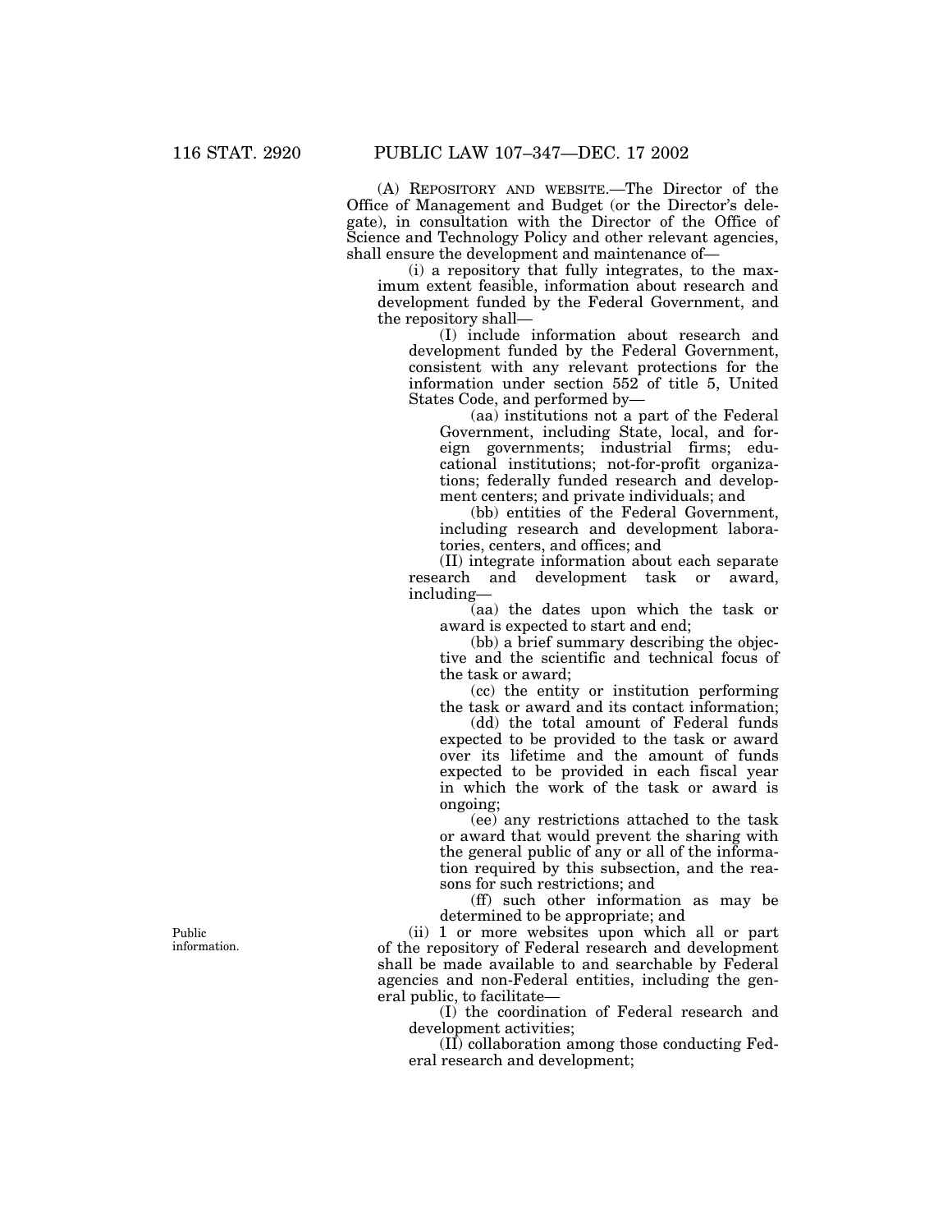(A) REPOSITORY AND WEBSITE.—The Director of the Office of Management and Budget (or the Director's delegate), in consultation with the Director of the Office of Science and Technology Policy and other relevant agencies, shall ensure the development and maintenance of—

(i) a repository that fully integrates, to the maximum extent feasible, information about research and development funded by the Federal Government, and the repository shall—

(I) include information about research and development funded by the Federal Government, consistent with any relevant protections for the information under section 552 of title 5, United States Code, and performed by—

(aa) institutions not a part of the Federal Government, including State, local, and foreign governments; industrial firms; educational institutions; not-for-profit organizations; federally funded research and development centers; and private individuals; and

(bb) entities of the Federal Government, including research and development laboratories, centers, and offices; and

(II) integrate information about each separate research and development task or award, including—

(aa) the dates upon which the task or award is expected to start and end;

(bb) a brief summary describing the objective and the scientific and technical focus of the task or award;

(cc) the entity or institution performing the task or award and its contact information;

(dd) the total amount of Federal funds expected to be provided to the task or award over its lifetime and the amount of funds expected to be provided in each fiscal year in which the work of the task or award is ongoing;

(ee) any restrictions attached to the task or award that would prevent the sharing with the general public of any or all of the information required by this subsection, and the reasons for such restrictions; and

(ff) such other information as may be determined to be appropriate; and

Public information.

(ii) 1 or more websites upon which all or part of the repository of Federal research and development shall be made available to and searchable by Federal agencies and non-Federal entities, including the general public, to facilitate—

(I) the coordination of Federal research and development activities;

(II) collaboration among those conducting Federal research and development;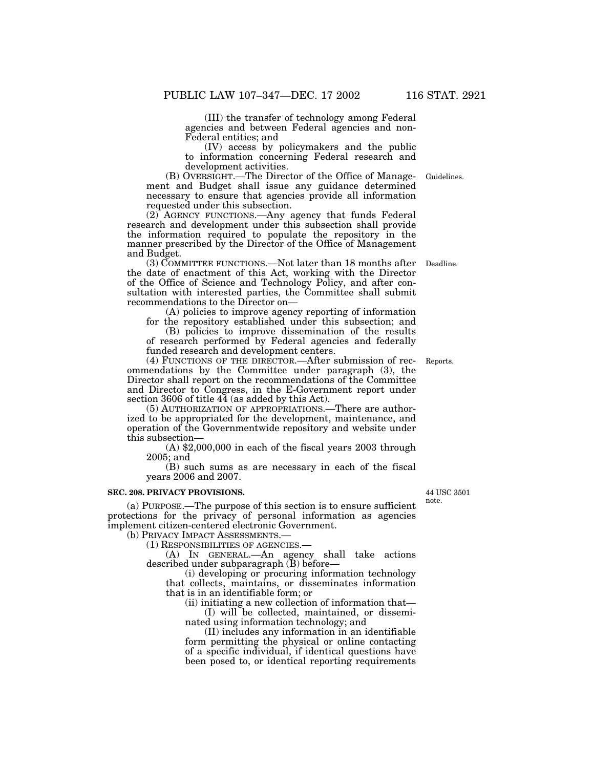(III) the transfer of technology among Federal agencies and between Federal agencies and non-Federal entities; and

(IV) access by policymakers and the public to information concerning Federal research and development activities.

(B) OVERSIGHT.—The Director of the Office of Management and Budget shall issue any guidance determined necessary to ensure that agencies provide all information requested under this subsection.

Guidelines.

(2) AGENCY FUNCTIONS.—Any agency that funds Federal research and development under this subsection shall provide the information required to populate the repository in the manner prescribed by the Director of the Office of Management and Budget.

(3) COMMITTEE FUNCTIONS.—Not later than 18 months after the date of enactment of this Act, working with the Director of the Office of Science and Technology Policy, and after consultation with interested parties, the Committee shall submit recommendations to the Director on—

Deadline.

(A) policies to improve agency reporting of information for the repository established under this subsection; and

(B) policies to improve dissemination of the results of research performed by Federal agencies and federally funded research and development centers.

(4) FUNCTIONS OF THE DIRECTOR.—After submission of recommendations by the Committee under paragraph (3), the Director shall report on the recommendations of the Committee and Director to Congress, in the E-Government report under section 3606 of title 44 (as added by this Act).

Reports.

(5) AUTHORIZATION OF APPROPRIATIONS.—There are authorized to be appropriated for the development, maintenance, and operation of the Governmentwide repository and website under this subsection—

(A) $2,000,000 in each of the fiscal years 2003 through 2005; and

(B) such sums as are necessary in each of the fiscal years 2006 and 2007.

**SEC. 208. PRIVACY PROVISIONS.**

44 USC 3501 note.

(a) PURPOSE.—The purpose of this section is to ensure sufficient protections for the privacy of personal information as agencies implement citizen-centered electronic Government.

(b) PRIVACY IMPACT ASSESSMENTS.—

(1) RESPONSIBILITIES OF AGENCIES.—

(A) IN GENERAL.—An agency shall take actions described under subparagraph (B) before—

(i) developing or procuring information technology that collects, maintains, or disseminates information that is in an identifiable form; or

(ii) initiating a new collection of information that—

(I) will be collected, maintained, or disseminated using information technology; and

(II) includes any information in an identifiable form permitting the physical or online contacting of a specific individual, if identical questions have been posed to, or identical reporting requirements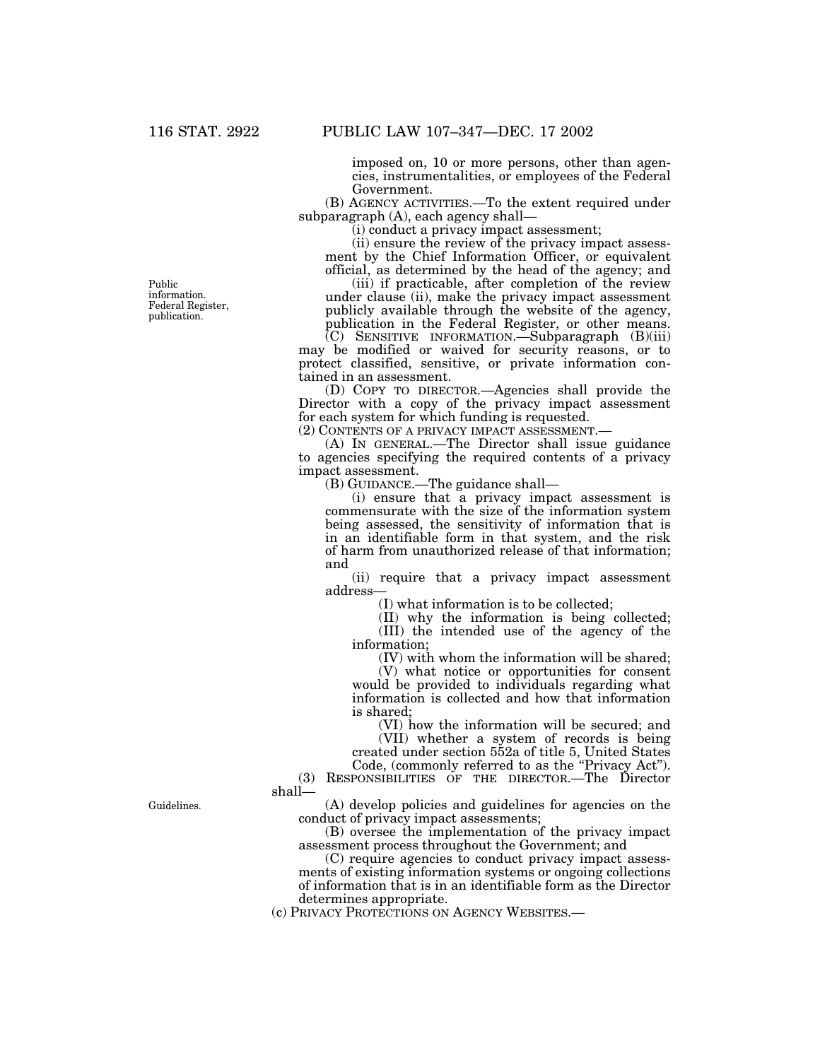imposed on, 10 or more persons, other than agencies, instrumentalities, or employees of the Federal Government.

(B) AGENCY ACTIVITIES.—To the extent required under subparagraph (A), each agency shall—

(i) conduct a privacy impact assessment;

(ii) ensure the review of the privacy impact assessment by the Chief Information Officer, or equivalent official, as determined by the head of the agency; and

(iii) if practicable, after completion of the review under clause (ii), make the privacy impact assessment publicly available through the website of the agency, publication in the Federal Register, or other means.

Public information. Federal Register, publication.

(C) SENSITIVE INFORMATION.—Subparagraph (B)(iii) may be modified or waived for security reasons, or to protect classified, sensitive, or private information contained in an assessment.

(D) COPY TO DIRECTOR.—Agencies shall provide the Director with a copy of the privacy impact assessment for each system for which funding is requested.

(2) CONTENTS OF A PRIVACY IMPACT ASSESSMENT.—

(A) IN GENERAL.—The Director shall issue guidance to agencies specifying the required contents of a privacy impact assessment.

(B) GUIDANCE.—The guidance shall—

(i) ensure that a privacy impact assessment is commensurate with the size of the information system being assessed, the sensitivity of information that is in an identifiable form in that system, and the risk of harm from unauthorized release of that information; and

(ii) require that a privacy impact assessment address—

(I) what information is to be collected;

(II) why the information is being collected;

(III) the intended use of the agency of the information;

(IV) with whom the information will be shared;

(V) what notice or opportunities for consent would be provided to individuals regarding what information is collected and how that information is shared;

(VI) how the information will be secured; and

(VII) whether a system of records is being created under section 552a of title 5, United States Code, (commonly referred to as the "Privacy Act").

(3) RESPONSIBILITIES OF THE DIRECTOR.—The Director shall—

Guidelines.

(A) develop policies and guidelines for agencies on the conduct of privacy impact assessments;

(B) oversee the implementation of the privacy impact assessment process throughout the Government; and

(C) require agencies to conduct privacy impact assessments of existing information systems or ongoing collections of information that is in an identifiable form as the Director determines appropriate.

(c) PRIVACY PROTECTIONS ON AGENCY WEBSITES.—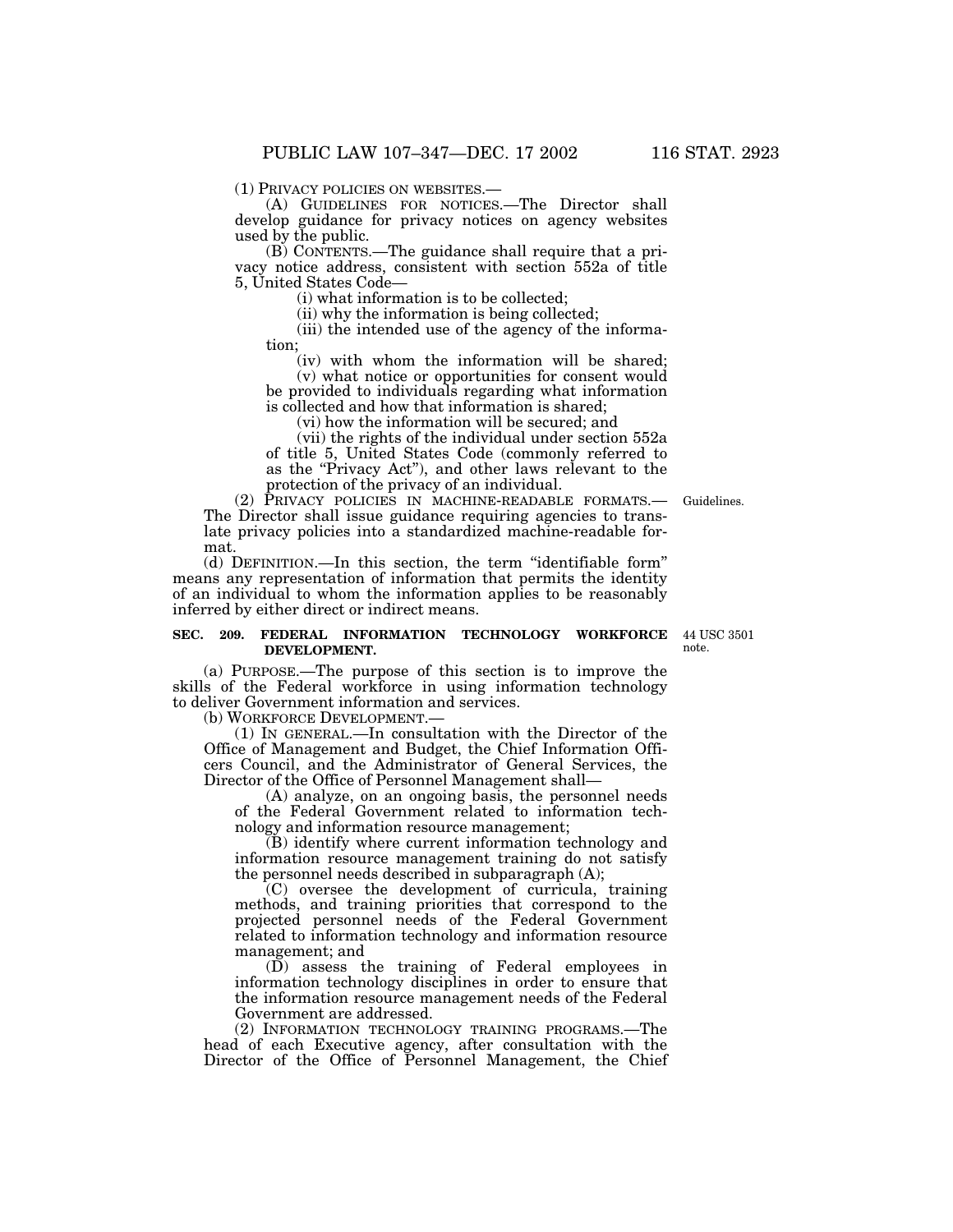(1) PRIVACY POLICIES ON WEBSITES.—

(A) GUIDELINES FOR NOTICES.—The Director shall develop guidance for privacy notices on agency websites used by the public.

(B) CONTENTS.—The guidance shall require that a privacy notice address, consistent with section 552a of title 5, United States Code—

(i) what information is to be collected;

(ii) why the information is being collected;

(iii) the intended use of the agency of the information;

(iv) with whom the information will be shared;

(v) what notice or opportunities for consent would be provided to individuals regarding what information is collected and how that information is shared;

(vi) how the information will be secured; and

(vii) the rights of the individual under section 552a of title 5, United States Code (commonly referred to as the "Privacy Act"), and other laws relevant to the protection of the privacy of an individual.

(2) PRIVACY POLICIES IN MACHINE-READABLE FORMATS.—The Director shall issue guidance requiring agencies to translate privacy policies into a standardized machine-readable format.

Guidelines.

(d) DEFINITION.—In this section, the term "identifiable form" means any representation of information that permits the identity of an individual to whom the information applies to be reasonably inferred by either direct or indirect means.

## SEC. 209. FEDERAL INFORMATION TECHNOLOGY WORKFORCE DEVELOPMENT.

44 USC 3501 note.

(a) PURPOSE.—The purpose of this section is to improve the skills of the Federal workforce in using information technology to deliver Government information and services.

(b) WORKFORCE DEVELOPMENT.—

(1) IN GENERAL.—In consultation with the Director of the Office of Management and Budget, the Chief Information Officers Council, and the Administrator of General Services, the Director of the Office of Personnel Management shall—

(A) analyze, on an ongoing basis, the personnel needs of the Federal Government related to information technology and information resource management;

(B) identify where current information technology and information resource management training do not satisfy the personnel needs described in subparagraph (A);

(C) oversee the development of curricula, training methods, and training priorities that correspond to the projected personnel needs of the Federal Government related to information technology and information resource management; and

(D) assess the training of Federal employees in information technology disciplines in order to ensure that the information resource management needs of the Federal Government are addressed.

(2) INFORMATION TECHNOLOGY TRAINING PROGRAMS.—The head of each Executive agency, after consultation with the Director of the Office of Personnel Management, the Chief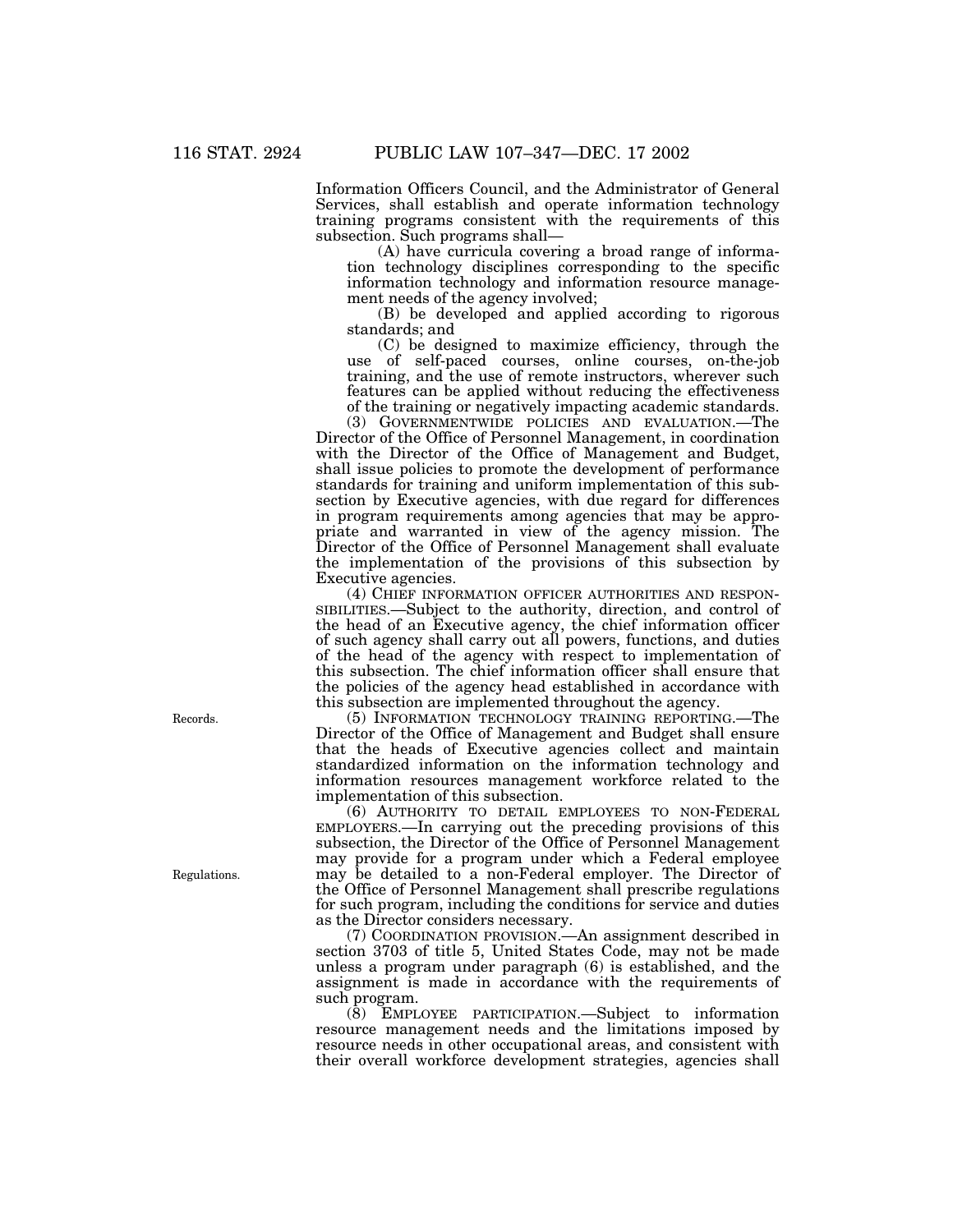Information Officers Council, and the Administrator of General Services, shall establish and operate information technology training programs consistent with the requirements of this subsection. Such programs shall—

(A) have curricula covering a broad range of information technology disciplines corresponding to the specific information technology and information resource management needs of the agency involved;

(B) be developed and applied according to rigorous standards; and

(C) be designed to maximize efficiency, through the use of self-paced courses, online courses, on-the-job training, and the use of remote instructors, wherever such features can be applied without reducing the effectiveness of the training or negatively impacting academic standards.

(3) GOVERNMENTWIDE POLICIES AND EVALUATION.—The Director of the Office of Personnel Management, in coordination with the Director of the Office of Management and Budget, shall issue policies to promote the development of performance standards for training and uniform implementation of this subsection by Executive agencies, with due regard for differences in program requirements among agencies that may be appropriate and warranted in view of the agency mission. The Director of the Office of Personnel Management shall evaluate the implementation of the provisions of this subsection by Executive agencies.

(4) CHIEF INFORMATION OFFICER AUTHORITIES AND RESPONSIBILITIES.—Subject to the authority, direction, and control of the head of an Executive agency, the chief information officer of such agency shall carry out all powers, functions, and duties of the head of the agency with respect to implementation of this subsection. The chief information officer shall ensure that the policies of the agency head established in accordance with this subsection are implemented throughout the agency.

Records.

(5) INFORMATION TECHNOLOGY TRAINING REPORTING.—The Director of the Office of Management and Budget shall ensure that the heads of Executive agencies collect and maintain standardized information on the information technology and information resources management workforce related to the implementation of this subsection.

(6) AUTHORITY TO DETAIL EMPLOYEES TO NON-FEDERAL EMPLOYERS.—In carrying out the preceding provisions of this subsection, the Director of the Office of Personnel Management may provide for a program under which a Federal employee may be detailed to a non-Federal employer. The Director of the Office of Personnel Management shall prescribe regulations for such program, including the conditions for service and duties as the Director considers necessary.

Regulations.

(7) COORDINATION PROVISION.—An assignment described in section 3703 of title 5, United States Code, may not be made unless a program under paragraph (6) is established, and the assignment is made in accordance with the requirements of such program.

(8) EMPLOYEE PARTICIPATION.—Subject to information resource management needs and the limitations imposed by resource needs in other occupational areas, and consistent with their overall workforce development strategies, agencies shall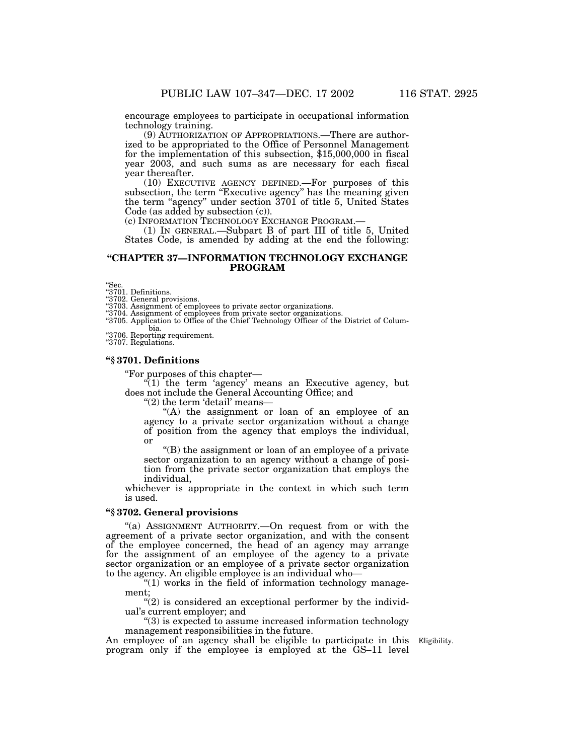encourage employees to participate in occupational information technology training.

(9) AUTHORIZATION OF APPROPRIATIONS.—There are authorized to be appropriated to the Office of Personnel Management for the implementation of this subsection, $15,000,000 in fiscal year 2003, and such sums as are necessary for each fiscal year thereafter.

(10) EXECUTIVE AGENCY DEFINED.—For purposes of this subsection, the term "Executive agency" has the meaning given the term "agency" under section 3701 of title 5, United States Code (as added by subsection (c)).

(c) INFORMATION TECHNOLOGY EXCHANGE PROGRAM.—

(1) IN GENERAL.—Subpart B of part III of title 5, United States Code, is amended by adding at the end the following:

## "CHAPTER 37—INFORMATION TECHNOLOGY EXCHANGE PROGRAM

"Sec.
"3701. Definitions.
"3702. General provisions.
"3703. Assignment of employees to private sector organizations.
"3704. Assignment of employees from private sector organizations.
"3705. Application to Office of the Chief Technology Officer of the District of Columbia.
"3706. Reporting requirement.
"3707. Regulations.

### "§ 3701. Definitions

"For purposes of this chapter—

"(1) the term 'agency' means an Executive agency, but does not include the General Accounting Office; and

"(2) the term 'detail' means—

"(A) the assignment or loan of an employee of an agency to a private sector organization without a change of position from the agency that employs the individual, or

"(B) the assignment or loan of an employee of a private sector organization to an agency without a change of position from the private sector organization that employs the individual,

whichever is appropriate in the context in which such term is used.

### "§ 3702. General provisions

"(a) ASSIGNMENT AUTHORITY.—On request from or with the agreement of a private sector organization, and with the consent of the employee concerned, the head of an agency may arrange for the assignment of an employee of the agency to a private sector organization or an employee of a private sector organization to the agency. An eligible employee is an individual who—

"(1) works in the field of information technology management;

"(2) is considered an exceptional performer by the individual's current employer; and

"(3) is expected to assume increased information technology management responsibilities in the future.

Eligibility.

An employee of an agency shall be eligible to participate in this program only if the employee is employed at the GS–11 level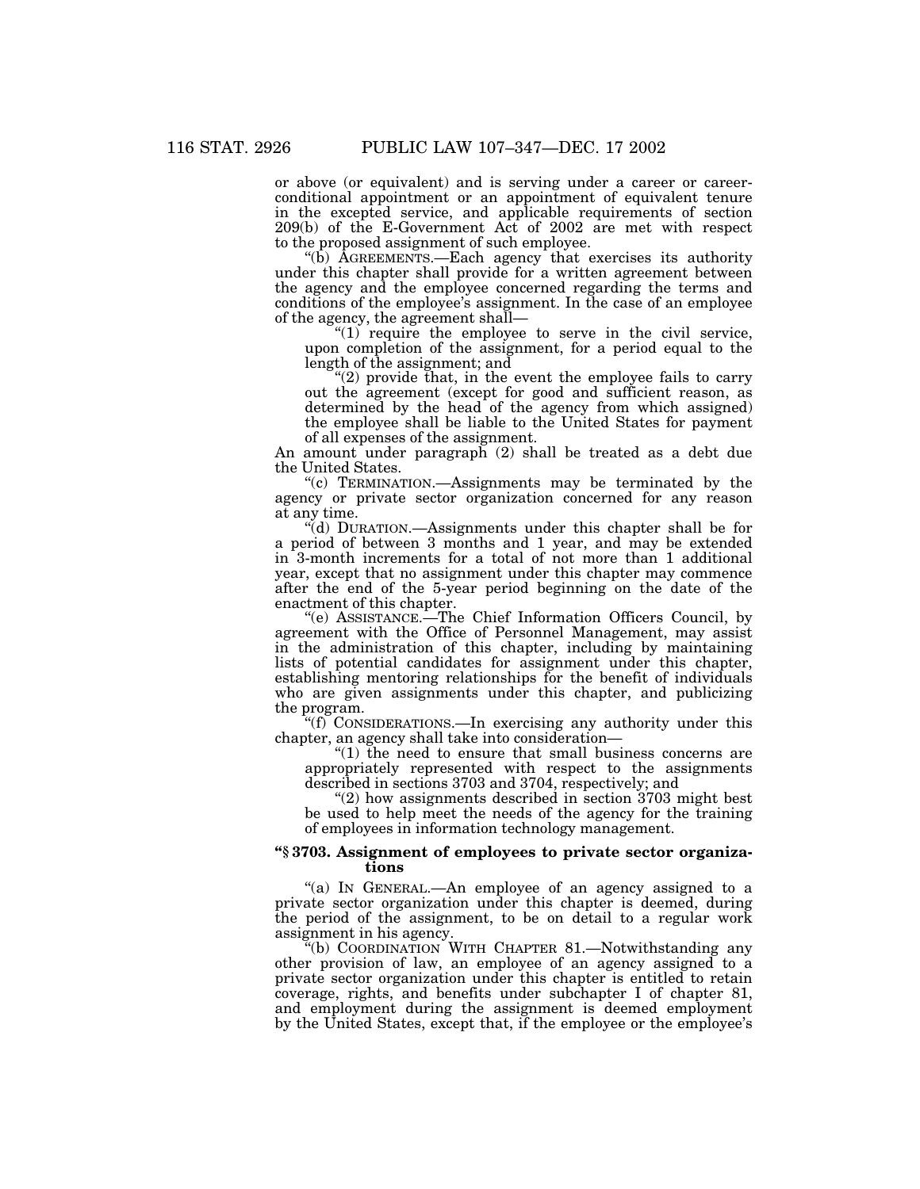or above (or equivalent) and is serving under a career or career-conditional appointment or an appointment of equivalent tenure in the excepted service, and applicable requirements of section 209(b) of the E-Government Act of 2002 are met with respect to the proposed assignment of such employee.

"(b) AGREEMENTS.—Each agency that exercises its authority under this chapter shall provide for a written agreement between the agency and the employee concerned regarding the terms and conditions of the employee's assignment. In the case of an employee of the agency, the agreement shall—

"(1) require the employee to serve in the civil service, upon completion of the assignment, for a period equal to the length of the assignment; and

"(2) provide that, in the event the employee fails to carry out the agreement (except for good and sufficient reason, as determined by the head of the agency from which assigned) the employee shall be liable to the United States for payment of all expenses of the assignment.

An amount under paragraph (2) shall be treated as a debt due the United States.

"(c) TERMINATION.—Assignments may be terminated by the agency or private sector organization concerned for any reason at any time.

"(d) DURATION.—Assignments under this chapter shall be for a period of between 3 months and 1 year, and may be extended in 3-month increments for a total of not more than 1 additional year, except that no assignment under this chapter may commence after the end of the 5-year period beginning on the date of the enactment of this chapter.

"(e) ASSISTANCE.—The Chief Information Officers Council, by agreement with the Office of Personnel Management, may assist in the administration of this chapter, including by maintaining lists of potential candidates for assignment under this chapter, establishing mentoring relationships for the benefit of individuals who are given assignments under this chapter, and publicizing the program.

"(f) CONSIDERATIONS.—In exercising any authority under this chapter, an agency shall take into consideration—

"(1) the need to ensure that small business concerns are appropriately represented with respect to the assignments described in sections 3703 and 3704, respectively; and

"(2) how assignments described in section 3703 might best be used to help meet the needs of the agency for the training of employees in information technology management.

### "§ 3703. Assignment of employees to private sector organizations

"(a) IN GENERAL.—An employee of an agency assigned to a private sector organization under this chapter is deemed, during the period of the assignment, to be on detail to a regular work assignment in his agency.

"(b) COORDINATION WITH CHAPTER 81.—Notwithstanding any other provision of law, an employee of an agency assigned to a private sector organization under this chapter is entitled to retain coverage, rights, and benefits under subchapter I of chapter 81, and employment during the assignment is deemed employment by the United States, except that, if the employee or the employee's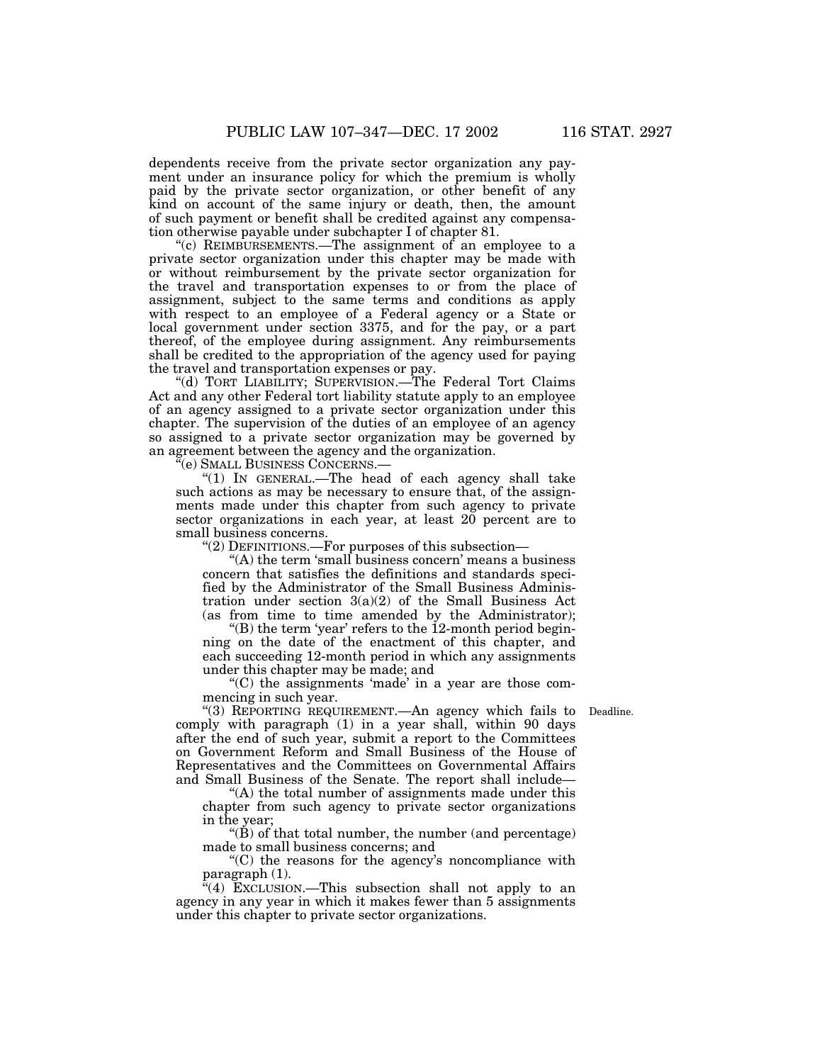dependents receive from the private sector organization any payment under an insurance policy for which the premium is wholly paid by the private sector organization, or other benefit of any kind on account of the same injury or death, then, the amount of such payment or benefit shall be credited against any compensation otherwise payable under subchapter I of chapter 81.

"(c) REIMBURSEMENTS.—The assignment of an employee to a private sector organization under this chapter may be made with or without reimbursement by the private sector organization for the travel and transportation expenses to or from the place of assignment, subject to the same terms and conditions as apply with respect to an employee of a Federal agency or a State or local government under section 3375, and for the pay, or a part thereof, of the employee during assignment. Any reimbursements shall be credited to the appropriation of the agency used for paying the travel and transportation expenses or pay.

"(d) TORT LIABILITY; SUPERVISION.—The Federal Tort Claims Act and any other Federal tort liability statute apply to an employee of an agency assigned to a private sector organization under this chapter. The supervision of the duties of an employee of an agency so assigned to a private sector organization may be governed by an agreement between the agency and the organization.

"(e) SMALL BUSINESS CONCERNS.—

"(1) IN GENERAL.—The head of each agency shall take such actions as may be necessary to ensure that, of the assignments made under this chapter from such agency to private sector organizations in each year, at least 20 percent are to small business concerns.

"(2) DEFINITIONS.—For purposes of this subsection—

"(A) the term 'small business concern' means a business concern that satisfies the definitions and standards specified by the Administrator of the Small Business Administration under section 3(a)(2) of the Small Business Act (as from time to time amended by the Administrator);

"(B) the term 'year' refers to the 12-month period beginning on the date of the enactment of this chapter, and each succeeding 12-month period in which any assignments under this chapter may be made; and

"(C) the assignments 'made' in a year are those commencing in such year.

Deadline.

"(3) REPORTING REQUIREMENT.—An agency which fails to comply with paragraph (1) in a year shall, within 90 days after the end of such year, submit a report to the Committees on Government Reform and Small Business of the House of Representatives and the Committees on Governmental Affairs and Small Business of the Senate. The report shall include—

"(A) the total number of assignments made under this chapter from such agency to private sector organizations in the year;

"(B) of that total number, the number (and percentage) made to small business concerns; and

"(C) the reasons for the agency's noncompliance with paragraph (1).

"(4) EXCLUSION.—This subsection shall not apply to an agency in any year in which it makes fewer than 5 assignments under this chapter to private sector organizations.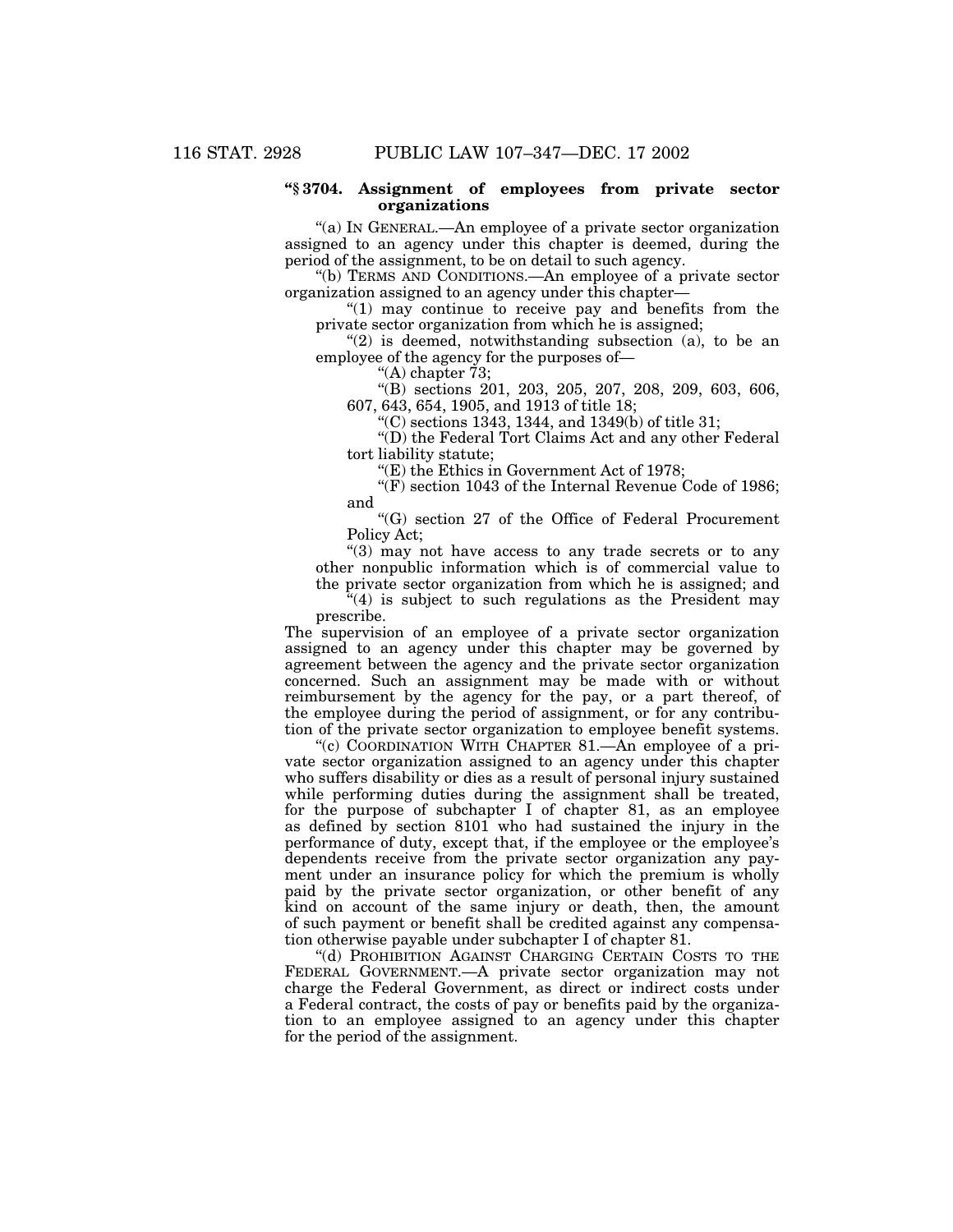### "§ 3704. Assignment of employees from private sector organizations

"(a) IN GENERAL.—An employee of a private sector organization assigned to an agency under this chapter is deemed, during the period of the assignment, to be on detail to such agency.

"(b) TERMS AND CONDITIONS.—An employee of a private sector organization assigned to an agency under this chapter—

"(1) may continue to receive pay and benefits from the private sector organization from which he is assigned;

"(2) is deemed, notwithstanding subsection (a), to be an employee of the agency for the purposes of—

"(A) chapter 73;

"(B) sections 201, 203, 205, 207, 208, 209, 603, 606, 607, 643, 654, 1905, and 1913 of title 18;

"(C) sections 1343, 1344, and 1349(b) of title 31;

"(D) the Federal Tort Claims Act and any other Federal tort liability statute;

"(E) the Ethics in Government Act of 1978;

"(F) section 1043 of the Internal Revenue Code of 1986; and

"(G) section 27 of the Office of Federal Procurement Policy Act;

"(3) may not have access to any trade secrets or to any other nonpublic information which is of commercial value to the private sector organization from which he is assigned; and

"(4) is subject to such regulations as the President may prescribe.

The supervision of an employee of a private sector organization assigned to an agency under this chapter may be governed by agreement between the agency and the private sector organization concerned. Such an assignment may be made with or without reimbursement by the agency for the pay, or a part thereof, of the employee during the period of assignment, or for any contribution of the private sector organization to employee benefit systems.

"(c) COORDINATION WITH CHAPTER 81.—An employee of a private sector organization assigned to an agency under this chapter who suffers disability or dies as a result of personal injury sustained while performing duties during the assignment shall be treated, for the purpose of subchapter I of chapter 81, as an employee as defined by section 8101 who had sustained the injury in the performance of duty, except that, if the employee or the employee's dependents receive from the private sector organization any payment under an insurance policy for which the premium is wholly paid by the private sector organization, or other benefit of any kind on account of the same injury or death, then, the amount of such payment or benefit shall be credited against any compensation otherwise payable under subchapter I of chapter 81.

"(d) PROHIBITION AGAINST CHARGING CERTAIN COSTS TO THE FEDERAL GOVERNMENT.—A private sector organization may not charge the Federal Government, as direct or indirect costs under a Federal contract, the costs of pay or benefits paid by the organization to an employee assigned to an agency under this chapter for the period of the assignment.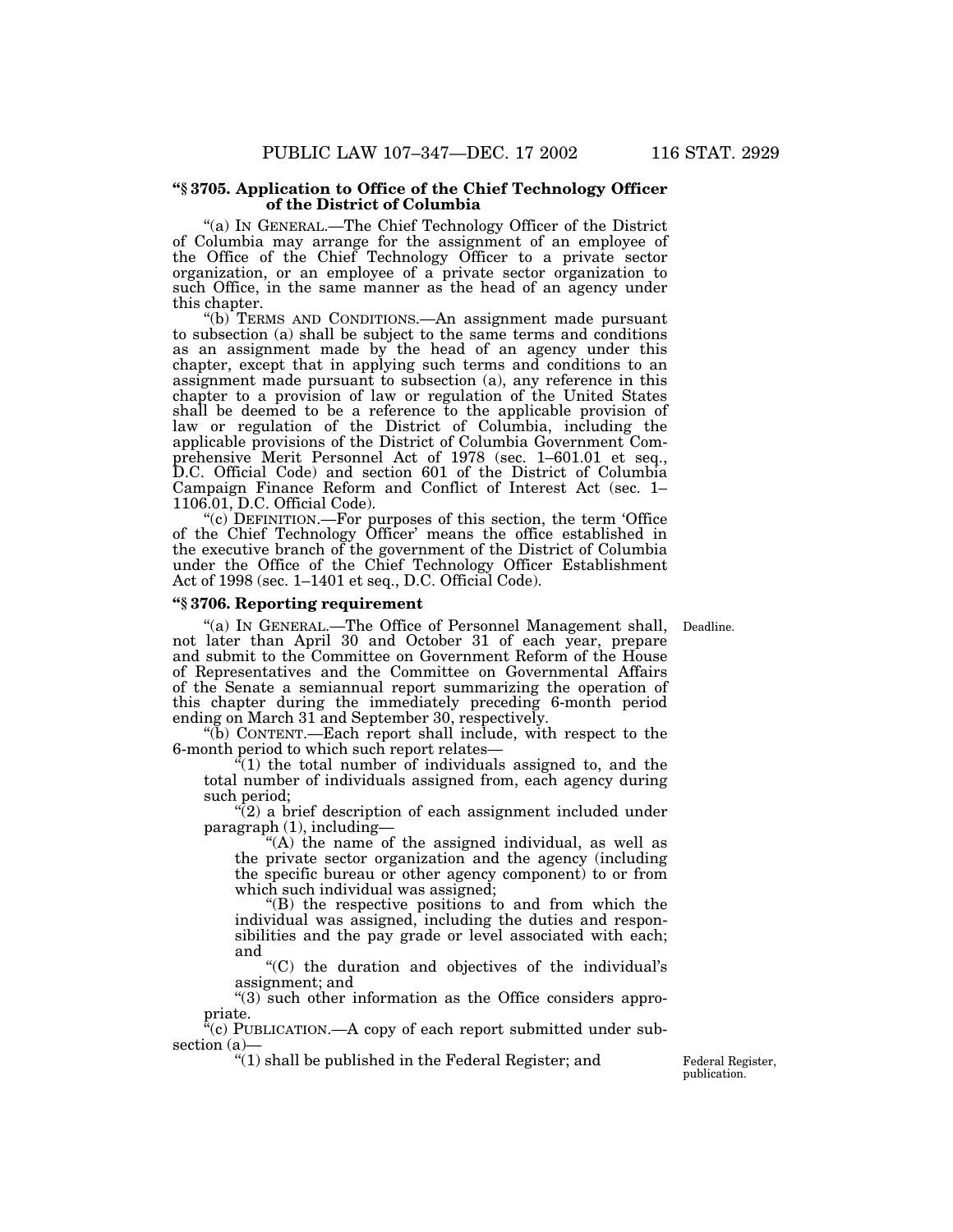### "§ 3705. Application to Office of the Chief Technology Officer of the District of Columbia

"(a) IN GENERAL.—The Chief Technology Officer of the District of Columbia may arrange for the assignment of an employee of the Office of the Chief Technology Officer to a private sector organization, or an employee of a private sector organization to such Office, in the same manner as the head of an agency under this chapter.

"(b) TERMS AND CONDITIONS.—An assignment made pursuant to subsection (a) shall be subject to the same terms and conditions as an assignment made by the head of an agency under this chapter, except that in applying such terms and conditions to an assignment made pursuant to subsection (a), any reference in this chapter to a provision of law or regulation of the United States shall be deemed to be a reference to the applicable provision of law or regulation of the District of Columbia, including the applicable provisions of the District of Columbia Government Comprehensive Merit Personnel Act of 1978 (sec. 1–601.01 et seq., D.C. Official Code) and section 601 of the District of Columbia Campaign Finance Reform and Conflict of Interest Act (sec. 1–1106.01, D.C. Official Code).

"(c) DEFINITION.—For purposes of this section, the term 'Office of the Chief Technology Officer' means the office established in the executive branch of the government of the District of Columbia under the Office of the Chief Technology Officer Establishment Act of 1998 (sec. 1–1401 et seq., D.C. Official Code).

### "§ 3706. Reporting requirement

Deadline.

"(a) IN GENERAL.—The Office of Personnel Management shall, not later than April 30 and October 31 of each year, prepare and submit to the Committee on Government Reform of the House of Representatives and the Committee on Governmental Affairs of the Senate a semiannual report summarizing the operation of this chapter during the immediately preceding 6-month period ending on March 31 and September 30, respectively.

"(b) CONTENT.—Each report shall include, with respect to the 6-month period to which such report relates—

"(1) the total number of individuals assigned to, and the total number of individuals assigned from, each agency during such period;

"(2) a brief description of each assignment included under paragraph (1), including—

"(A) the name of the assigned individual, as well as the private sector organization and the agency (including the specific bureau or other agency component) to or from which such individual was assigned;

"(B) the respective positions to and from which the individual was assigned, including the duties and responsibilities and the pay grade or level associated with each; and

"(C) the duration and objectives of the individual's assignment; and

"(3) such other information as the Office considers appropriate.

"(c) PUBLICATION.—A copy of each report submitted under subsection (a)—

Federal Register, publication.

"(1) shall be published in the Federal Register; and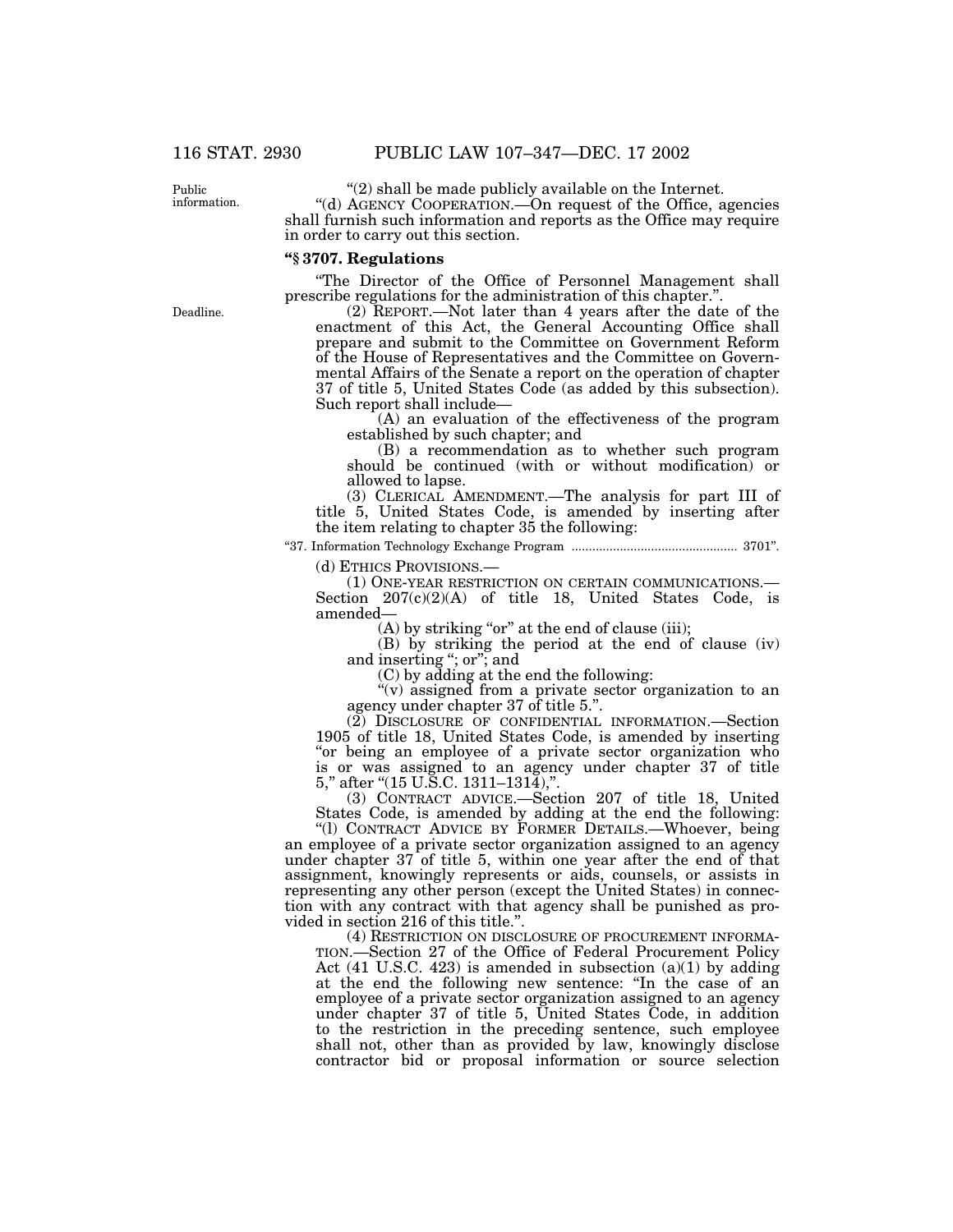"(2) shall be made publicly available on the Internet.

"(d) AGENCY COOPERATION.—On request of the Office, agencies shall furnish such information and reports as the Office may require in order to carry out this section.

### "§ 3707. Regulations

"The Director of the Office of Personnel Management shall prescribe regulations for the administration of this chapter.".

(2) REPORT.—Not later than 4 years after the date of the enactment of this Act, the General Accounting Office shall prepare and submit to the Committee on Government Reform of the House of Representatives and the Committee on Governmental Affairs of the Senate a report on the operation of chapter 37 of title 5, United States Code (as added by this subsection). Such report shall include—

(A) an evaluation of the effectiveness of the program established by such chapter; and

(B) a recommendation as to whether such program should be continued (with or without modification) or allowed to lapse.

(3) CLERICAL AMENDMENT.—The analysis for part III of title 5, United States Code, is amended by inserting after the item relating to chapter 35 the following:

"37. Information Technology Exchange Program ............................................... 3701".

(d) ETHICS PROVISIONS.—

(1) ONE-YEAR RESTRICTION ON CERTAIN COMMUNICATIONS.—Section 207(c)(2)(A) of title 18, United States Code, is amended—

(A) by striking "or" at the end of clause (iii);

(B) by striking the period at the end of clause (iv) and inserting "; or"; and

(C) by adding at the end the following:

"(v) assigned from a private sector organization to an agency under chapter 37 of title 5.".

(2) DISCLOSURE OF CONFIDENTIAL INFORMATION.—Section 1905 of title 18, United States Code, is amended by inserting "or being an employee of a private sector organization who is or was assigned to an agency under chapter 37 of title 5," after "(15 U.S.C. 1311–1314),".

(3) CONTRACT ADVICE.—Section 207 of title 18, United States Code, is amended by adding at the end the following:

"(l) CONTRACT ADVICE BY FORMER DETAILS.—Whoever, being an employee of a private sector organization assigned to an agency under chapter 37 of title 5, within one year after the end of that assignment, knowingly represents or aids, counsels, or assists in representing any other person (except the United States) in connection with any contract with that agency shall be punished as provided in section 216 of this title.".

(4) RESTRICTION ON DISCLOSURE OF PROCUREMENT INFORMATION.—Section 27 of the Office of Federal Procurement Policy Act (41 U.S.C. 423) is amended in subsection (a)(1) by adding at the end the following new sentence: "In the case of an employee of a private sector organization assigned to an agency under chapter 37 of title 5, United States Code, in addition to the restriction in the preceding sentence, such employee shall not, other than as provided by law, knowingly disclose contractor bid or proposal information or source selection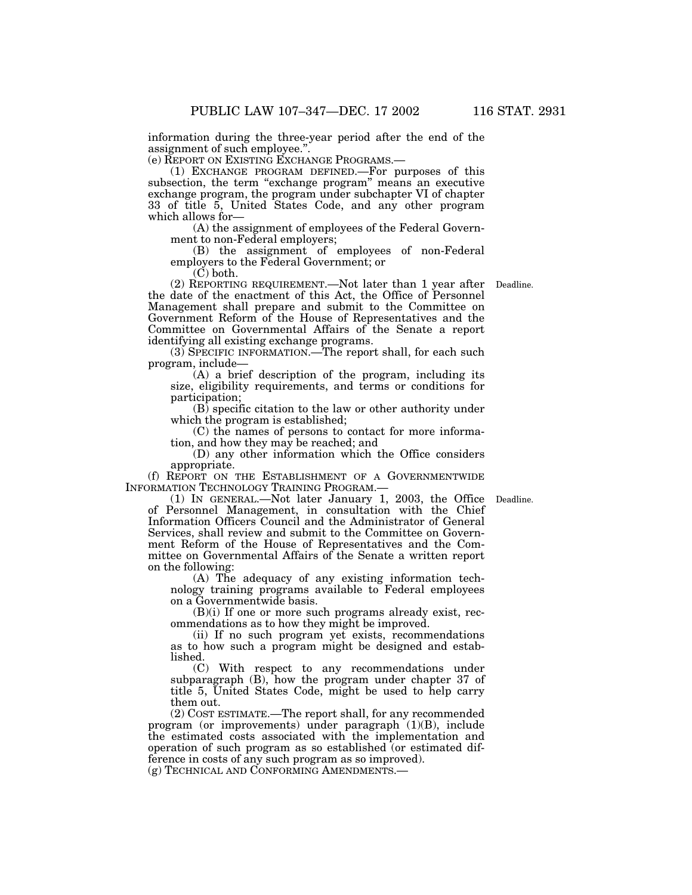information during the three-year period after the end of the assignment of such employee.".

(e) REPORT ON EXISTING EXCHANGE PROGRAMS.—

(1) EXCHANGE PROGRAM DEFINED.—For purposes of this subsection, the term "exchange program" means an executive exchange program, the program under subchapter VI of chapter 33 of title 5, United States Code, and any other program which allows for—

(A) the assignment of employees of the Federal Government to non-Federal employers;

(B) the assignment of employees of non-Federal employers to the Federal Government; or

(C) both.

(2) REPORTING REQUIREMENT.—Not later than 1 year after the date of the enactment of this Act, the Office of Personnel Management shall prepare and submit to the Committee on Government Reform of the House of Representatives and the Committee on Governmental Affairs of the Senate a report identifying all existing exchange programs.

Deadline.

(3) SPECIFIC INFORMATION.—The report shall, for each such program, include—

(A) a brief description of the program, including its size, eligibility requirements, and terms or conditions for participation;

(B) specific citation to the law or other authority under which the program is established;

(C) the names of persons to contact for more information, and how they may be reached; and

(D) any other information which the Office considers appropriate.

(f) REPORT ON THE ESTABLISHMENT OF A GOVERNMENTWIDE INFORMATION TECHNOLOGY TRAINING PROGRAM.—

(1) IN GENERAL.—Not later January 1, 2003, the Office of Personnel Management, in consultation with the Chief Information Officers Council and the Administrator of General Services, shall review and submit to the Committee on Government Reform of the House of Representatives and the Committee on Governmental Affairs of the Senate a written report on the following:

Deadline.

(A) The adequacy of any existing information technology training programs available to Federal employees on a Governmentwide basis.

(B)(i) If one or more such programs already exist, recommendations as to how they might be improved.

(ii) If no such program yet exists, recommendations as to how such a program might be designed and established.

(C) With respect to any recommendations under subparagraph (B), how the program under chapter 37 of title 5, United States Code, might be used to help carry them out.

(2) COST ESTIMATE.—The report shall, for any recommended program (or improvements) under paragraph (1)(B), include the estimated costs associated with the implementation and operation of such program as so established (or estimated difference in costs of any such program as so improved).

(g) TECHNICAL AND CONFORMING AMENDMENTS.—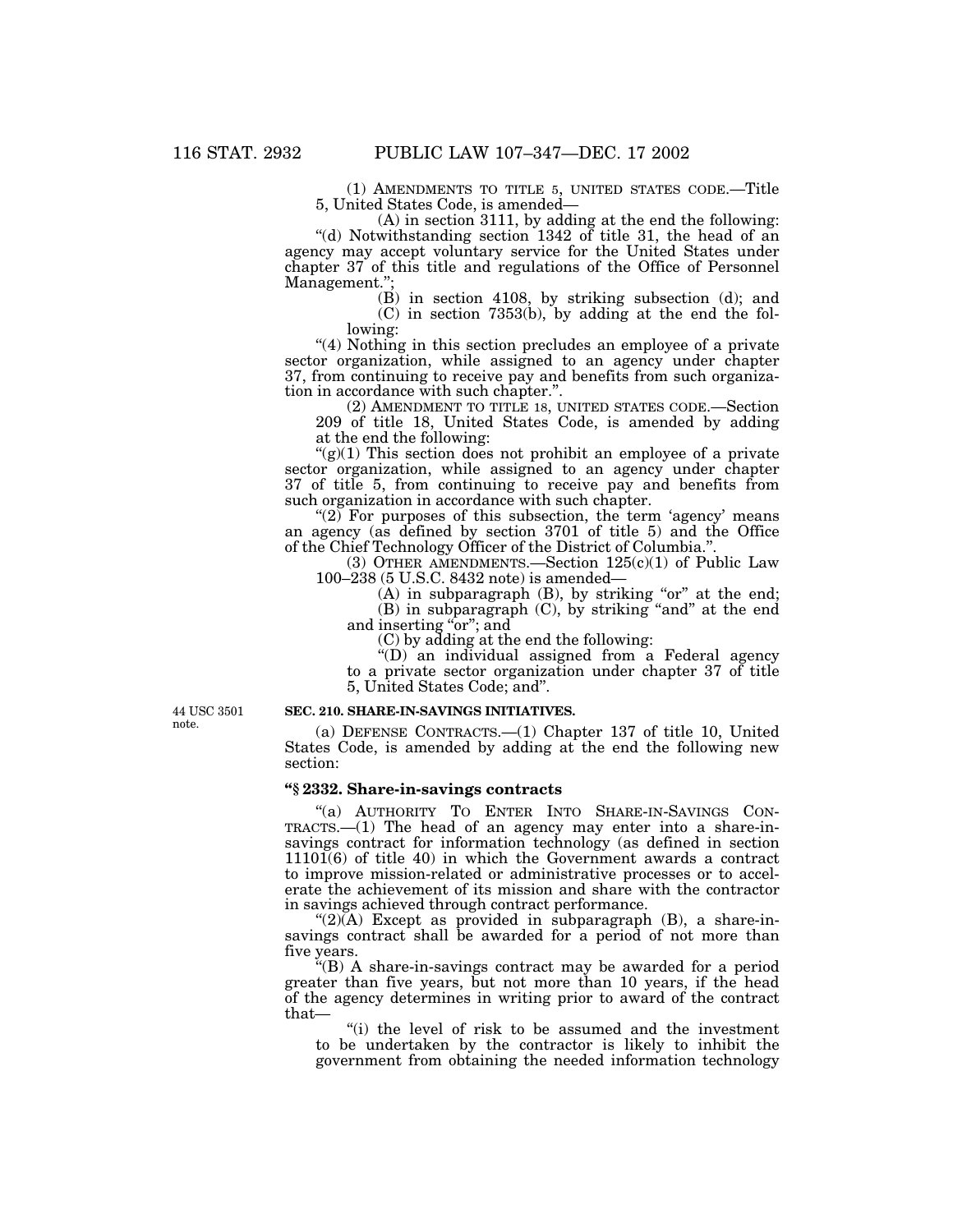(1) AMENDMENTS TO TITLE 5, UNITED STATES CODE.—Title 5, United States Code, is amended—

(A) in section 3111, by adding at the end the following:

"(d) Notwithstanding section 1342 of title 31, the head of an agency may accept voluntary service for the United States under chapter 37 of this title and regulations of the Office of Personnel Management.";

(B) in section 4108, by striking subsection (d); and

(C) in section 7353(b), by adding at the end the following:

"(4) Nothing in this section precludes an employee of a private sector organization, while assigned to an agency under chapter 37, from continuing to receive pay and benefits from such organization in accordance with such chapter.".

(2) AMENDMENT TO TITLE 18, UNITED STATES CODE.—Section 209 of title 18, United States Code, is amended by adding at the end the following:

"(g)(1) This section does not prohibit an employee of a private sector organization, while assigned to an agency under chapter 37 of title 5, from continuing to receive pay and benefits from such organization in accordance with such chapter.

"(2) For purposes of this subsection, the term 'agency' means an agency (as defined by section 3701 of title 5) and the Office of the Chief Technology Officer of the District of Columbia.".

(3) OTHER AMENDMENTS.—Section 125(c)(1) of Public Law 100–238 (5 U.S.C. 8432 note) is amended—

(A) in subparagraph (B), by striking "or" at the end;

(B) in subparagraph (C), by striking "and" at the end and inserting "or"; and

(C) by adding at the end the following:

"(D) an individual assigned from a Federal agency to a private sector organization under chapter 37 of title 5, United States Code; and".

44 USC 3501 note.

**SEC. 210. SHARE-IN-SAVINGS INITIATIVES.**

(a) DEFENSE CONTRACTS.—(1) Chapter 137 of title 10, United States Code, is amended by adding at the end the following new section:

**"§ 2332. Share-in-savings contracts**

"(a) AUTHORITY TO ENTER INTO SHARE-IN-SAVINGS CONTRACTS.—(1) The head of an agency may enter into a share-in-savings contract for information technology (as defined in section 11101(6) of title 40) in which the Government awards a contract to improve mission-related or administrative processes or to accelerate the achievement of its mission and share with the contractor in savings achieved through contract performance.

"(2)(A) Except as provided in subparagraph (B), a share-in-savings contract shall be awarded for a period of not more than five years.

"(B) A share-in-savings contract may be awarded for a period greater than five years, but not more than 10 years, if the head of the agency determines in writing prior to award of the contract that—

"(i) the level of risk to be assumed and the investment to be undertaken by the contractor is likely to inhibit the government from obtaining the needed information technology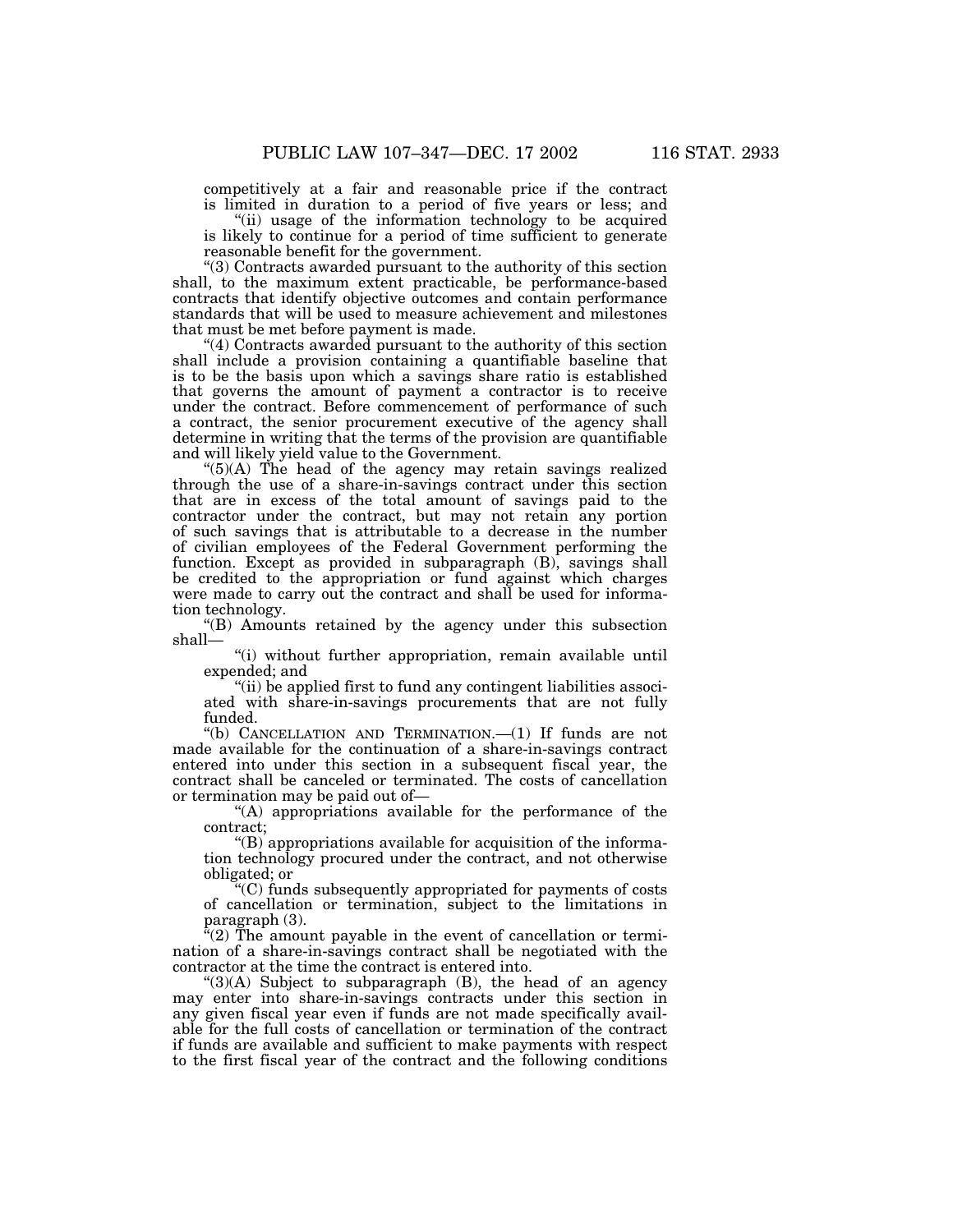competitively at a fair and reasonable price if the contract is limited in duration to a period of five years or less; and

"(ii) usage of the information technology to be acquired is likely to continue for a period of time sufficient to generate reasonable benefit for the government.

"(3) Contracts awarded pursuant to the authority of this section shall, to the maximum extent practicable, be performance-based contracts that identify objective outcomes and contain performance standards that will be used to measure achievement and milestones that must be met before payment is made.

"(4) Contracts awarded pursuant to the authority of this section shall include a provision containing a quantifiable baseline that is to be the basis upon which a savings share ratio is established that governs the amount of payment a contractor is to receive under the contract. Before commencement of performance of such a contract, the senior procurement executive of the agency shall determine in writing that the terms of the provision are quantifiable and will likely yield value to the Government.

"(5)(A) The head of the agency may retain savings realized through the use of a share-in-savings contract under this section that are in excess of the total amount of savings paid to the contractor under the contract, but may not retain any portion of such savings that is attributable to a decrease in the number of civilian employees of the Federal Government performing the function. Except as provided in subparagraph (B), savings shall be credited to the appropriation or fund against which charges were made to carry out the contract and shall be used for information technology.

"(B) Amounts retained by the agency under this subsection shall—

"(i) without further appropriation, remain available until expended; and

"(ii) be applied first to fund any contingent liabilities associated with share-in-savings procurements that are not fully funded.

"(b) CANCELLATION AND TERMINATION.—(1) If funds are not made available for the continuation of a share-in-savings contract entered into under this section in a subsequent fiscal year, the contract shall be canceled or terminated. The costs of cancellation or termination may be paid out of—

"(A) appropriations available for the performance of the contract;

"(B) appropriations available for acquisition of the information technology procured under the contract, and not otherwise obligated; or

"(C) funds subsequently appropriated for payments of costs of cancellation or termination, subject to the limitations in paragraph (3).

"(2) The amount payable in the event of cancellation or termination of a share-in-savings contract shall be negotiated with the contractor at the time the contract is entered into.

"(3)(A) Subject to subparagraph (B), the head of an agency may enter into share-in-savings contracts under this section in any given fiscal year even if funds are not made specifically available for the full costs of cancellation or termination of the contract if funds are available and sufficient to make payments with respect to the first fiscal year of the contract and the following conditions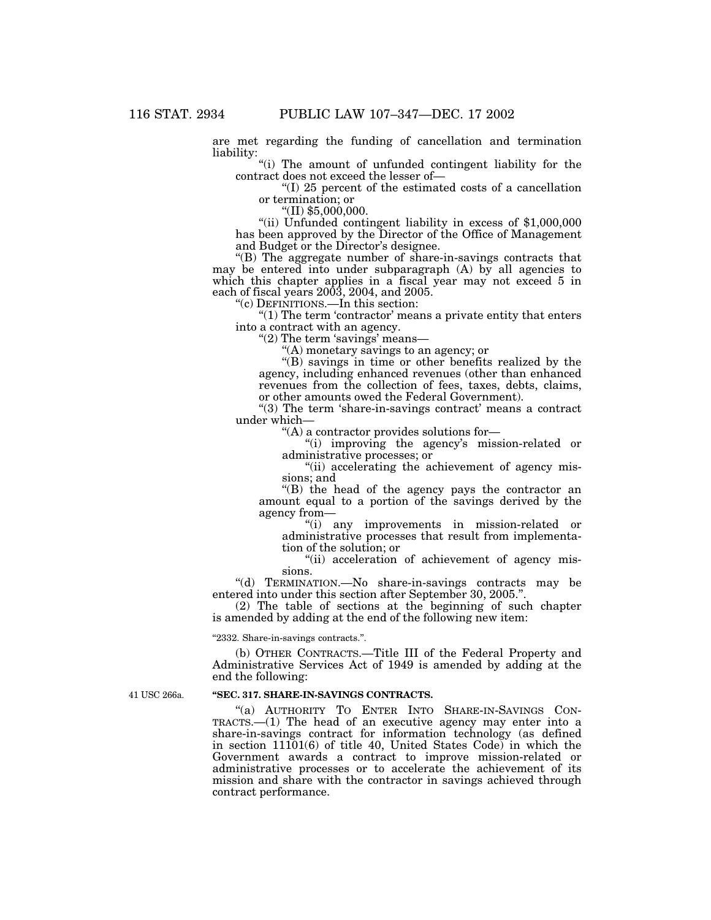are met regarding the funding of cancellation and termination liability:

"(i) The amount of unfunded contingent liability for the contract does not exceed the lesser of—

"(I) 25 percent of the estimated costs of a cancellation or termination; or

"(II) $5,000,000.

"(ii) Unfunded contingent liability in excess of $1,000,000 has been approved by the Director of the Office of Management and Budget or the Director's designee.

"(B) The aggregate number of share-in-savings contracts that may be entered into under subparagraph (A) by all agencies to which this chapter applies in a fiscal year may not exceed 5 in each of fiscal years 2003, 2004, and 2005.

"(c) DEFINITIONS.—In this section:

"(1) The term 'contractor' means a private entity that enters into a contract with an agency.

"(2) The term 'savings' means—

"(A) monetary savings to an agency; or

"(B) savings in time or other benefits realized by the agency, including enhanced revenues (other than enhanced revenues from the collection of fees, taxes, debts, claims, or other amounts owed the Federal Government).

"(3) The term 'share-in-savings contract' means a contract under which—

"(A) a contractor provides solutions for—

"(i) improving the agency's mission-related or administrative processes; or

"(ii) accelerating the achievement of agency missions; and

"(B) the head of the agency pays the contractor an amount equal to a portion of the savings derived by the agency from—

"(i) any improvements in mission-related or administrative processes that result from implementation of the solution; or

"(ii) acceleration of achievement of agency missions.

"(d) TERMINATION.—No share-in-savings contracts may be entered into under this section after September 30, 2005.".

(2) The table of sections at the beginning of such chapter is amended by adding at the end of the following new item:

"2332. Share-in-savings contracts.".

(b) OTHER CONTRACTS.—Title III of the Federal Property and Administrative Services Act of 1949 is amended by adding at the end the following:

41 USC 266a.

**"SEC. 317. SHARE-IN-SAVINGS CONTRACTS.**

"(a) AUTHORITY TO ENTER INTO SHARE-IN-SAVINGS CONTRACTS.—(1) The head of an executive agency may enter into a share-in-savings contract for information technology (as defined in section 11101(6) of title 40, United States Code) in which the Government awards a contract to improve mission-related or administrative processes or to accelerate the achievement of its mission and share with the contractor in savings achieved through contract performance.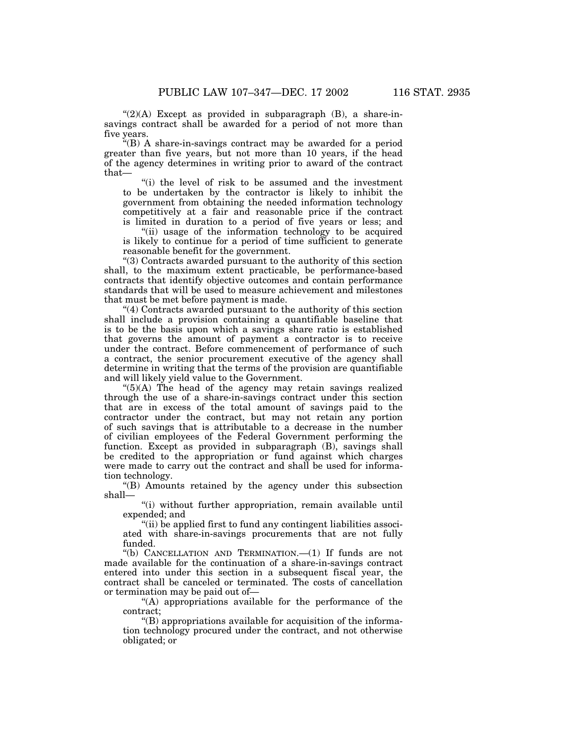"(2)(A) Except as provided in subparagraph (B), a share-in-savings contract shall be awarded for a period of not more than five years.

"(B) A share-in-savings contract may be awarded for a period greater than five years, but not more than 10 years, if the head of the agency determines in writing prior to award of the contract that—

"(i) the level of risk to be assumed and the investment to be undertaken by the contractor is likely to inhibit the government from obtaining the needed information technology competitively at a fair and reasonable price if the contract is limited in duration to a period of five years or less; and

"(ii) usage of the information technology to be acquired is likely to continue for a period of time sufficient to generate reasonable benefit for the government.

"(3) Contracts awarded pursuant to the authority of this section shall, to the maximum extent practicable, be performance-based contracts that identify objective outcomes and contain performance standards that will be used to measure achievement and milestones that must be met before payment is made.

"(4) Contracts awarded pursuant to the authority of this section shall include a provision containing a quantifiable baseline that is to be the basis upon which a savings share ratio is established that governs the amount of payment a contractor is to receive under the contract. Before commencement of performance of such a contract, the senior procurement executive of the agency shall determine in writing that the terms of the provision are quantifiable and will likely yield value to the Government.

"(5)(A) The head of the agency may retain savings realized through the use of a share-in-savings contract under this section that are in excess of the total amount of savings paid to the contractor under the contract, but may not retain any portion of such savings that is attributable to a decrease in the number of civilian employees of the Federal Government performing the function. Except as provided in subparagraph (B), savings shall be credited to the appropriation or fund against which charges were made to carry out the contract and shall be used for information technology.

"(B) Amounts retained by the agency under this subsection shall—

"(i) without further appropriation, remain available until expended; and

"(ii) be applied first to fund any contingent liabilities associated with share-in-savings procurements that are not fully funded.

"(b) CANCELLATION AND TERMINATION.—(1) If funds are not made available for the continuation of a share-in-savings contract entered into under this section in a subsequent fiscal year, the contract shall be canceled or terminated. The costs of cancellation or termination may be paid out of—

"(A) appropriations available for the performance of the contract;

"(B) appropriations available for acquisition of the information technology procured under the contract, and not otherwise obligated; or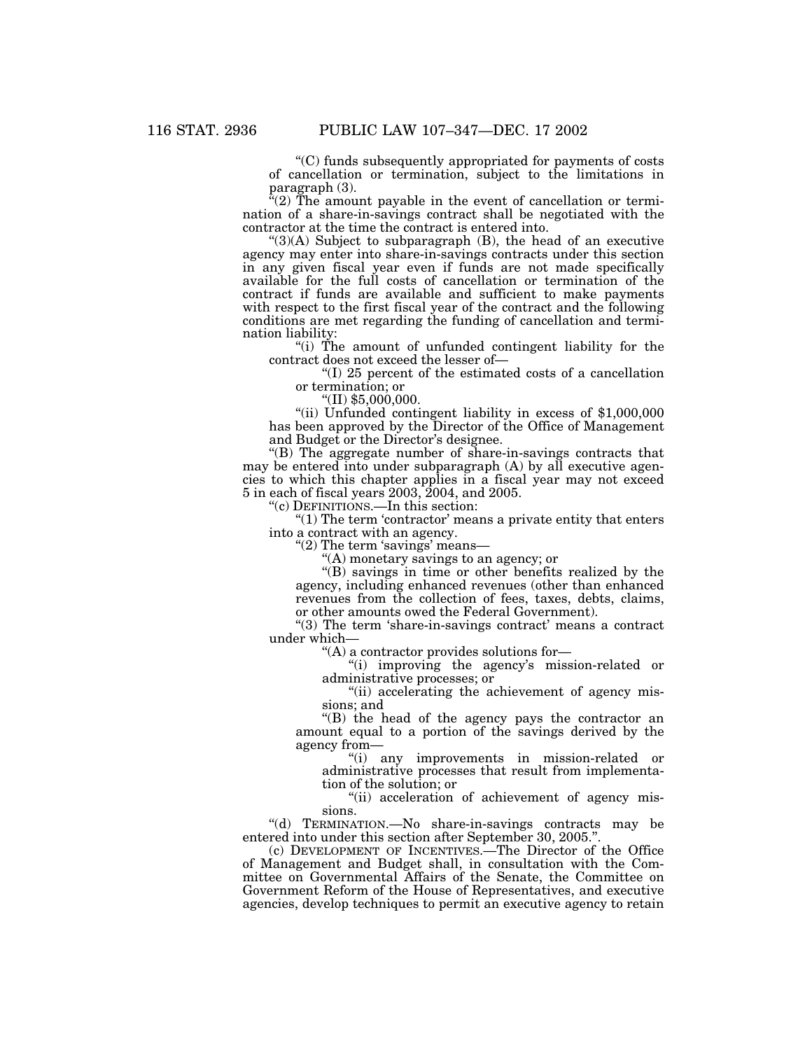"(C) funds subsequently appropriated for payments of costs of cancellation or termination, subject to the limitations in paragraph (3).

"(2) The amount payable in the event of cancellation or termination of a share-in-savings contract shall be negotiated with the contractor at the time the contract is entered into.

"(3)(A) Subject to subparagraph (B), the head of an executive agency may enter into share-in-savings contracts under this section in any given fiscal year even if funds are not made specifically available for the full costs of cancellation or termination of the contract if funds are available and sufficient to make payments with respect to the first fiscal year of the contract and the following conditions are met regarding the funding of cancellation and termination liability:

"(i) The amount of unfunded contingent liability for the contract does not exceed the lesser of—

"(I) 25 percent of the estimated costs of a cancellation or termination; or

"(II) $5,000,000.

"(ii) Unfunded contingent liability in excess of $1,000,000 has been approved by the Director of the Office of Management and Budget or the Director's designee.

"(B) The aggregate number of share-in-savings contracts that may be entered into under subparagraph (A) by all executive agencies to which this chapter applies in a fiscal year may not exceed 5 in each of fiscal years 2003, 2004, and 2005.

"(c) DEFINITIONS.—In this section:

"(1) The term 'contractor' means a private entity that enters into a contract with an agency.

"(2) The term 'savings' means—

"(A) monetary savings to an agency; or

"(B) savings in time or other benefits realized by the agency, including enhanced revenues (other than enhanced revenues from the collection of fees, taxes, debts, claims, or other amounts owed the Federal Government).

"(3) The term 'share-in-savings contract' means a contract under which—

"(A) a contractor provides solutions for—

"(i) improving the agency's mission-related or administrative processes; or

"(ii) accelerating the achievement of agency missions; and

"(B) the head of the agency pays the contractor an amount equal to a portion of the savings derived by the agency from—

"(i) any improvements in mission-related or administrative processes that result from implementation of the solution; or

"(ii) acceleration of achievement of agency missions.

"(d) TERMINATION.—No share-in-savings contracts may be entered into under this section after September 30, 2005.".

(c) DEVELOPMENT OF INCENTIVES.—The Director of the Office of Management and Budget shall, in consultation with the Committee on Governmental Affairs of the Senate, the Committee on Government Reform of the House of Representatives, and executive agencies, develop techniques to permit an executive agency to retain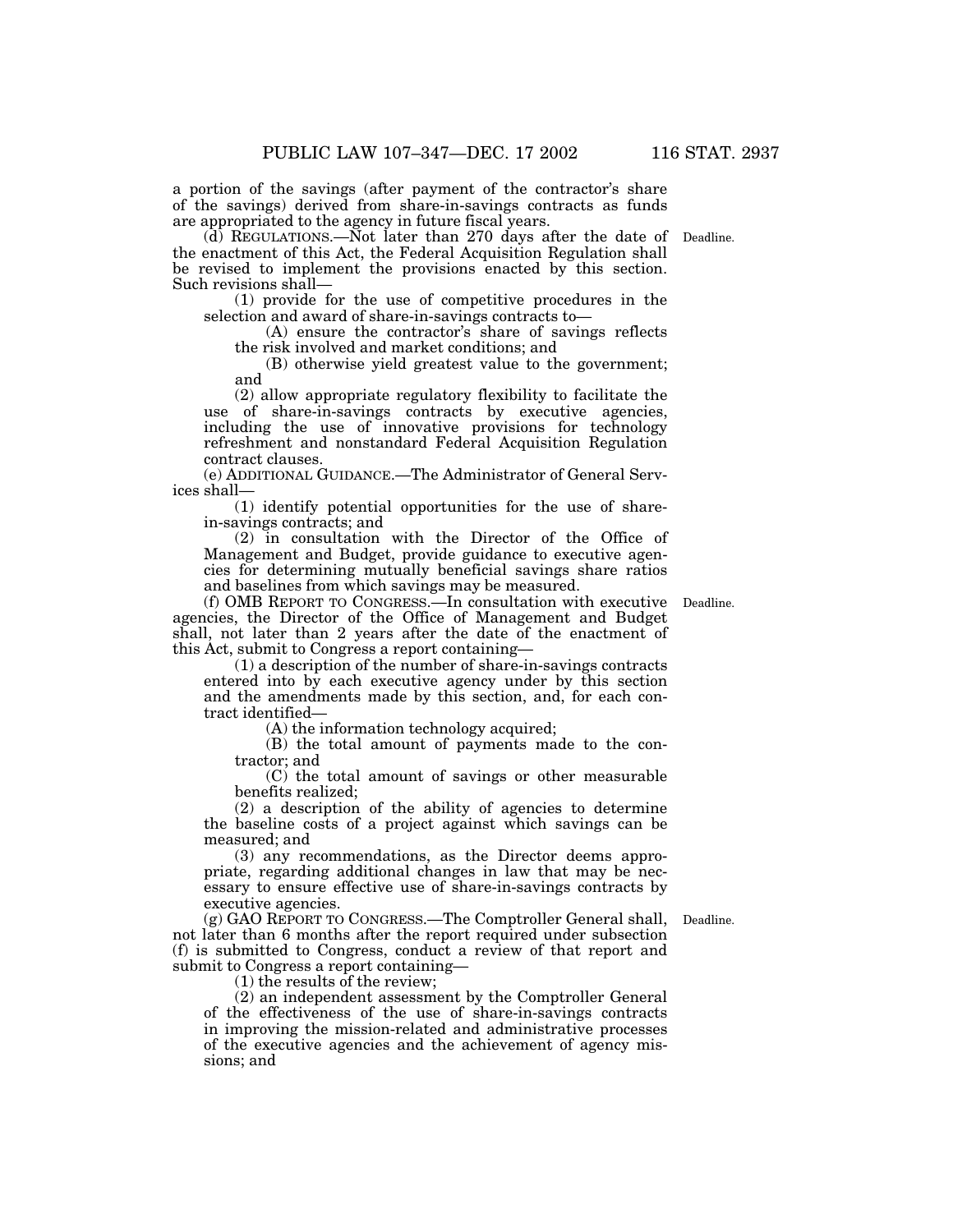a portion of the savings (after payment of the contractor's share of the savings) derived from share-in-savings contracts as funds are appropriated to the agency in future fiscal years.

(d) REGULATIONS.—Not later than 270 days after the date of the enactment of this Act, the Federal Acquisition Regulation shall be revised to implement the provisions enacted by this section. Such revisions shall—

(1) provide for the use of competitive procedures in the selection and award of share-in-savings contracts to—

(A) ensure the contractor's share of savings reflects the risk involved and market conditions; and

(B) otherwise yield greatest value to the government; and

(2) allow appropriate regulatory flexibility to facilitate the use of share-in-savings contracts by executive agencies, including the use of innovative provisions for technology refreshment and nonstandard Federal Acquisition Regulation contract clauses.

(e) ADDITIONAL GUIDANCE.—The Administrator of General Services shall—

(1) identify potential opportunities for the use of share-in-savings contracts; and

(2) in consultation with the Director of the Office of Management and Budget, provide guidance to executive agencies for determining mutually beneficial savings share ratios and baselines from which savings may be measured.

(f) OMB REPORT TO CONGRESS.—In consultation with executive agencies, the Director of the Office of Management and Budget shall, not later than 2 years after the date of the enactment of this Act, submit to Congress a report containing—

(1) a description of the number of share-in-savings contracts entered into by each executive agency under by this section and the amendments made by this section, and, for each contract identified—

(A) the information technology acquired;

(B) the total amount of payments made to the contractor; and

(C) the total amount of savings or other measurable benefits realized;

(2) a description of the ability of agencies to determine the baseline costs of a project against which savings can be measured; and

(3) any recommendations, as the Director deems appropriate, regarding additional changes in law that may be necessary to ensure effective use of share-in-savings contracts by executive agencies.

(g) GAO REPORT TO CONGRESS.—The Comptroller General shall, not later than 6 months after the report required under subsection (f) is submitted to Congress, conduct a review of that report and submit to Congress a report containing—

(1) the results of the review;

(2) an independent assessment by the Comptroller General of the effectiveness of the use of share-in-savings contracts in improving the mission-related and administrative processes of the executive agencies and the achievement of agency missions; and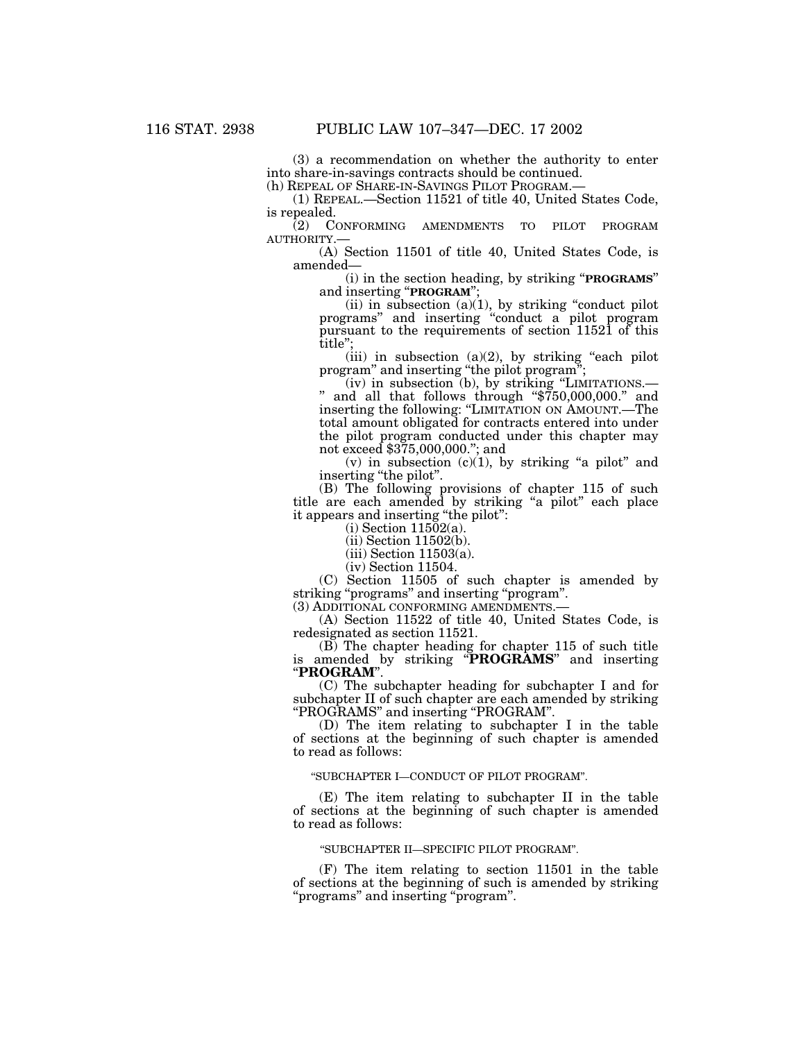(3) a recommendation on whether the authority to enter into share-in-savings contracts should be continued.

(h) REPEAL OF SHARE-IN-SAVINGS PILOT PROGRAM.—

(1) REPEAL.—Section 11521 of title 40, United States Code, is repealed.

(2) CONFORMING AMENDMENTS TO PILOT PROGRAM AUTHORITY.—

(A) Section 11501 of title 40, United States Code, is amended—

(i) in the section heading, by striking "**PROGRAMS**" and inserting "**PROGRAM**";

(ii) in subsection (a)(1), by striking "conduct pilot programs" and inserting "conduct a pilot program pursuant to the requirements of section 11521 of this title";

(iii) in subsection (a)(2), by striking "each pilot program" and inserting "the pilot program";

(iv) in subsection (b), by striking "LIMITATIONS.— " and all that follows through "$750,000,000." and inserting the following: "LIMITATION ON AMOUNT.—The total amount obligated for contracts entered into under the pilot program conducted under this chapter may not exceed $375,000,000."; and

(v) in subsection (c)(1), by striking "a pilot" and inserting "the pilot".

(B) The following provisions of chapter 115 of such title are each amended by striking "a pilot" each place it appears and inserting "the pilot":

(i) Section 11502(a).

(ii) Section 11502(b).

(iii) Section 11503(a).

(iv) Section 11504.

(C) Section 11505 of such chapter is amended by striking "programs" and inserting "program".

(3) ADDITIONAL CONFORMING AMENDMENTS.—

(A) Section 11522 of title 40, United States Code, is redesignated as section 11521.

(B) The chapter heading for chapter 115 of such title is amended by striking "**PROGRAMS**" and inserting "**PROGRAM**".

(C) The subchapter heading for subchapter I and for subchapter II of such chapter are each amended by striking "PROGRAMS" and inserting "PROGRAM".

(D) The item relating to subchapter I in the table of sections at the beginning of such chapter is amended to read as follows:

"SUBCHAPTER I—CONDUCT OF PILOT PROGRAM".

(E) The item relating to subchapter II in the table of sections at the beginning of such chapter is amended to read as follows:

"SUBCHAPTER II—SPECIFIC PILOT PROGRAM".

(F) The item relating to section 11501 in the table of sections at the beginning of such is amended by striking "programs" and inserting "program".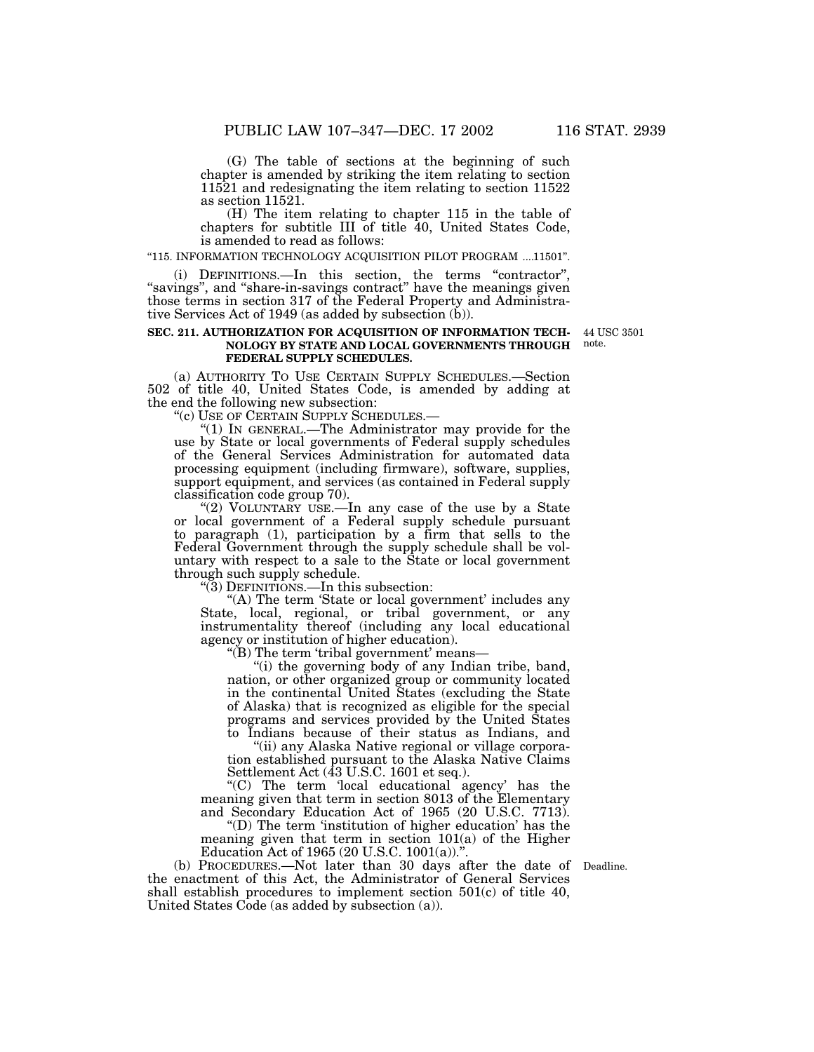(G) The table of sections at the beginning of such chapter is amended by striking the item relating to section 11521 and redesignating the item relating to section 11522 as section 11521.

(H) The item relating to chapter 115 in the table of chapters for subtitle III of title 40, United States Code, is amended to read as follows:

"115. INFORMATION TECHNOLOGY ACQUISITION PILOT PROGRAM ....11501".

(i) DEFINITIONS.—In this section, the terms "contractor", "savings", and "share-in-savings contract" have the meanings given those terms in section 317 of the Federal Property and Administrative Services Act of 1949 (as added by subsection (b)).

**SEC. 211. AUTHORIZATION FOR ACQUISITION OF INFORMATION TECHNOLOGY BY STATE AND LOCAL GOVERNMENTS THROUGH FEDERAL SUPPLY SCHEDULES.**

44 USC 3501 note.

(a) AUTHORITY TO USE CERTAIN SUPPLY SCHEDULES.—Section 502 of title 40, United States Code, is amended by adding at the end the following new subsection:

"(c) USE OF CERTAIN SUPPLY SCHEDULES.—

"(1) IN GENERAL.—The Administrator may provide for the use by State or local governments of Federal supply schedules of the General Services Administration for automated data processing equipment (including firmware), software, supplies, support equipment, and services (as contained in Federal supply classification code group 70).

"(2) VOLUNTARY USE.—In any case of the use by a State or local government of a Federal supply schedule pursuant to paragraph (1), participation by a firm that sells to the Federal Government through the supply schedule shall be voluntary with respect to a sale to the State or local government through such supply schedule.

"(3) DEFINITIONS.—In this subsection:

"(A) The term 'State or local government' includes any State, local, regional, or tribal government, or any instrumentality thereof (including any local educational agency or institution of higher education).

"(B) The term 'tribal government' means—

"(i) the governing body of any Indian tribe, band, nation, or other organized group or community located in the continental United States (excluding the State of Alaska) that is recognized as eligible for the special programs and services provided by the United States to Indians because of their status as Indians, and

"(ii) any Alaska Native regional or village corporation established pursuant to the Alaska Native Claims Settlement Act (43 U.S.C. 1601 et seq.).

"(C) The term 'local educational agency' has the meaning given that term in section 8013 of the Elementary and Secondary Education Act of 1965 (20 U.S.C. 7713).

"(D) The term 'institution of higher education' has the meaning given that term in section 101(a) of the Higher Education Act of 1965 (20 U.S.C. 1001(a)).".

Deadline.

(b) PROCEDURES.—Not later than 30 days after the date of the enactment of this Act, the Administrator of General Services shall establish procedures to implement section 501(c) of title 40, United States Code (as added by subsection (a)).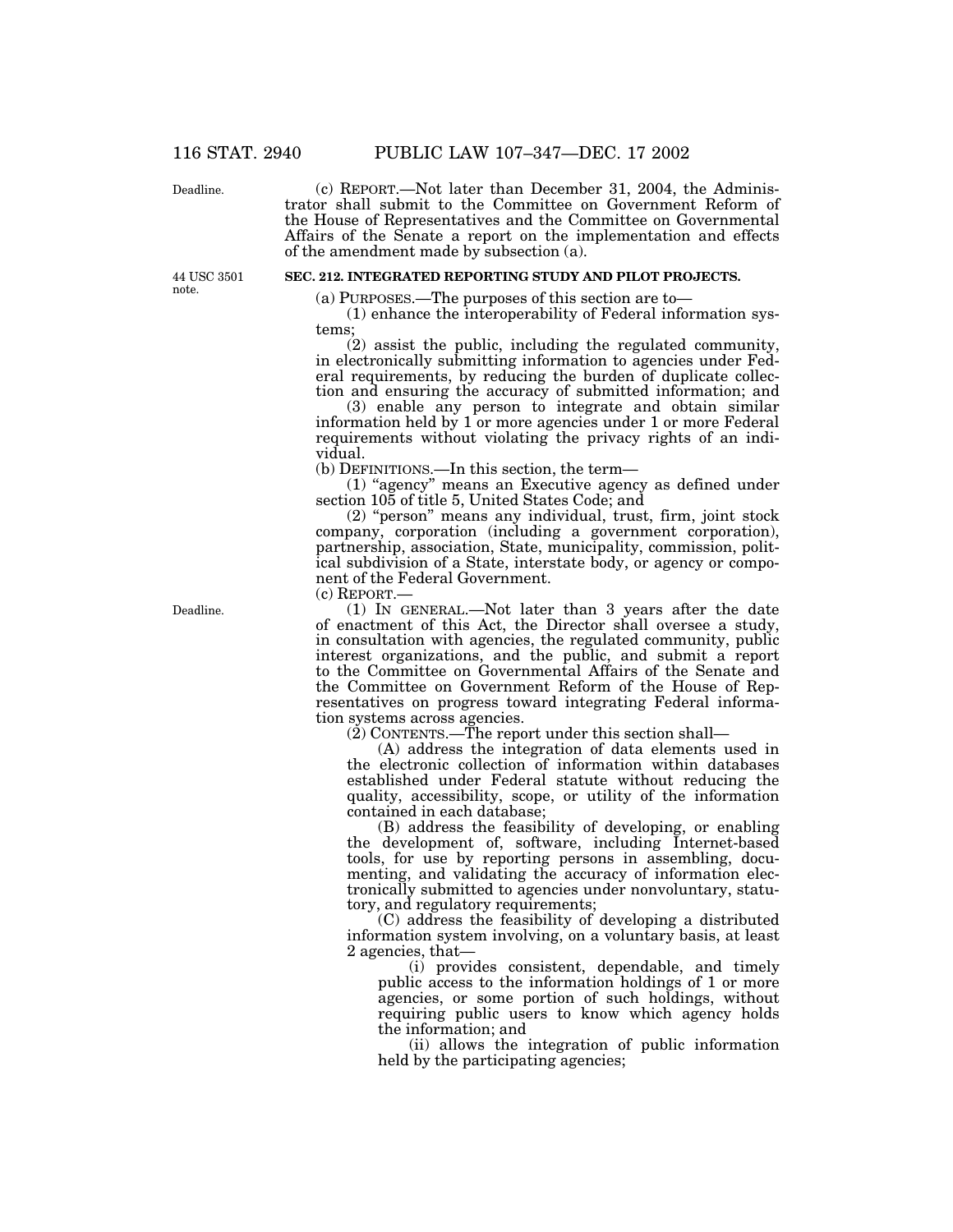Deadline.

(c) REPORT.—Not later than December 31, 2004, the Administrator shall submit to the Committee on Government Reform of the House of Representatives and the Committee on Governmental Affairs of the Senate a report on the implementation and effects of the amendment made by subsection (a).

44 USC 3501 note.

**SEC. 212. INTEGRATED REPORTING STUDY AND PILOT PROJECTS.**

(a) PURPOSES.—The purposes of this section are to—

(1) enhance the interoperability of Federal information systems;

(2) assist the public, including the regulated community, in electronically submitting information to agencies under Federal requirements, by reducing the burden of duplicate collection and ensuring the accuracy of submitted information; and

(3) enable any person to integrate and obtain similar information held by 1 or more agencies under 1 or more Federal requirements without violating the privacy rights of an individual.

(b) DEFINITIONS.—In this section, the term—

(1) "agency" means an Executive agency as defined under section 105 of title 5, United States Code; and

(2) "person" means any individual, trust, firm, joint stock company, corporation (including a government corporation), partnership, association, State, municipality, commission, political subdivision of a State, interstate body, or agency or component of the Federal Government.

(c) REPORT.—

Deadline.

(1) IN GENERAL.—Not later than 3 years after the date of enactment of this Act, the Director shall oversee a study, in consultation with agencies, the regulated community, public interest organizations, and the public, and submit a report to the Committee on Governmental Affairs of the Senate and the Committee on Government Reform of the House of Representatives on progress toward integrating Federal information systems across agencies.

(2) CONTENTS.—The report under this section shall—

(A) address the integration of data elements used in the electronic collection of information within databases established under Federal statute without reducing the quality, accessibility, scope, or utility of the information contained in each database;

(B) address the feasibility of developing, or enabling the development of, software, including Internet-based tools, for use by reporting persons in assembling, documenting, and validating the accuracy of information electronically submitted to agencies under nonvoluntary, statutory, and regulatory requirements;

(C) address the feasibility of developing a distributed information system involving, on a voluntary basis, at least 2 agencies, that—

(i) provides consistent, dependable, and timely public access to the information holdings of 1 or more agencies, or some portion of such holdings, without requiring public users to know which agency holds the information; and

(ii) allows the integration of public information held by the participating agencies;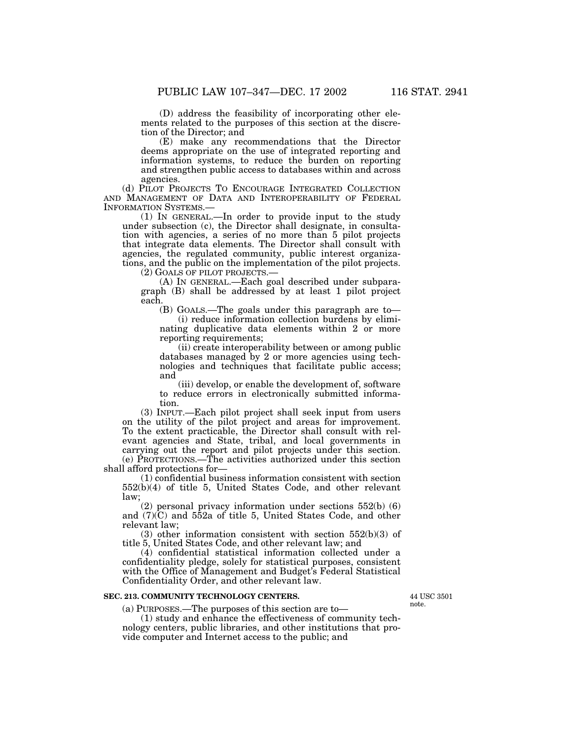(D) address the feasibility of incorporating other elements related to the purposes of this section at the discretion of the Director; and

(E) make any recommendations that the Director deems appropriate on the use of integrated reporting and information systems, to reduce the burden on reporting and strengthen public access to databases within and across agencies.

(d) PILOT PROJECTS TO ENCOURAGE INTEGRATED COLLECTION AND MANAGEMENT OF DATA AND INTEROPERABILITY OF FEDERAL INFORMATION SYSTEMS.—

(1) IN GENERAL.—In order to provide input to the study under subsection (c), the Director shall designate, in consultation with agencies, a series of no more than 5 pilot projects that integrate data elements. The Director shall consult with agencies, the regulated community, public interest organizations, and the public on the implementation of the pilot projects.

(2) GOALS OF PILOT PROJECTS.—

(A) IN GENERAL.—Each goal described under subparagraph (B) shall be addressed by at least 1 pilot project each.

(B) GOALS.—The goals under this paragraph are to—

(i) reduce information collection burdens by eliminating duplicative data elements within 2 or more reporting requirements;

(ii) create interoperability between or among public databases managed by 2 or more agencies using technologies and techniques that facilitate public access; and

(iii) develop, or enable the development of, software to reduce errors in electronically submitted information.

(3) INPUT.—Each pilot project shall seek input from users on the utility of the pilot project and areas for improvement. To the extent practicable, the Director shall consult with relevant agencies and State, tribal, and local governments in carrying out the report and pilot projects under this section.

(e) PROTECTIONS.—The activities authorized under this section shall afford protections for—

(1) confidential business information consistent with section 552(b)(4) of title 5, United States Code, and other relevant law;

(2) personal privacy information under sections 552(b) (6) and (7)(C) and 552a of title 5, United States Code, and other relevant law;

(3) other information consistent with section 552(b)(3) of title 5, United States Code, and other relevant law; and

(4) confidential statistical information collected under a confidentiality pledge, solely for statistical purposes, consistent with the Office of Management and Budget's Federal Statistical Confidentiality Order, and other relevant law.

**SEC. 213. COMMUNITY TECHNOLOGY CENTERS.**

44 USC 3501 note.

(a) PURPOSES.—The purposes of this section are to—

(1) study and enhance the effectiveness of community technology centers, public libraries, and other institutions that provide computer and Internet access to the public; and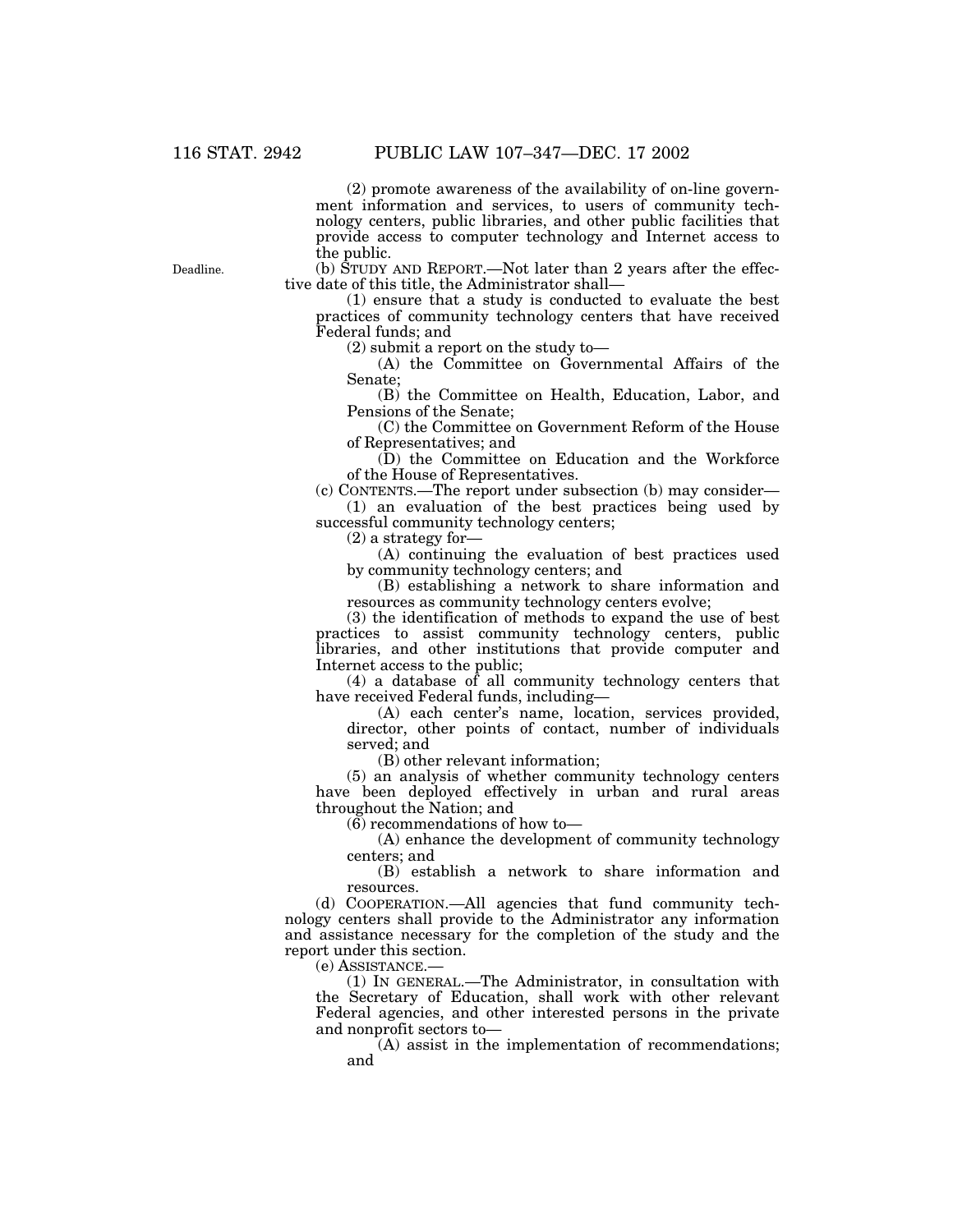(2) promote awareness of the availability of on-line government information and services, to users of community technology centers, public libraries, and other public facilities that provide access to computer technology and Internet access to the public.

Deadline.

(b) STUDY AND REPORT.—Not later than 2 years after the effective date of this title, the Administrator shall—

(1) ensure that a study is conducted to evaluate the best practices of community technology centers that have received Federal funds; and

(2) submit a report on the study to—

(A) the Committee on Governmental Affairs of the Senate;

(B) the Committee on Health, Education, Labor, and Pensions of the Senate;

(C) the Committee on Government Reform of the House of Representatives; and

(D) the Committee on Education and the Workforce of the House of Representatives.

(c) CONTENTS.—The report under subsection (b) may consider—

(1) an evaluation of the best practices being used by successful community technology centers;

(2) a strategy for—

(A) continuing the evaluation of best practices used by community technology centers; and

(B) establishing a network to share information and resources as community technology centers evolve;

(3) the identification of methods to expand the use of best practices to assist community technology centers, public libraries, and other institutions that provide computer and Internet access to the public;

(4) a database of all community technology centers that have received Federal funds, including—

(A) each center's name, location, services provided, director, other points of contact, number of individuals served; and

(B) other relevant information;

(5) an analysis of whether community technology centers have been deployed effectively in urban and rural areas throughout the Nation; and

(6) recommendations of how to—

(A) enhance the development of community technology centers; and

(B) establish a network to share information and resources.

(d) COOPERATION.—All agencies that fund community technology centers shall provide to the Administrator any information and assistance necessary for the completion of the study and the report under this section.

(e) ASSISTANCE.—

(1) IN GENERAL.—The Administrator, in consultation with the Secretary of Education, shall work with other relevant Federal agencies, and other interested persons in the private and nonprofit sectors to—

(A) assist in the implementation of recommendations; and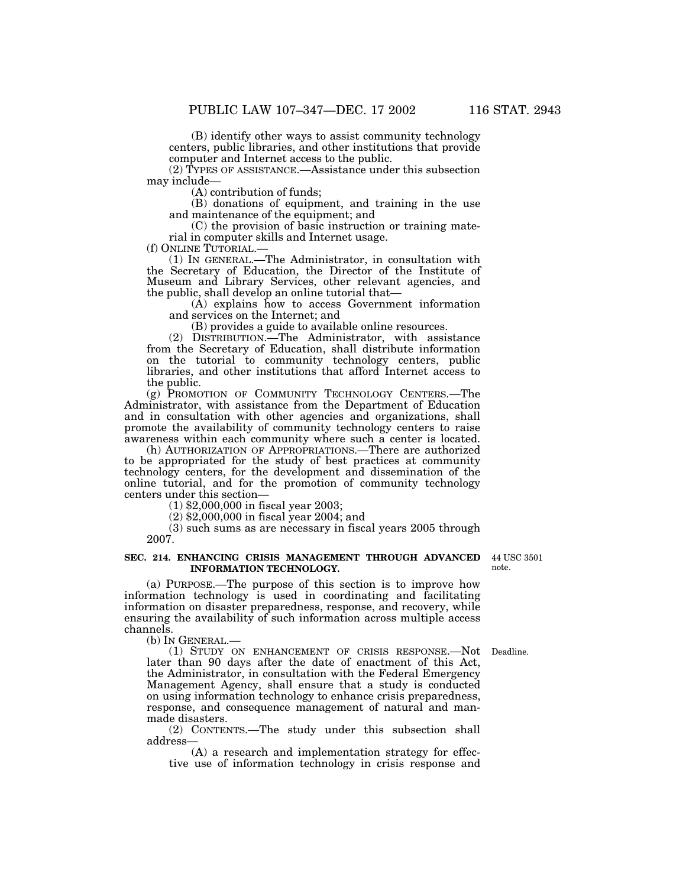(B) identify other ways to assist community technology centers, public libraries, and other institutions that provide computer and Internet access to the public.

(2) TYPES OF ASSISTANCE.—Assistance under this subsection may include—

(A) contribution of funds;

(B) donations of equipment, and training in the use and maintenance of the equipment; and

(C) the provision of basic instruction or training material in computer skills and Internet usage.

(f) ONLINE TUTORIAL.—

(1) IN GENERAL.—The Administrator, in consultation with the Secretary of Education, the Director of the Institute of Museum and Library Services, other relevant agencies, and the public, shall develop an online tutorial that—

(A) explains how to access Government information and services on the Internet; and

(B) provides a guide to available online resources.

(2) DISTRIBUTION.—The Administrator, with assistance from the Secretary of Education, shall distribute information on the tutorial to community technology centers, public libraries, and other institutions that afford Internet access to the public.

(g) PROMOTION OF COMMUNITY TECHNOLOGY CENTERS.—The Administrator, with assistance from the Department of Education and in consultation with other agencies and organizations, shall promote the availability of community technology centers to raise awareness within each community where such a center is located.

(h) AUTHORIZATION OF APPROPRIATIONS.—There are authorized to be appropriated for the study of best practices at community technology centers, for the development and dissemination of the online tutorial, and for the promotion of community technology centers under this section—

(1) $2,000,000 in fiscal year 2003;

(2) $2,000,000 in fiscal year 2004; and

(3) such sums as are necessary in fiscal years 2005 through 2007.

**SEC. 214. ENHANCING CRISIS MANAGEMENT THROUGH ADVANCED INFORMATION TECHNOLOGY.**

44 USC 3501 note.

(a) PURPOSE.—The purpose of this section is to improve how information technology is used in coordinating and facilitating information on disaster preparedness, response, and recovery, while ensuring the availability of such information across multiple access channels.

(b) IN GENERAL.—

(1) STUDY ON ENHANCEMENT OF CRISIS RESPONSE.—Not later than 90 days after the date of enactment of this Act, the Administrator, in consultation with the Federal Emergency Management Agency, shall ensure that a study is conducted on using information technology to enhance crisis preparedness, response, and consequence management of natural and manmade disasters.

Deadline.

(2) CONTENTS.—The study under this subsection shall address—

(A) a research and implementation strategy for effective use of information technology in crisis response and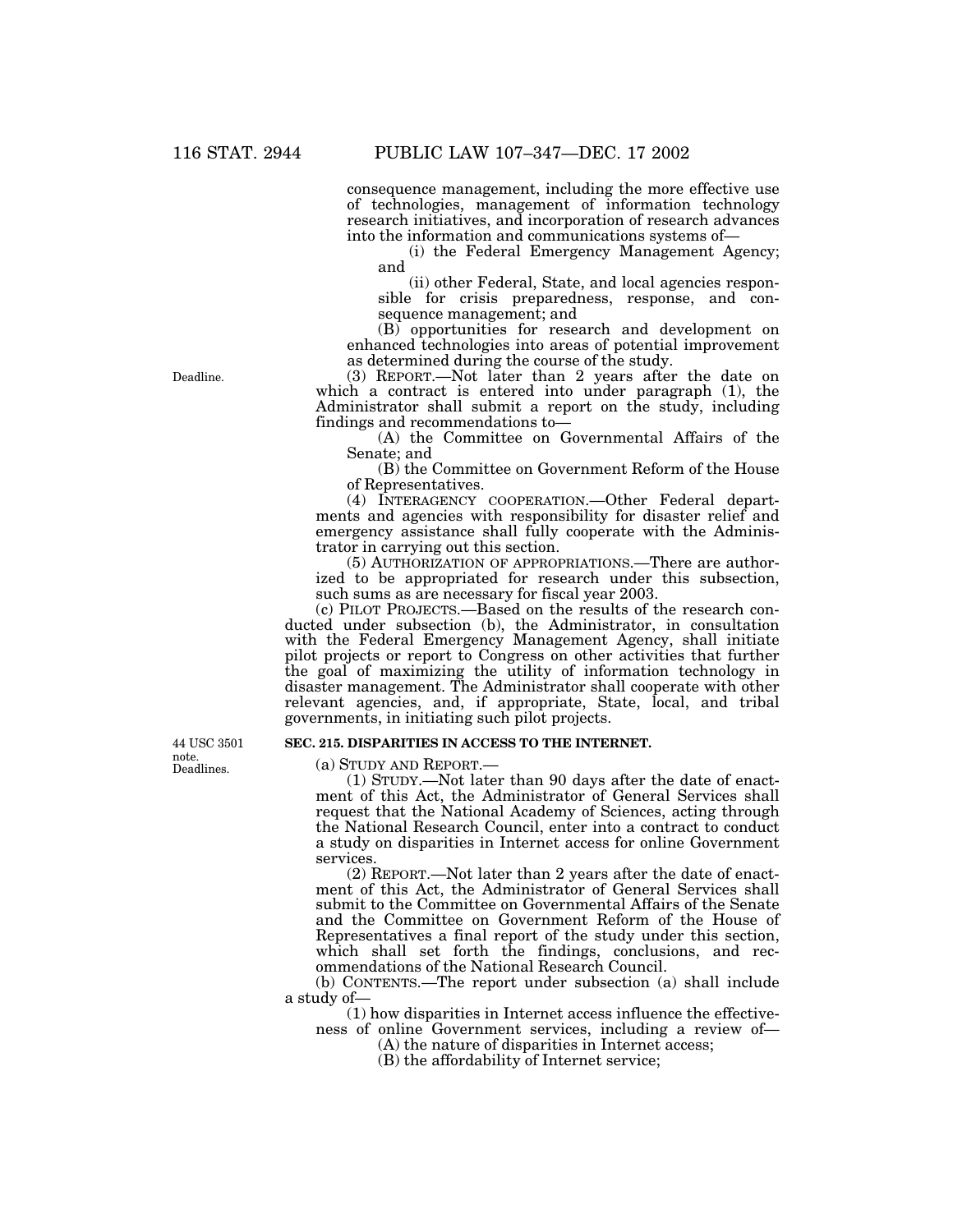consequence management, including the more effective use of technologies, management of information technology research initiatives, and incorporation of research advances into the information and communications systems of—

(i) the Federal Emergency Management Agency; and

(ii) other Federal, State, and local agencies responsible for crisis preparedness, response, and consequence management; and

(B) opportunities for research and development on enhanced technologies into areas of potential improvement as determined during the course of the study.

Deadline.

(3) REPORT.—Not later than 2 years after the date on which a contract is entered into under paragraph (1), the Administrator shall submit a report on the study, including findings and recommendations to—

(A) the Committee on Governmental Affairs of the Senate; and

(B) the Committee on Government Reform of the House of Representatives.

(4) INTERAGENCY COOPERATION.—Other Federal departments and agencies with responsibility for disaster relief and emergency assistance shall fully cooperate with the Administrator in carrying out this section.

(5) AUTHORIZATION OF APPROPRIATIONS.—There are authorized to be appropriated for research under this subsection, such sums as are necessary for fiscal year 2003.

(c) PILOT PROJECTS.—Based on the results of the research conducted under subsection (b), the Administrator, in consultation with the Federal Emergency Management Agency, shall initiate pilot projects or report to Congress on other activities that further the goal of maximizing the utility of information technology in disaster management. The Administrator shall cooperate with other relevant agencies, and, if appropriate, State, local, and tribal governments, in initiating such pilot projects.

44 USC 3501 note.
Deadlines.

**SEC. 215. DISPARITIES IN ACCESS TO THE INTERNET.**

(a) STUDY AND REPORT.—

(1) STUDY.—Not later than 90 days after the date of enactment of this Act, the Administrator of General Services shall request that the National Academy of Sciences, acting through the National Research Council, enter into a contract to conduct a study on disparities in Internet access for online Government services.

(2) REPORT.—Not later than 2 years after the date of enactment of this Act, the Administrator of General Services shall submit to the Committee on Governmental Affairs of the Senate and the Committee on Government Reform of the House of Representatives a final report of the study under this section, which shall set forth the findings, conclusions, and recommendations of the National Research Council.

(b) CONTENTS.—The report under subsection (a) shall include a study of—

(1) how disparities in Internet access influence the effectiveness of online Government services, including a review of—

(A) the nature of disparities in Internet access;

(B) the affordability of Internet service;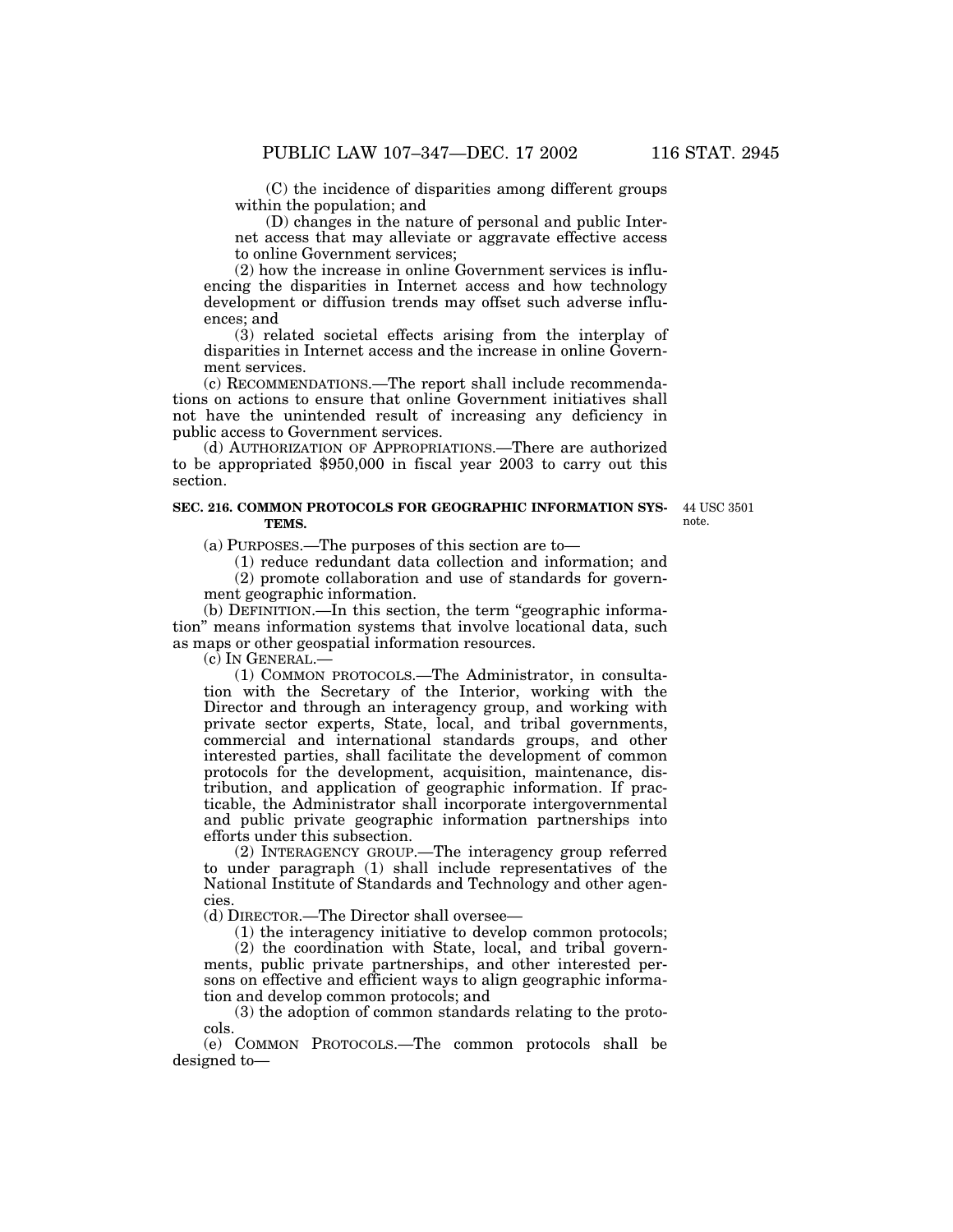(C) the incidence of disparities among different groups within the population; and

(D) changes in the nature of personal and public Internet access that may alleviate or aggravate effective access to online Government services;

(2) how the increase in online Government services is influencing the disparities in Internet access and how technology development or diffusion trends may offset such adverse influences; and

(3) related societal effects arising from the interplay of disparities in Internet access and the increase in online Government services.

(c) RECOMMENDATIONS.—The report shall include recommendations on actions to ensure that online Government initiatives shall not have the unintended result of increasing any deficiency in public access to Government services.

(d) AUTHORIZATION OF APPROPRIATIONS.—There are authorized to be appropriated $950,000 in fiscal year 2003 to carry out this section.

**SEC. 216. COMMON PROTOCOLS FOR GEOGRAPHIC INFORMATION SYSTEMS.**

44 USC 3501 note.

(a) PURPOSES.—The purposes of this section are to—

(1) reduce redundant data collection and information; and

(2) promote collaboration and use of standards for government geographic information.

(b) DEFINITION.—In this section, the term "geographic information" means information systems that involve locational data, such as maps or other geospatial information resources.

(c) IN GENERAL.—

(1) COMMON PROTOCOLS.—The Administrator, in consultation with the Secretary of the Interior, working with the Director and through an interagency group, and working with private sector experts, State, local, and tribal governments, commercial and international standards groups, and other interested parties, shall facilitate the development of common protocols for the development, acquisition, maintenance, distribution, and application of geographic information. If practicable, the Administrator shall incorporate intergovernmental and public private geographic information partnerships into efforts under this subsection.

(2) INTERAGENCY GROUP.—The interagency group referred to under paragraph (1) shall include representatives of the National Institute of Standards and Technology and other agencies.

(d) DIRECTOR.—The Director shall oversee—

(1) the interagency initiative to develop common protocols;

(2) the coordination with State, local, and tribal governments, public private partnerships, and other interested persons on effective and efficient ways to align geographic information and develop common protocols; and

(3) the adoption of common standards relating to the protocols.

(e) COMMON PROTOCOLS.—The common protocols shall be designed to—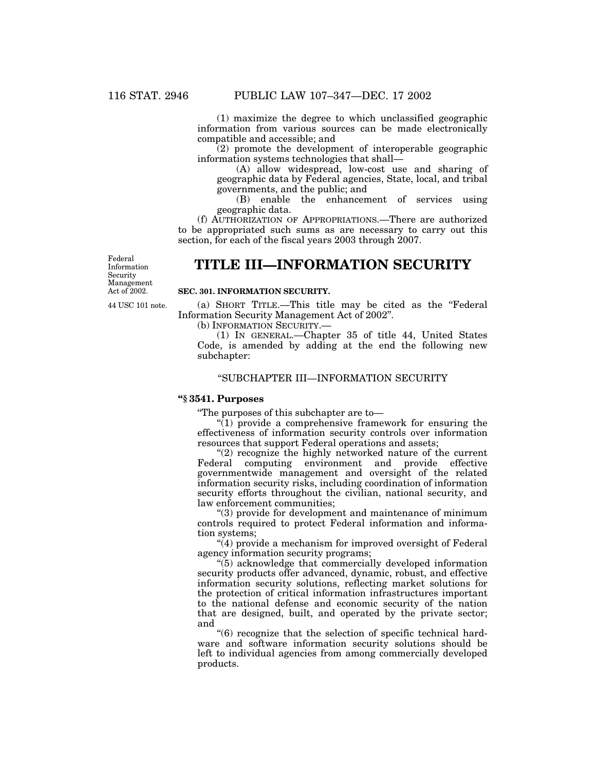(1) maximize the degree to which unclassified geographic information from various sources can be made electronically compatible and accessible; and

(2) promote the development of interoperable geographic information systems technologies that shall—

(A) allow widespread, low-cost use and sharing of geographic data by Federal agencies, State, local, and tribal governments, and the public; and

(B) enable the enhancement of services using geographic data.

(f) AUTHORIZATION OF APPROPRIATIONS.—There are authorized to be appropriated such sums as are necessary to carry out this section, for each of the fiscal years 2003 through 2007.

# TITLE III—INFORMATION SECURITY

Federal Information Security Management Act of 2002.

44 USC 101 note.

**SEC. 301. INFORMATION SECURITY.**

(a) SHORT TITLE.—This title may be cited as the "Federal Information Security Management Act of 2002".

(b) INFORMATION SECURITY.—

(1) IN GENERAL.—Chapter 35 of title 44, United States Code, is amended by adding at the end the following new subchapter:

"SUBCHAPTER III—INFORMATION SECURITY

**"§ 3541. Purposes**

"The purposes of this subchapter are to—

"(1) provide a comprehensive framework for ensuring the effectiveness of information security controls over information resources that support Federal operations and assets;

"(2) recognize the highly networked nature of the current Federal computing environment and provide effective governmentwide management and oversight of the related information security risks, including coordination of information security efforts throughout the civilian, national security, and law enforcement communities;

"(3) provide for development and maintenance of minimum controls required to protect Federal information and information systems;

"(4) provide a mechanism for improved oversight of Federal agency information security programs;

"(5) acknowledge that commercially developed information security products offer advanced, dynamic, robust, and effective information security solutions, reflecting market solutions for the protection of critical information infrastructures important to the national defense and economic security of the nation that are designed, built, and operated by the private sector; and

"(6) recognize that the selection of specific technical hardware and software information security solutions should be left to individual agencies from among commercially developed products.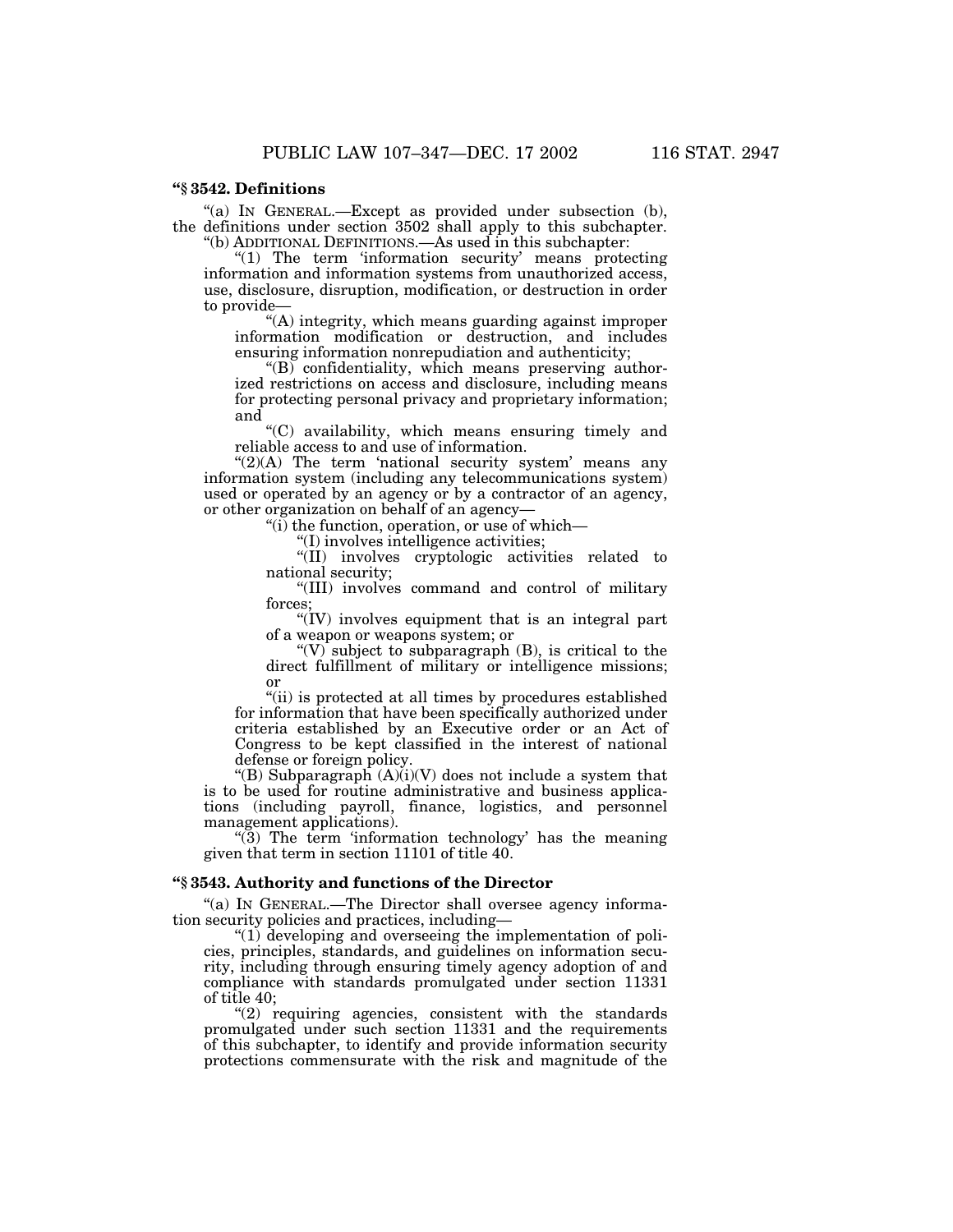### "§ 3542. Definitions

"(a) IN GENERAL.—Except as provided under subsection (b), the definitions under section 3502 shall apply to this subchapter.

"(b) ADDITIONAL DEFINITIONS.—As used in this subchapter:

"(1) The term 'information security' means protecting information and information systems from unauthorized access, use, disclosure, disruption, modification, or destruction in order to provide—

"(A) integrity, which means guarding against improper information modification or destruction, and includes ensuring information nonrepudiation and authenticity;

"(B) confidentiality, which means preserving authorized restrictions on access and disclosure, including means for protecting personal privacy and proprietary information; and

"(C) availability, which means ensuring timely and reliable access to and use of information.

"(2)(A) The term 'national security system' means any information system (including any telecommunications system) used or operated by an agency or by a contractor of an agency, or other organization on behalf of an agency—

"(i) the function, operation, or use of which—

"(I) involves intelligence activities;

"(II) involves cryptologic activities related to national security;

"(III) involves command and control of military forces;

"(IV) involves equipment that is an integral part of a weapon or weapons system; or

"(V) subject to subparagraph (B), is critical to the direct fulfillment of military or intelligence missions; or

"(ii) is protected at all times by procedures established for information that have been specifically authorized under criteria established by an Executive order or an Act of Congress to be kept classified in the interest of national defense or foreign policy.

"(B) Subparagraph (A)(i)(V) does not include a system that is to be used for routine administrative and business applications (including payroll, finance, logistics, and personnel management applications).

"(3) The term 'information technology' has the meaning given that term in section 11101 of title 40.

### "§ 3543. Authority and functions of the Director

"(a) IN GENERAL.—The Director shall oversee agency information security policies and practices, including—

"(1) developing and overseeing the implementation of policies, principles, standards, and guidelines on information security, including through ensuring timely agency adoption of and compliance with standards promulgated under section 11331 of title 40;

"(2) requiring agencies, consistent with the standards promulgated under such section 11331 and the requirements of this subchapter, to identify and provide information security protections commensurate with the risk and magnitude of the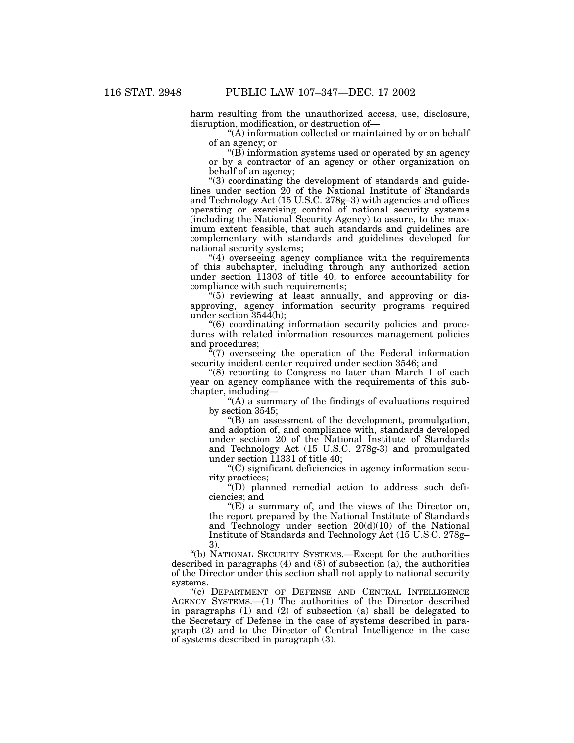harm resulting from the unauthorized access, use, disclosure, disruption, modification, or destruction of—

"(A) information collected or maintained by or on behalf of an agency; or

"(B) information systems used or operated by an agency or by a contractor of an agency or other organization on behalf of an agency;

"(3) coordinating the development of standards and guidelines under section 20 of the National Institute of Standards and Technology Act (15 U.S.C. 278g–3) with agencies and offices operating or exercising control of national security systems (including the National Security Agency) to assure, to the maximum extent feasible, that such standards and guidelines are complementary with standards and guidelines developed for national security systems;

"(4) overseeing agency compliance with the requirements of this subchapter, including through any authorized action under section 11303 of title 40, to enforce accountability for compliance with such requirements;

"(5) reviewing at least annually, and approving or disapproving, agency information security programs required under section 3544(b);

"(6) coordinating information security policies and procedures with related information resources management policies and procedures;

"(7) overseeing the operation of the Federal information security incident center required under section 3546; and

"(8) reporting to Congress no later than March 1 of each year on agency compliance with the requirements of this subchapter, including—

"(A) a summary of the findings of evaluations required by section 3545;

"(B) an assessment of the development, promulgation, and adoption of, and compliance with, standards developed under section 20 of the National Institute of Standards and Technology Act (15 U.S.C. 278g-3) and promulgated under section 11331 of title 40;

"(C) significant deficiencies in agency information security practices;

"(D) planned remedial action to address such deficiencies; and

"(E) a summary of, and the views of the Director on, the report prepared by the National Institute of Standards and Technology under section 20(d)(10) of the National Institute of Standards and Technology Act (15 U.S.C. 278g–3).

"(b) NATIONAL SECURITY SYSTEMS.—Except for the authorities described in paragraphs (4) and (8) of subsection (a), the authorities of the Director under this section shall not apply to national security systems.

"(c) DEPARTMENT OF DEFENSE AND CENTRAL INTELLIGENCE AGENCY SYSTEMS.—(1) The authorities of the Director described in paragraphs (1) and (2) of subsection (a) shall be delegated to the Secretary of Defense in the case of systems described in paragraph (2) and to the Director of Central Intelligence in the case of systems described in paragraph (3).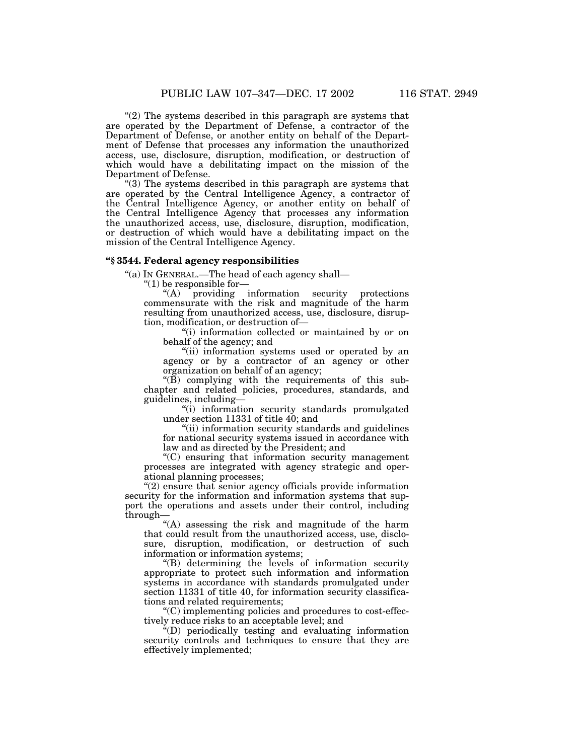"(2) The systems described in this paragraph are systems that are operated by the Department of Defense, a contractor of the Department of Defense, or another entity on behalf of the Department of Defense that processes any information the unauthorized access, use, disclosure, disruption, modification, or destruction of which would have a debilitating impact on the mission of the Department of Defense.

"(3) The systems described in this paragraph are systems that are operated by the Central Intelligence Agency, a contractor of the Central Intelligence Agency, or another entity on behalf of the Central Intelligence Agency that processes any information the unauthorized access, use, disclosure, disruption, modification, or destruction of which would have a debilitating impact on the mission of the Central Intelligence Agency.

**"§ 3544. Federal agency responsibilities**

"(a) IN GENERAL.—The head of each agency shall—

"(1) be responsible for—

"(A) providing information security protections commensurate with the risk and magnitude of the harm resulting from unauthorized access, use, disclosure, disruption, modification, or destruction of—

"(i) information collected or maintained by or on behalf of the agency; and

"(ii) information systems used or operated by an agency or by a contractor of an agency or other organization on behalf of an agency;

"(B) complying with the requirements of this subchapter and related policies, procedures, standards, and guidelines, including—

"(i) information security standards promulgated under section 11331 of title 40; and

"(ii) information security standards and guidelines for national security systems issued in accordance with law and as directed by the President; and

"(C) ensuring that information security management processes are integrated with agency strategic and operational planning processes;

"(2) ensure that senior agency officials provide information security for the information and information systems that support the operations and assets under their control, including through—

"(A) assessing the risk and magnitude of the harm that could result from the unauthorized access, use, disclosure, disruption, modification, or destruction of such information or information systems;

"(B) determining the levels of information security appropriate to protect such information and information systems in accordance with standards promulgated under section 11331 of title 40, for information security classifications and related requirements;

"(C) implementing policies and procedures to cost-effectively reduce risks to an acceptable level; and

"(D) periodically testing and evaluating information security controls and techniques to ensure that they are effectively implemented;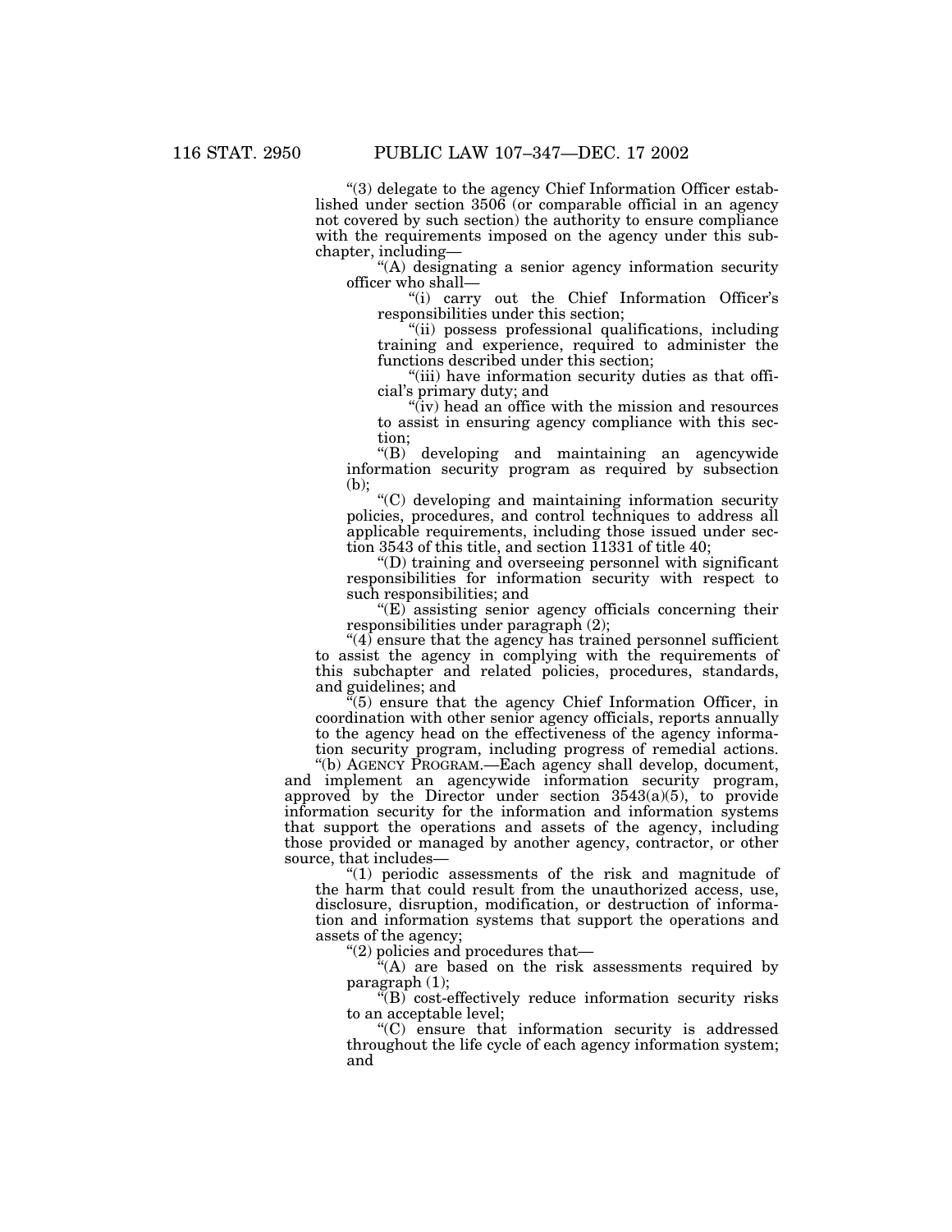"(3) delegate to the agency Chief Information Officer established under section 3506 (or comparable official in an agency not covered by such section) the authority to ensure compliance with the requirements imposed on the agency under this subchapter, including—

"(A) designating a senior agency information security officer who shall—

"(i) carry out the Chief Information Officer's responsibilities under this section;

"(ii) possess professional qualifications, including training and experience, required to administer the functions described under this section;

"(iii) have information security duties as that official's primary duty; and

"(iv) head an office with the mission and resources to assist in ensuring agency compliance with this section;

"(B) developing and maintaining an agencywide information security program as required by subsection (b);

"(C) developing and maintaining information security policies, procedures, and control techniques to address all applicable requirements, including those issued under section 3543 of this title, and section 11331 of title 40;

"(D) training and overseeing personnel with significant responsibilities for information security with respect to such responsibilities; and

"(E) assisting senior agency officials concerning their responsibilities under paragraph (2);

"(4) ensure that the agency has trained personnel sufficient to assist the agency in complying with the requirements of this subchapter and related policies, procedures, standards, and guidelines; and

"(5) ensure that the agency Chief Information Officer, in coordination with other senior agency officials, reports annually to the agency head on the effectiveness of the agency information security program, including progress of remedial actions.

"(b) AGENCY PROGRAM.—Each agency shall develop, document, and implement an agencywide information security program, approved by the Director under section 3543(a)(5), to provide information security for the information and information systems that support the operations and assets of the agency, including those provided or managed by another agency, contractor, or other source, that includes—

"(1) periodic assessments of the risk and magnitude of the harm that could result from the unauthorized access, use, disclosure, disruption, modification, or destruction of information and information systems that support the operations and assets of the agency;

"(2) policies and procedures that—

"(A) are based on the risk assessments required by paragraph (1);

"(B) cost-effectively reduce information security risks to an acceptable level;

"(C) ensure that information security is addressed throughout the life cycle of each agency information system; and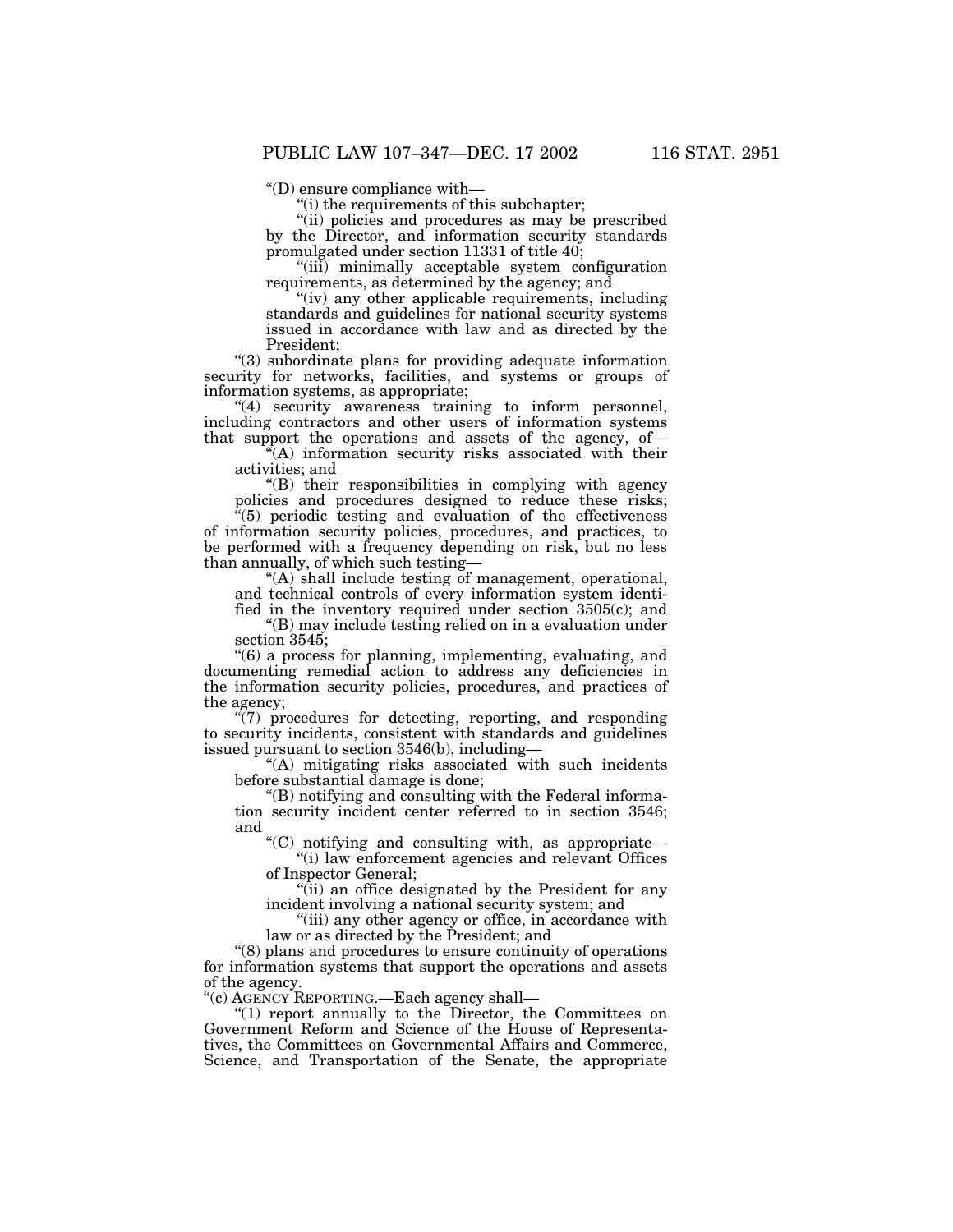"(D) ensure compliance with—

"(i) the requirements of this subchapter;

"(ii) policies and procedures as may be prescribed by the Director, and information security standards promulgated under section 11331 of title 40;

"(iii) minimally acceptable system configuration requirements, as determined by the agency; and

"(iv) any other applicable requirements, including standards and guidelines for national security systems issued in accordance with law and as directed by the President;

"(3) subordinate plans for providing adequate information security for networks, facilities, and systems or groups of information systems, as appropriate;

"(4) security awareness training to inform personnel, including contractors and other users of information systems that support the operations and assets of the agency, of—

"(A) information security risks associated with their activities; and

"(B) their responsibilities in complying with agency policies and procedures designed to reduce these risks;

"(5) periodic testing and evaluation of the effectiveness of information security policies, procedures, and practices, to be performed with a frequency depending on risk, but no less than annually, of which such testing—

"(A) shall include testing of management, operational, and technical controls of every information system identified in the inventory required under section 3505(c); and

"(B) may include testing relied on in a evaluation under section 3545;

"(6) a process for planning, implementing, evaluating, and documenting remedial action to address any deficiencies in the information security policies, procedures, and practices of the agency;

"(7) procedures for detecting, reporting, and responding to security incidents, consistent with standards and guidelines issued pursuant to section 3546(b), including—

"(A) mitigating risks associated with such incidents before substantial damage is done;

"(B) notifying and consulting with the Federal information security incident center referred to in section 3546; and

"(C) notifying and consulting with, as appropriate—

"(i) law enforcement agencies and relevant Offices of Inspector General;

"(ii) an office designated by the President for any incident involving a national security system; and

"(iii) any other agency or office, in accordance with law or as directed by the President; and

"(8) plans and procedures to ensure continuity of operations for information systems that support the operations and assets of the agency.

"(c) AGENCY REPORTING.—Each agency shall—

"(1) report annually to the Director, the Committees on Government Reform and Science of the House of Representatives, the Committees on Governmental Affairs and Commerce, Science, and Transportation of the Senate, the appropriate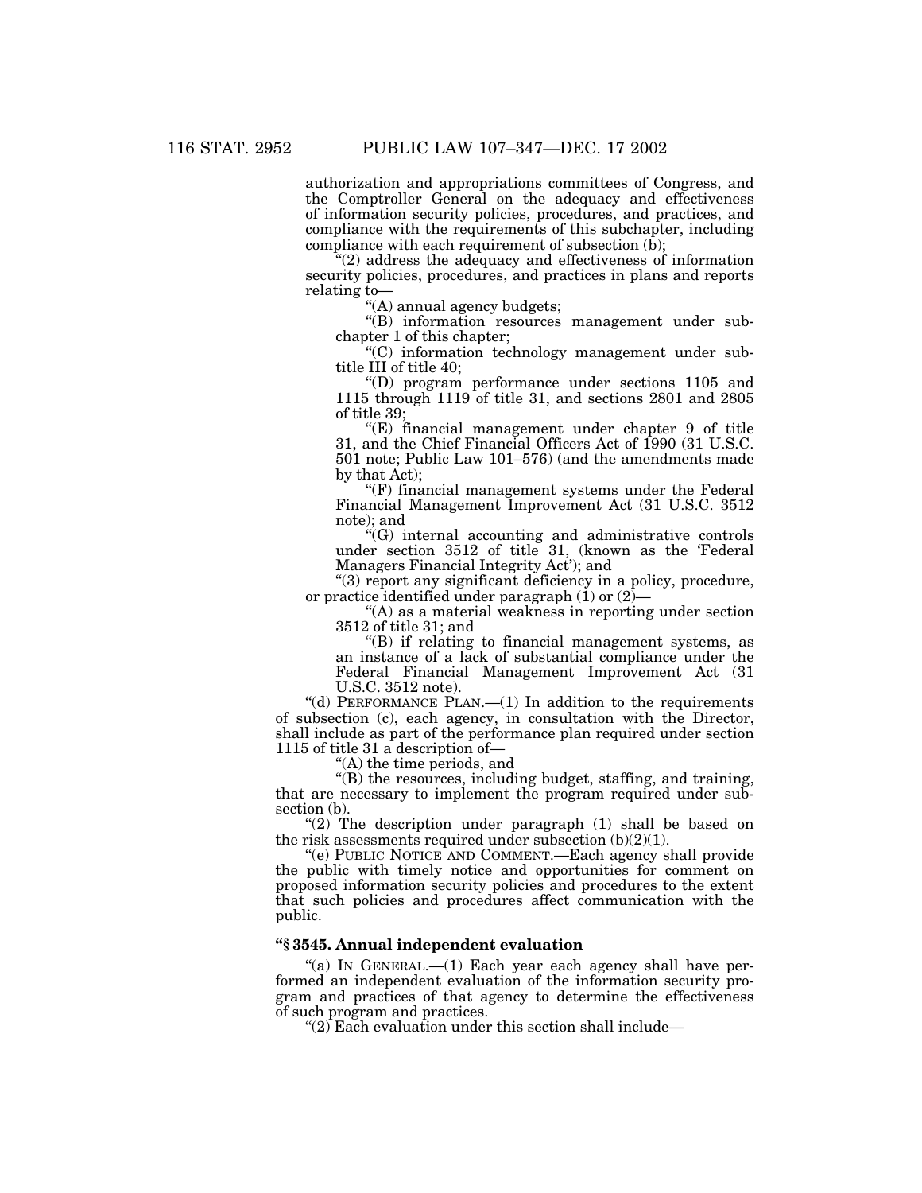authorization and appropriations committees of Congress, and the Comptroller General on the adequacy and effectiveness of information security policies, procedures, and practices, and compliance with the requirements of this subchapter, including compliance with each requirement of subsection (b);

"(2) address the adequacy and effectiveness of information security policies, procedures, and practices in plans and reports relating to—

"(A) annual agency budgets;

"(B) information resources management under subchapter 1 of this chapter;

"(C) information technology management under subtitle III of title 40;

"(D) program performance under sections 1105 and 1115 through 1119 of title 31, and sections 2801 and 2805 of title 39;

"(E) financial management under chapter 9 of title 31, and the Chief Financial Officers Act of 1990 (31 U.S.C. 501 note; Public Law 101–576) (and the amendments made by that Act);

"(F) financial management systems under the Federal Financial Management Improvement Act (31 U.S.C. 3512 note); and

"(G) internal accounting and administrative controls under section 3512 of title 31, (known as the 'Federal Managers Financial Integrity Act'); and

"(3) report any significant deficiency in a policy, procedure, or practice identified under paragraph (1) or (2)—

"(A) as a material weakness in reporting under section 3512 of title 31; and

"(B) if relating to financial management systems, as an instance of a lack of substantial compliance under the Federal Financial Management Improvement Act (31 U.S.C. 3512 note).

"(d) PERFORMANCE PLAN.—(1) In addition to the requirements of subsection (c), each agency, in consultation with the Director, shall include as part of the performance plan required under section 1115 of title 31 a description of—

"(A) the time periods, and

"(B) the resources, including budget, staffing, and training,

that are necessary to implement the program required under subsection (b).

"(2) The description under paragraph (1) shall be based on the risk assessments required under subsection (b)(2)(1).

"(e) PUBLIC NOTICE AND COMMENT.—Each agency shall provide the public with timely notice and opportunities for comment on proposed information security policies and procedures to the extent that such policies and procedures affect communication with the public.

### "§ 3545. Annual independent evaluation

"(a) IN GENERAL.—(1) Each year each agency shall have performed an independent evaluation of the information security program and practices of that agency to determine the effectiveness of such program and practices.

"(2) Each evaluation under this section shall include—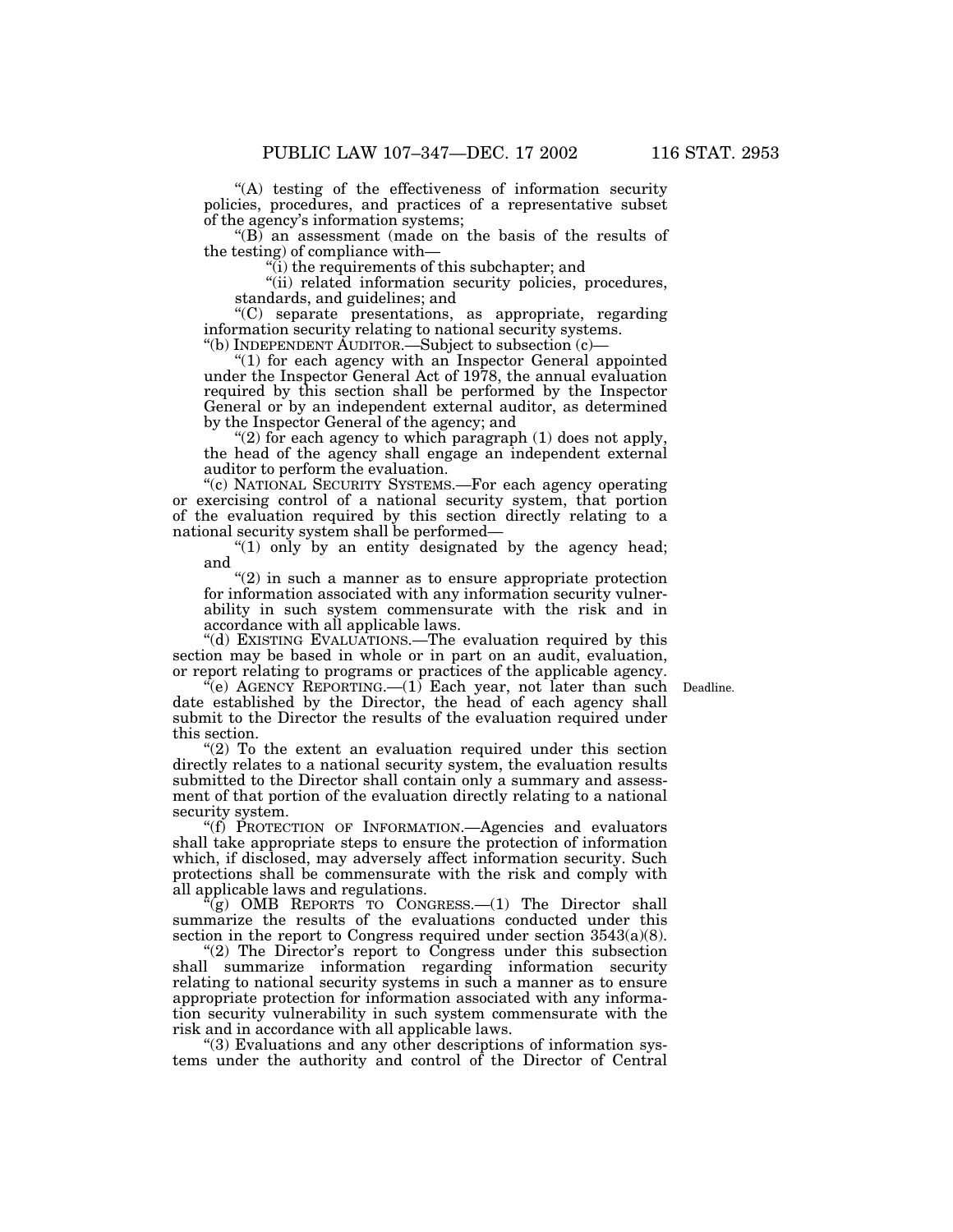"(A) testing of the effectiveness of information security policies, procedures, and practices of a representative subset of the agency's information systems;

"(B) an assessment (made on the basis of the results of the testing) of compliance with—

"(i) the requirements of this subchapter; and

"(ii) related information security policies, procedures, standards, and guidelines; and

"(C) separate presentations, as appropriate, regarding information security relating to national security systems.

"(b) INDEPENDENT AUDITOR.—Subject to subsection (c)—

"(1) for each agency with an Inspector General appointed under the Inspector General Act of 1978, the annual evaluation required by this section shall be performed by the Inspector General or by an independent external auditor, as determined by the Inspector General of the agency; and

"(2) for each agency to which paragraph (1) does not apply, the head of the agency shall engage an independent external auditor to perform the evaluation.

"(c) NATIONAL SECURITY SYSTEMS.—For each agency operating or exercising control of a national security system, that portion of the evaluation required by this section directly relating to a national security system shall be performed—

"(1) only by an entity designated by the agency head; and

"(2) in such a manner as to ensure appropriate protection for information associated with any information security vulnerability in such system commensurate with the risk and in accordance with all applicable laws.

"(d) EXISTING EVALUATIONS.—The evaluation required by this section may be based in whole or in part on an audit, evaluation, or report relating to programs or practices of the applicable agency.

"(e) AGENCY REPORTING.—(1) Each year, not later than such date established by the Director, the head of each agency shall submit to the Director the results of the evaluation required under this section.

Deadline.

"(2) To the extent an evaluation required under this section directly relates to a national security system, the evaluation results submitted to the Director shall contain only a summary and assessment of that portion of the evaluation directly relating to a national security system.

"(f) PROTECTION OF INFORMATION.—Agencies and evaluators shall take appropriate steps to ensure the protection of information which, if disclosed, may adversely affect information security. Such protections shall be commensurate with the risk and comply with all applicable laws and regulations.

"(g) OMB REPORTS TO CONGRESS.—(1) The Director shall summarize the results of the evaluations conducted under this section in the report to Congress required under section 3543(a)(8).

"(2) The Director's report to Congress under this subsection shall summarize information regarding information security relating to national security systems in such a manner as to ensure appropriate protection for information associated with any information security vulnerability in such system commensurate with the risk and in accordance with all applicable laws.

"(3) Evaluations and any other descriptions of information systems under the authority and control of the Director of Central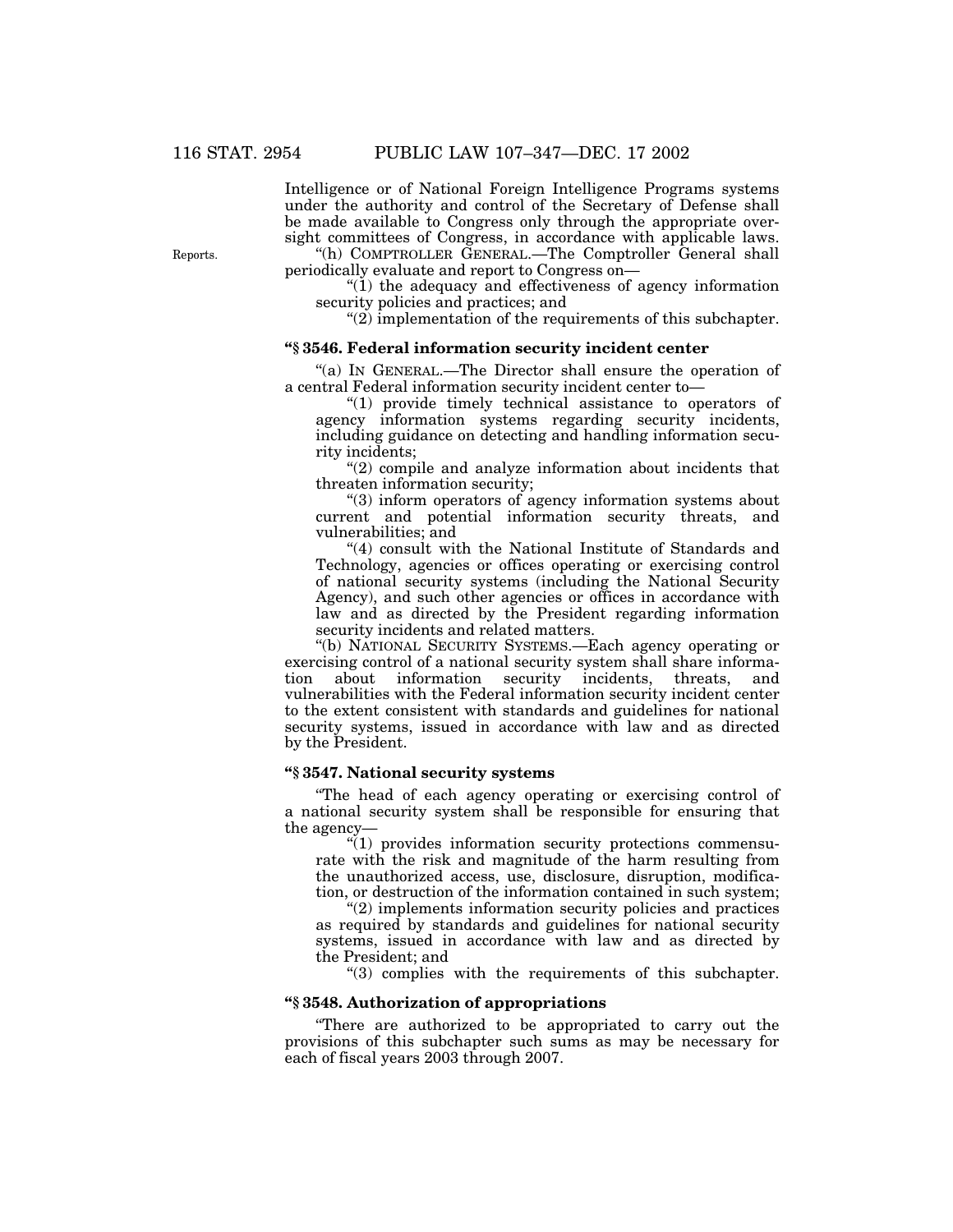Intelligence or of National Foreign Intelligence Programs systems under the authority and control of the Secretary of Defense shall be made available to Congress only through the appropriate oversight committees of Congress, in accordance with applicable laws.

Reports.

"(h) COMPTROLLER GENERAL.—The Comptroller General shall periodically evaluate and report to Congress on—

"(1) the adequacy and effectiveness of agency information security policies and practices; and

"(2) implementation of the requirements of this subchapter.

### "§ 3546. Federal information security incident center

"(a) IN GENERAL.—The Director shall ensure the operation of a central Federal information security incident center to—

"(1) provide timely technical assistance to operators of agency information systems regarding security incidents, including guidance on detecting and handling information security incidents;

"(2) compile and analyze information about incidents that threaten information security;

"(3) inform operators of agency information systems about current and potential information security threats, and vulnerabilities; and

"(4) consult with the National Institute of Standards and Technology, agencies or offices operating or exercising control of national security systems (including the National Security Agency), and such other agencies or offices in accordance with law and as directed by the President regarding information security incidents and related matters.

"(b) NATIONAL SECURITY SYSTEMS.—Each agency operating or exercising control of a national security system shall share information about information security incidents, threats, and vulnerabilities with the Federal information security incident center to the extent consistent with standards and guidelines for national security systems, issued in accordance with law and as directed by the President.

### "§ 3547. National security systems

"The head of each agency operating or exercising control of a national security system shall be responsible for ensuring that the agency—

"(1) provides information security protections commensurate with the risk and magnitude of the harm resulting from the unauthorized access, use, disclosure, disruption, modification, or destruction of the information contained in such system;

"(2) implements information security policies and practices as required by standards and guidelines for national security systems, issued in accordance with law and as directed by the President; and

"(3) complies with the requirements of this subchapter.

### "§ 3548. Authorization of appropriations

"There are authorized to be appropriated to carry out the provisions of this subchapter such sums as may be necessary for each of fiscal years 2003 through 2007.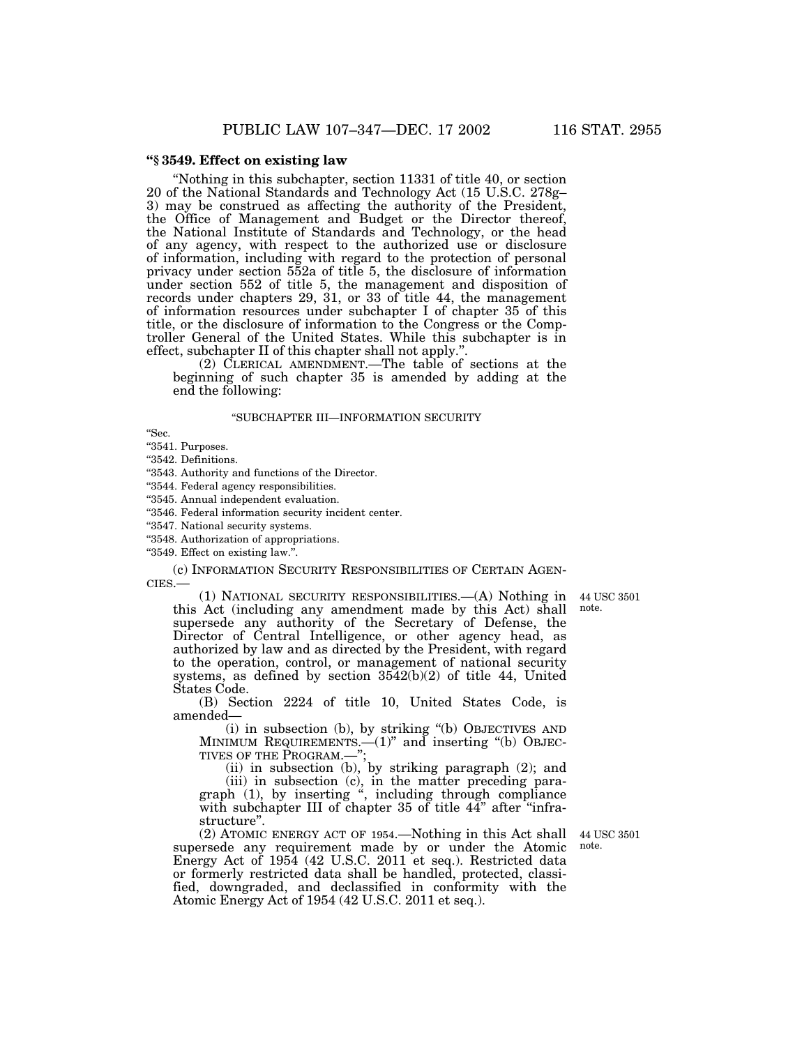### "§ 3549. Effect on existing law

"Nothing in this subchapter, section 11331 of title 40, or section 20 of the National Standards and Technology Act (15 U.S.C. 278g–3) may be construed as affecting the authority of the President, the Office of Management and Budget or the Director thereof, the National Institute of Standards and Technology, or the head of any agency, with respect to the authorized use or disclosure of information, including with regard to the protection of personal privacy under section 552a of title 5, the disclosure of information under section 552 of title 5, the management and disposition of records under chapters 29, 31, or 33 of title 44, the management of information resources under subchapter I of chapter 35 of this title, or the disclosure of information to the Congress or the Comptroller General of the United States. While this subchapter is in effect, subchapter II of this chapter shall not apply.".

(2) CLERICAL AMENDMENT.—The table of sections at the beginning of such chapter 35 is amended by adding at the end the following:

"SUBCHAPTER III—INFORMATION SECURITY

"Sec.
"3541. Purposes.
"3542. Definitions.
"3543. Authority and functions of the Director.
"3544. Federal agency responsibilities.
"3545. Annual independent evaluation.
"3546. Federal information security incident center.
"3547. National security systems.
"3548. Authorization of appropriations.
"3549. Effect on existing law.".

(c) INFORMATION SECURITY RESPONSIBILITIES OF CERTAIN AGENCIES.—

(1) NATIONAL SECURITY RESPONSIBILITIES.—(A) Nothing in this Act (including any amendment made by this Act) shall supersede any authority of the Secretary of Defense, the Director of Central Intelligence, or other agency head, as authorized by law and as directed by the President, with regard to the operation, control, or management of national security systems, as defined by section 3542(b)(2) of title 44, United States Code.

44 USC 3501 note.

(B) Section 2224 of title 10, United States Code, is amended—

(i) in subsection (b), by striking "(b) OBJECTIVES AND MINIMUM REQUIREMENTS.—(1)" and inserting "(b) OBJECTIVES OF THE PROGRAM.—";

(ii) in subsection (b), by striking paragraph (2); and

(iii) in subsection (c), in the matter preceding paragraph (1), by inserting ", including through compliance with subchapter III of chapter 35 of title 44" after "infrastructure".

(2) ATOMIC ENERGY ACT OF 1954.—Nothing in this Act shall supersede any requirement made by or under the Atomic Energy Act of 1954 (42 U.S.C. 2011 et seq.). Restricted data or formerly restricted data shall be handled, protected, classified, downgraded, and declassified in conformity with the Atomic Energy Act of 1954 (42 U.S.C. 2011 et seq.).

44 USC 3501 note.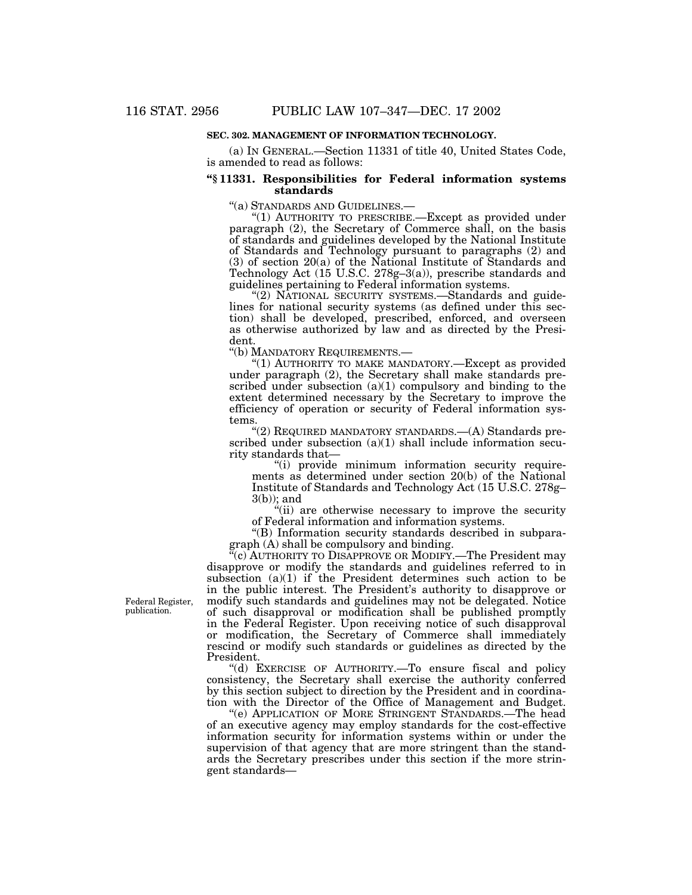**SEC. 302. MANAGEMENT OF INFORMATION TECHNOLOGY.**

(a) IN GENERAL.—Section 11331 of title 40, United States Code, is amended to read as follows:

**"§ 11331. Responsibilities for Federal information systems standards**

"(a) STANDARDS AND GUIDELINES.—

"(1) AUTHORITY TO PRESCRIBE.—Except as provided under paragraph (2), the Secretary of Commerce shall, on the basis of standards and guidelines developed by the National Institute of Standards and Technology pursuant to paragraphs (2) and (3) of section 20(a) of the National Institute of Standards and Technology Act (15 U.S.C. 278g–3(a)), prescribe standards and guidelines pertaining to Federal information systems.

"(2) NATIONAL SECURITY SYSTEMS.—Standards and guidelines for national security systems (as defined under this section) shall be developed, prescribed, enforced, and overseen as otherwise authorized by law and as directed by the President.

"(b) MANDATORY REQUIREMENTS.—

"(1) AUTHORITY TO MAKE MANDATORY.—Except as provided under paragraph (2), the Secretary shall make standards prescribed under subsection (a)(1) compulsory and binding to the extent determined necessary by the Secretary to improve the efficiency of operation or security of Federal information systems.

"(2) REQUIRED MANDATORY STANDARDS.—(A) Standards prescribed under subsection (a)(1) shall include information security standards that—

"(i) provide minimum information security requirements as determined under section 20(b) of the National Institute of Standards and Technology Act (15 U.S.C. 278g–3(b)); and

"(ii) are otherwise necessary to improve the security of Federal information and information systems.

"(B) Information security standards described in subparagraph (A) shall be compulsory and binding.

"(c) AUTHORITY TO DISAPPROVE OR MODIFY.—The President may disapprove or modify the standards and guidelines referred to in subsection (a)(1) if the President determines such action to be in the public interest. The President's authority to disapprove or modify such standards and guidelines may not be delegated. Notice of such disapproval or modification shall be published promptly in the Federal Register. Upon receiving notice of such disapproval or modification, the Secretary of Commerce shall immediately rescind or modify such standards or guidelines as directed by the President.

Federal Register, publication.

"(d) EXERCISE OF AUTHORITY.—To ensure fiscal and policy consistency, the Secretary shall exercise the authority conferred by this section subject to direction by the President and in coordination with the Director of the Office of Management and Budget.

"(e) APPLICATION OF MORE STRINGENT STANDARDS.—The head of an executive agency may employ standards for the cost-effective information security for information systems within or under the supervision of that agency that are more stringent than the standards the Secretary prescribes under this section if the more stringent standards—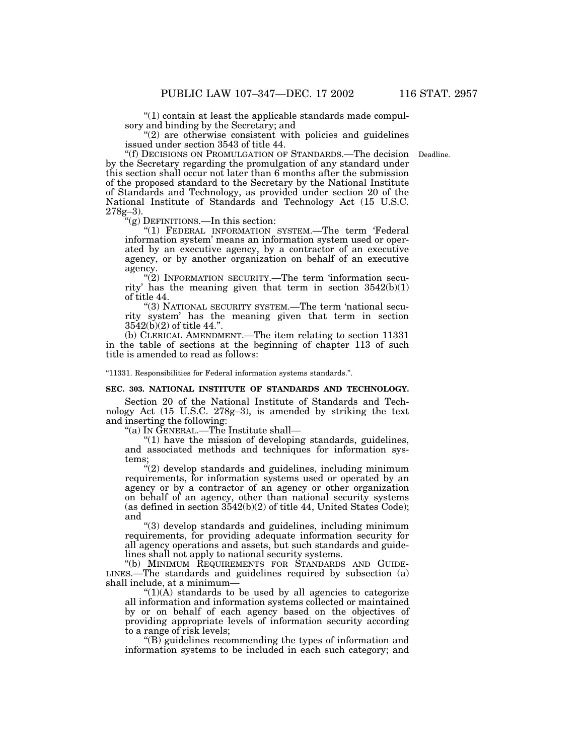"(1) contain at least the applicable standards made compulsory and binding by the Secretary; and

"(2) are otherwise consistent with policies and guidelines issued under section 3543 of title 44.

"(f) DECISIONS ON PROMULGATION OF STANDARDS.—The decision by the Secretary regarding the promulgation of any standard under this section shall occur not later than 6 months after the submission of the proposed standard to the Secretary by the National Institute of Standards and Technology, as provided under section 20 of the National Institute of Standards and Technology Act (15 U.S.C. 278g–3).

Deadline.

"(g) DEFINITIONS.—In this section:

"(1) FEDERAL INFORMATION SYSTEM.—The term 'Federal information system' means an information system used or operated by an executive agency, by a contractor of an executive agency, or by another organization on behalf of an executive agency.

"(2) INFORMATION SECURITY.—The term 'information security' has the meaning given that term in section 3542(b)(1) of title 44.

"(3) NATIONAL SECURITY SYSTEM.—The term 'national security system' has the meaning given that term in section 3542(b)(2) of title 44.".

(b) CLERICAL AMENDMENT.—The item relating to section 11331 in the table of sections at the beginning of chapter 113 of such title is amended to read as follows:

"11331. Responsibilities for Federal information systems standards.".

**SEC. 303. NATIONAL INSTITUTE OF STANDARDS AND TECHNOLOGY.**

Section 20 of the National Institute of Standards and Technology Act (15 U.S.C. 278g–3), is amended by striking the text and inserting the following:

"(a) IN GENERAL.—The Institute shall—

"(1) have the mission of developing standards, guidelines, and associated methods and techniques for information systems;

"(2) develop standards and guidelines, including minimum requirements, for information systems used or operated by an agency or by a contractor of an agency or other organization on behalf of an agency, other than national security systems (as defined in section 3542(b)(2) of title 44, United States Code); and

"(3) develop standards and guidelines, including minimum requirements, for providing adequate information security for all agency operations and assets, but such standards and guidelines shall not apply to national security systems.

"(b) MINIMUM REQUIREMENTS FOR STANDARDS AND GUIDELINES.—The standards and guidelines required by subsection (a) shall include, at a minimum—

"(1)(A) standards to be used by all agencies to categorize all information and information systems collected or maintained by or on behalf of each agency based on the objectives of providing appropriate levels of information security according to a range of risk levels;

"(B) guidelines recommending the types of information and information systems to be included in each such category; and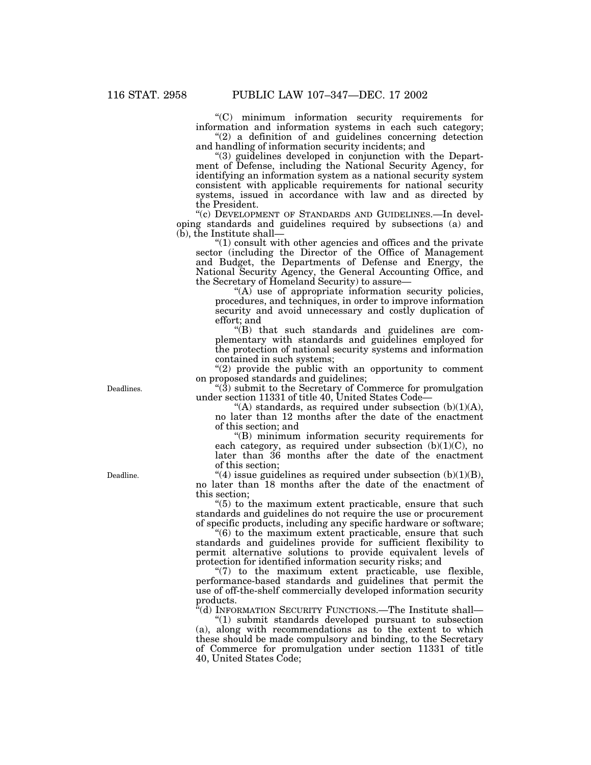"(C) minimum information security requirements for information and information systems in each such category;

"(2) a definition of and guidelines concerning detection and handling of information security incidents; and

"(3) guidelines developed in conjunction with the Department of Defense, including the National Security Agency, for identifying an information system as a national security system consistent with applicable requirements for national security systems, issued in accordance with law and as directed by the President.

"(c) DEVELOPMENT OF STANDARDS AND GUIDELINES.—In developing standards and guidelines required by subsections (a) and (b), the Institute shall—

"(1) consult with other agencies and offices and the private sector (including the Director of the Office of Management and Budget, the Departments of Defense and Energy, the National Security Agency, the General Accounting Office, and the Secretary of Homeland Security) to assure—

"(A) use of appropriate information security policies, procedures, and techniques, in order to improve information security and avoid unnecessary and costly duplication of effort; and

"(B) that such standards and guidelines are complementary with standards and guidelines employed for the protection of national security systems and information contained in such systems;

"(2) provide the public with an opportunity to comment on proposed standards and guidelines;

Deadlines.

"(3) submit to the Secretary of Commerce for promulgation under section 11331 of title 40, United States Code—

"(A) standards, as required under subsection (b)(1)(A), no later than 12 months after the date of the enactment of this section; and

"(B) minimum information security requirements for each category, as required under subsection (b)(1)(C), no later than 36 months after the date of the enactment of this section;

Deadline.

"(4) issue guidelines as required under subsection (b)(1)(B), no later than 18 months after the date of the enactment of this section;

"(5) to the maximum extent practicable, ensure that such standards and guidelines do not require the use or procurement of specific products, including any specific hardware or software;

"(6) to the maximum extent practicable, ensure that such standards and guidelines provide for sufficient flexibility to permit alternative solutions to provide equivalent levels of protection for identified information security risks; and

"(7) to the maximum extent practicable, use flexible, performance-based standards and guidelines that permit the use of off-the-shelf commercially developed information security products.

"(d) INFORMATION SECURITY FUNCTIONS.—The Institute shall—

"(1) submit standards developed pursuant to subsection (a), along with recommendations as to the extent to which these should be made compulsory and binding, to the Secretary of Commerce for promulgation under section 11331 of title 40, United States Code;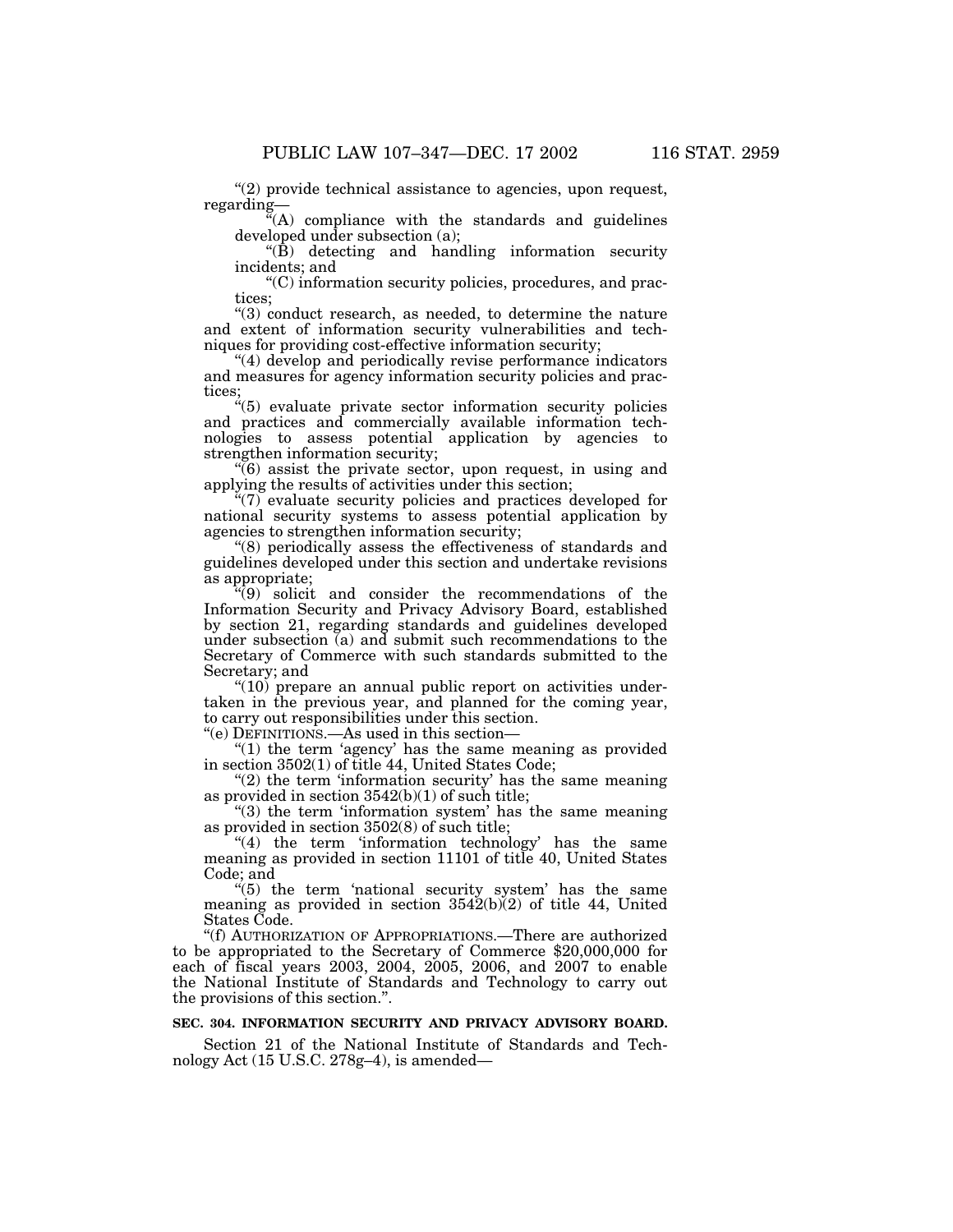"(2) provide technical assistance to agencies, upon request, regarding—

"(A) compliance with the standards and guidelines developed under subsection (a);

"(B) detecting and handling information security incidents; and

"(C) information security policies, procedures, and practices;

"(3) conduct research, as needed, to determine the nature and extent of information security vulnerabilities and techniques for providing cost-effective information security;

"(4) develop and periodically revise performance indicators and measures for agency information security policies and practices;

"(5) evaluate private sector information security policies and practices and commercially available information technologies to assess potential application by agencies to strengthen information security;

"(6) assist the private sector, upon request, in using and applying the results of activities under this section;

"(7) evaluate security policies and practices developed for national security systems to assess potential application by agencies to strengthen information security;

"(8) periodically assess the effectiveness of standards and guidelines developed under this section and undertake revisions as appropriate;

"(9) solicit and consider the recommendations of the Information Security and Privacy Advisory Board, established by section 21, regarding standards and guidelines developed under subsection (a) and submit such recommendations to the Secretary of Commerce with such standards submitted to the Secretary; and

"(10) prepare an annual public report on activities undertaken in the previous year, and planned for the coming year, to carry out responsibilities under this section.

"(e) DEFINITIONS.—As used in this section—

"(1) the term 'agency' has the same meaning as provided in section 3502(1) of title 44, United States Code;

"(2) the term 'information security' has the same meaning as provided in section 3542(b)(1) of such title;

"(3) the term 'information system' has the same meaning as provided in section 3502(8) of such title;

"(4) the term 'information technology' has the same meaning as provided in section 11101 of title 40, United States Code; and

"(5) the term 'national security system' has the same meaning as provided in section 3542(b)(2) of title 44, United States Code.

"(f) AUTHORIZATION OF APPROPRIATIONS.—There are authorized to be appropriated to the Secretary of Commerce $20,000,000 for each of fiscal years 2003, 2004, 2005, 2006, and 2007 to enable the National Institute of Standards and Technology to carry out the provisions of this section.".

**SEC. 304. INFORMATION SECURITY AND PRIVACY ADVISORY BOARD.**

Section 21 of the National Institute of Standards and Technology Act (15 U.S.C. 278g–4), is amended—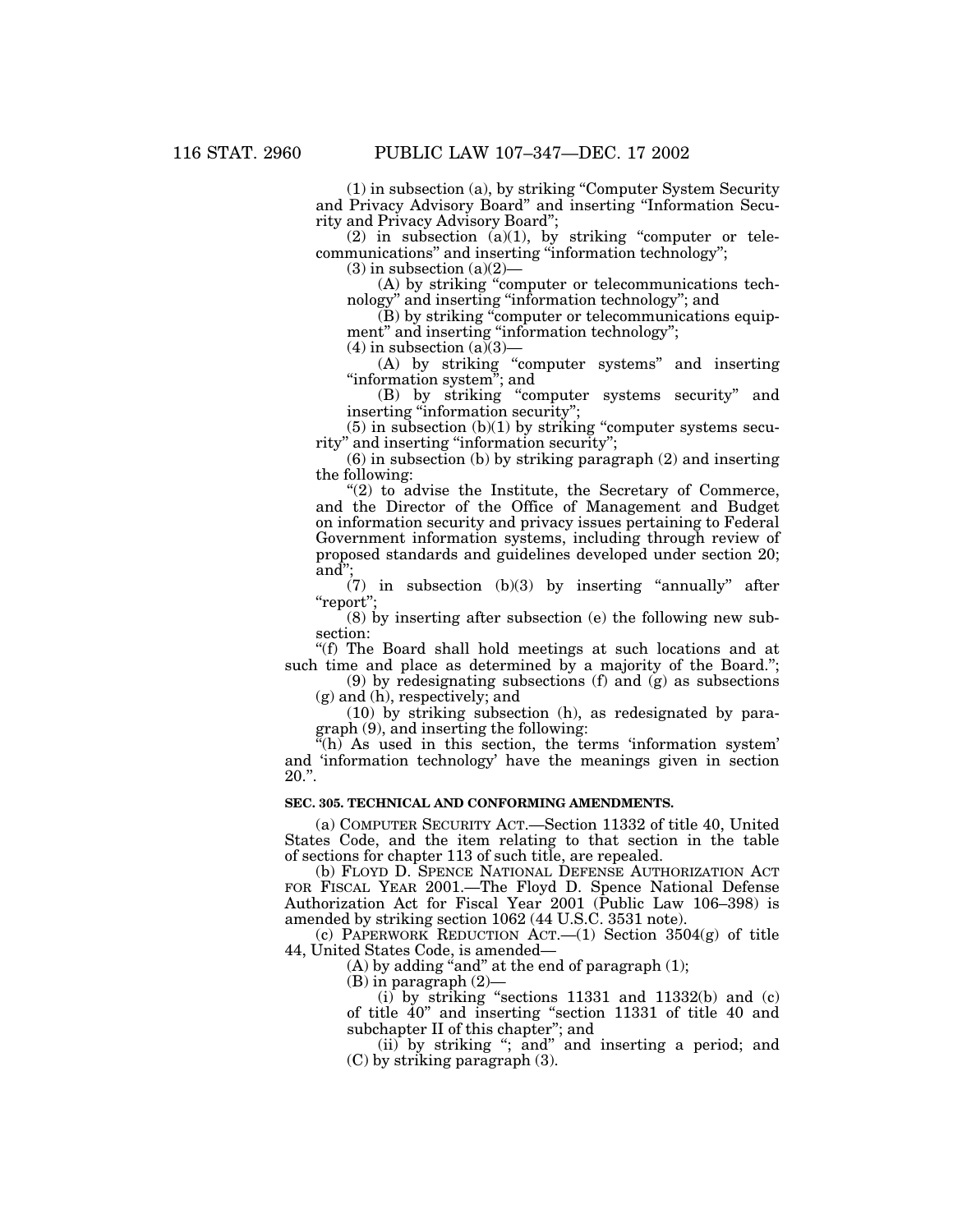(1) in subsection (a), by striking "Computer System Security and Privacy Advisory Board" and inserting "Information Security and Privacy Advisory Board";

(2) in subsection (a)(1), by striking "computer or telecommunications" and inserting "information technology";

(3) in subsection (a)(2)—

(A) by striking "computer or telecommunications technology" and inserting "information technology"; and

(B) by striking "computer or telecommunications equipment" and inserting "information technology";

(4) in subsection (a)(3)—

(A) by striking "computer systems" and inserting "information system"; and

(B) by striking "computer systems security" and inserting "information security";

(5) in subsection (b)(1) by striking "computer systems security" and inserting "information security";

(6) in subsection (b) by striking paragraph (2) and inserting the following:

"(2) to advise the Institute, the Secretary of Commerce, and the Director of the Office of Management and Budget on information security and privacy issues pertaining to Federal Government information systems, including through review of proposed standards and guidelines developed under section 20; and";

(7) in subsection (b)(3) by inserting "annually" after "report";

(8) by inserting after subsection (e) the following new subsection:

"(f) The Board shall hold meetings at such locations and at such time and place as determined by a majority of the Board.";

(9) by redesignating subsections (f) and (g) as subsections (g) and (h), respectively; and

(10) by striking subsection (h), as redesignated by paragraph (9), and inserting the following:

"(h) As used in this section, the terms 'information system' and 'information technology' have the meanings given in section 20.".

**SEC. 305. TECHNICAL AND CONFORMING AMENDMENTS.**

(a) COMPUTER SECURITY ACT.—Section 11332 of title 40, United States Code, and the item relating to that section in the table of sections for chapter 113 of such title, are repealed.

(b) FLOYD D. SPENCE NATIONAL DEFENSE AUTHORIZATION ACT FOR FISCAL YEAR 2001.—The Floyd D. Spence National Defense Authorization Act for Fiscal Year 2001 (Public Law 106–398) is amended by striking section 1062 (44 U.S.C. 3531 note).

(c) PAPERWORK REDUCTION ACT.—(1) Section 3504(g) of title 44, United States Code, is amended—

(A) by adding "and" at the end of paragraph (1);

(B) in paragraph (2)—

(i) by striking "sections 11331 and 11332(b) and (c) of title 40" and inserting "section 11331 of title 40 and subchapter II of this chapter"; and

(ii) by striking "; and" and inserting a period; and

(C) by striking paragraph (3).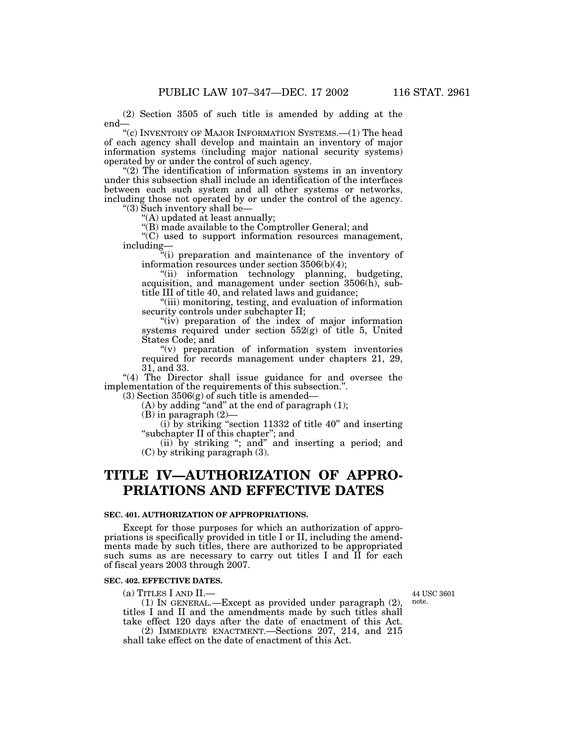(2) Section 3505 of such title is amended by adding at the end—

"(c) INVENTORY OF MAJOR INFORMATION SYSTEMS.—(1) The head of each agency shall develop and maintain an inventory of major information systems (including major national security systems) operated by or under the control of such agency.

"(2) The identification of information systems in an inventory under this subsection shall include an identification of the interfaces between each such system and all other systems or networks, including those not operated by or under the control of the agency.

"(3) Such inventory shall be—

"(A) updated at least annually;

"(B) made available to the Comptroller General; and

"(C) used to support information resources management, including—

"(i) preparation and maintenance of the inventory of information resources under section 3506(b)(4);

"(ii) information technology planning, budgeting, acquisition, and management under section 3506(h), subtitle III of title 40, and related laws and guidance;

"(iii) monitoring, testing, and evaluation of information security controls under subchapter II;

"(iv) preparation of the index of major information systems required under section 552(g) of title 5, United States Code; and

"(v) preparation of information system inventories required for records management under chapters 21, 29, 31, and 33.

"(4) The Director shall issue guidance for and oversee the implementation of the requirements of this subsection.".

(3) Section 3506(g) of such title is amended—

(A) by adding "and" at the end of paragraph (1);

(B) in paragraph (2)—

(i) by striking "section 11332 of title 40" and inserting "subchapter II of this chapter"; and

(ii) by striking "; and" and inserting a period; and

(C) by striking paragraph (3).

# TITLE IV—AUTHORIZATION OF APPROPRIATIONS AND EFFECTIVE DATES

### SEC. 401. AUTHORIZATION OF APPROPRIATIONS.

Except for those purposes for which an authorization of appropriations is specifically provided in title I or II, including the amendments made by such titles, there are authorized to be appropriated such sums as are necessary to carry out titles I and II for each of fiscal years 2003 through 2007.

### SEC. 402. EFFECTIVE DATES.

44 USC 3601 note.

(a) TITLES I AND II.—

(1) IN GENERAL.—Except as provided under paragraph (2), titles I and II and the amendments made by such titles shall take effect 120 days after the date of enactment of this Act.

(2) IMMEDIATE ENACTMENT.—Sections 207, 214, and 215 shall take effect on the date of enactment of this Act.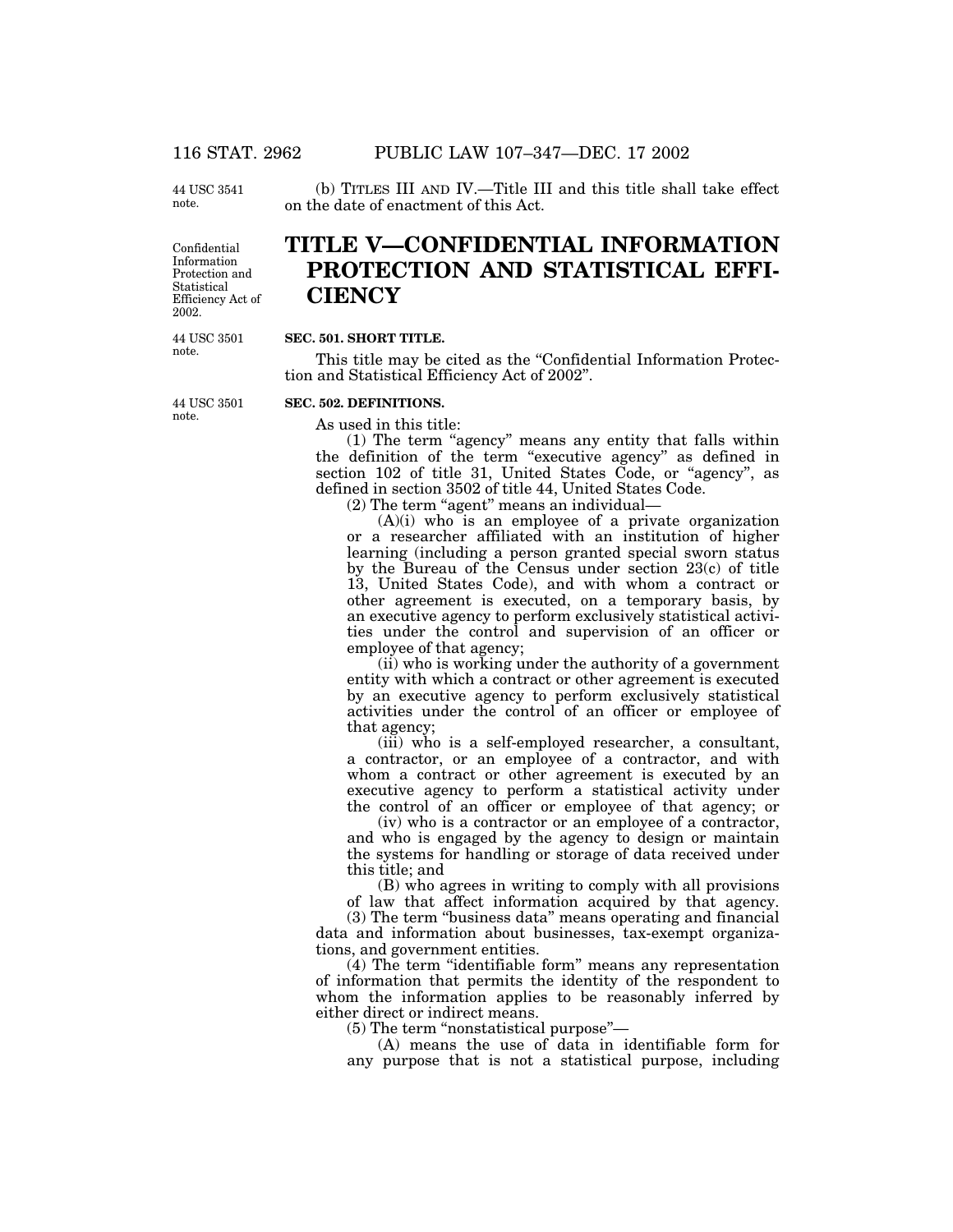44 USC 3541 note.

(b) TITLES III AND IV.—Title III and this title shall take effect on the date of enactment of this Act.

Confidential Information Protection and Statistical Efficiency Act of 2002.

# TITLE V—CONFIDENTIAL INFORMATION PROTECTION AND STATISTICAL EFFICIENCY

44 USC 3501 note.

**SEC. 501. SHORT TITLE.**

This title may be cited as the "Confidential Information Protection and Statistical Efficiency Act of 2002".

44 USC 3501 note.

**SEC. 502. DEFINITIONS.**

As used in this title:

(1) The term "agency" means any entity that falls within the definition of the term "executive agency" as defined in section 102 of title 31, United States Code, or "agency", as defined in section 3502 of title 44, United States Code.

(2) The term "agent" means an individual—

(A)(i) who is an employee of a private organization or a researcher affiliated with an institution of higher learning (including a person granted special sworn status by the Bureau of the Census under section 23(c) of title 13, United States Code), and with whom a contract or other agreement is executed, on a temporary basis, by an executive agency to perform exclusively statistical activities under the control and supervision of an officer or employee of that agency;

(ii) who is working under the authority of a government entity with which a contract or other agreement is executed by an executive agency to perform exclusively statistical activities under the control of an officer or employee of that agency;

(iii) who is a self-employed researcher, a consultant, a contractor, or an employee of a contractor, and with whom a contract or other agreement is executed by an executive agency to perform a statistical activity under the control of an officer or employee of that agency; or

(iv) who is a contractor or an employee of a contractor, and who is engaged by the agency to design or maintain the systems for handling or storage of data received under this title; and

(B) who agrees in writing to comply with all provisions of law that affect information acquired by that agency.

(3) The term "business data" means operating and financial data and information about businesses, tax-exempt organizations, and government entities.

(4) The term "identifiable form" means any representation of information that permits the identity of the respondent to whom the information applies to be reasonably inferred by either direct or indirect means.

(5) The term "nonstatistical purpose"—

(A) means the use of data in identifiable form for any purpose that is not a statistical purpose, including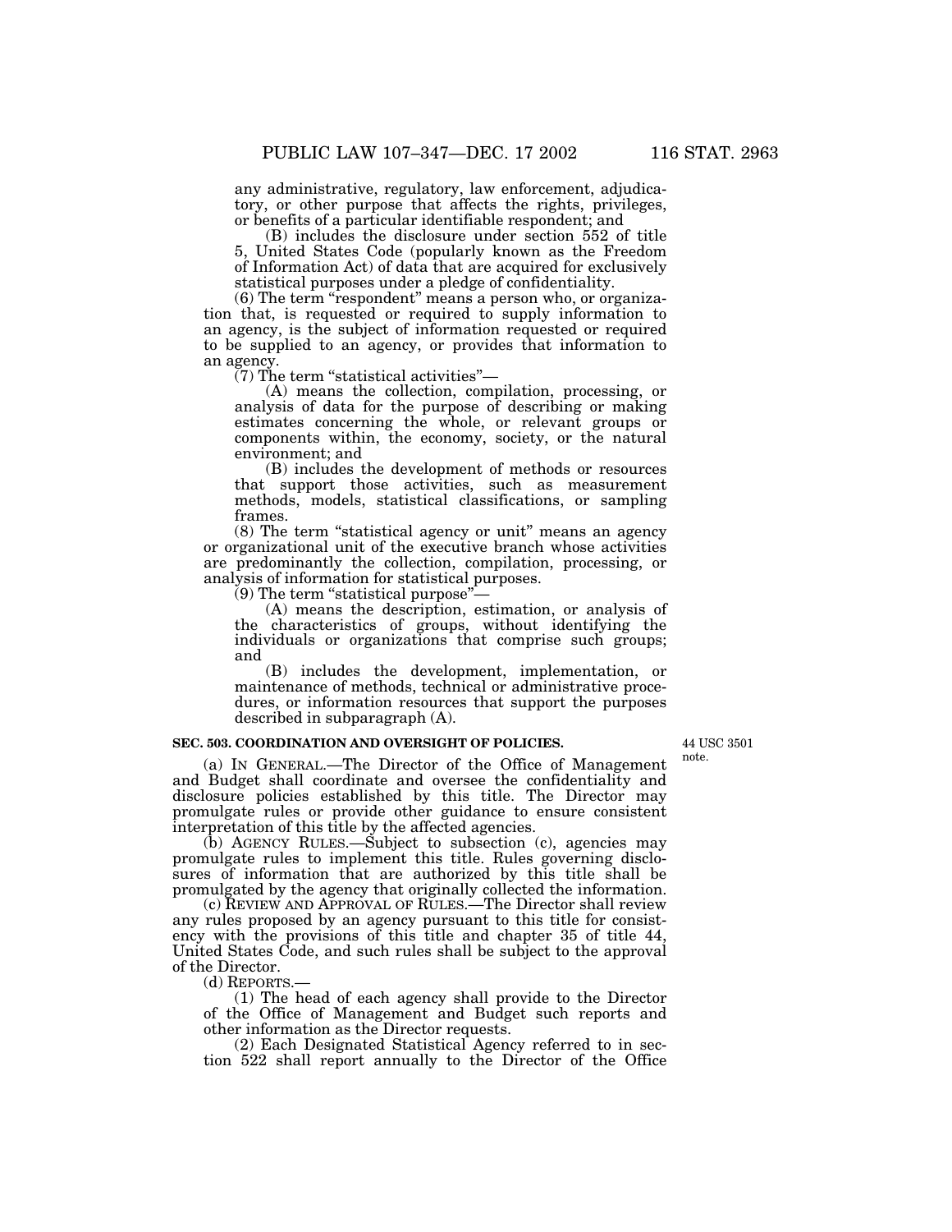any administrative, regulatory, law enforcement, adjudicatory, or other purpose that affects the rights, privileges, or benefits of a particular identifiable respondent; and

(B) includes the disclosure under section 552 of title 5, United States Code (popularly known as the Freedom of Information Act) of data that are acquired for exclusively statistical purposes under a pledge of confidentiality.

(6) The term "respondent" means a person who, or organization that, is requested or required to supply information to an agency, is the subject of information requested or required to be supplied to an agency, or provides that information to an agency.

(7) The term "statistical activities"—

(A) means the collection, compilation, processing, or analysis of data for the purpose of describing or making estimates concerning the whole, or relevant groups or components within, the economy, society, or the natural environment; and

(B) includes the development of methods or resources that support those activities, such as measurement methods, models, statistical classifications, or sampling frames.

(8) The term "statistical agency or unit" means an agency or organizational unit of the executive branch whose activities are predominantly the collection, compilation, processing, or analysis of information for statistical purposes.

(9) The term "statistical purpose"—

(A) means the description, estimation, or analysis of the characteristics of groups, without identifying the individuals or organizations that comprise such groups; and

(B) includes the development, implementation, or maintenance of methods, technical or administrative procedures, or information resources that support the purposes described in subparagraph (A).

**SEC. 503. COORDINATION AND OVERSIGHT OF POLICIES.**

44 USC 3501 note.

(a) IN GENERAL.—The Director of the Office of Management and Budget shall coordinate and oversee the confidentiality and disclosure policies established by this title. The Director may promulgate rules or provide other guidance to ensure consistent interpretation of this title by the affected agencies.

(b) AGENCY RULES.—Subject to subsection (c), agencies may promulgate rules to implement this title. Rules governing disclosures of information that are authorized by this title shall be promulgated by the agency that originally collected the information.

(c) REVIEW AND APPROVAL OF RULES.—The Director shall review any rules proposed by an agency pursuant to this title for consistency with the provisions of this title and chapter 35 of title 44, United States Code, and such rules shall be subject to the approval of the Director.

(d) REPORTS.—

(1) The head of each agency shall provide to the Director of the Office of Management and Budget such reports and other information as the Director requests.

(2) Each Designated Statistical Agency referred to in section 522 shall report annually to the Director of the Office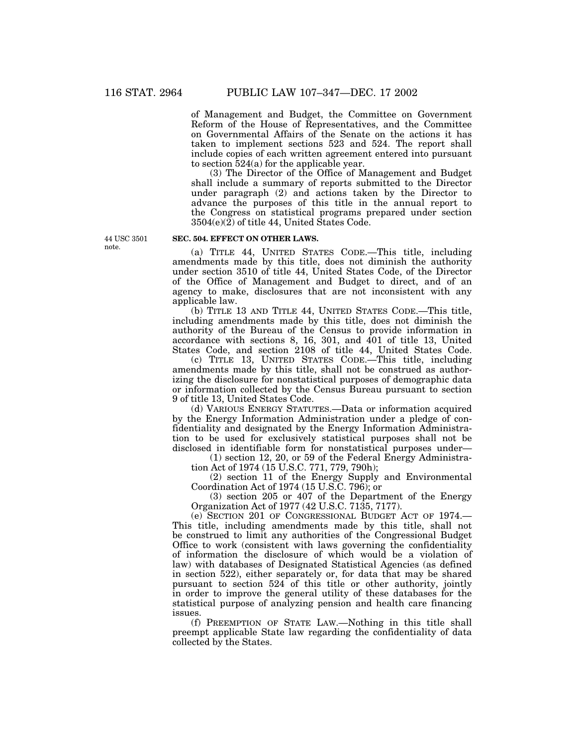of Management and Budget, the Committee on Government Reform of the House of Representatives, and the Committee on Governmental Affairs of the Senate on the actions it has taken to implement sections 523 and 524. The report shall include copies of each written agreement entered into pursuant to section 524(a) for the applicable year.

(3) The Director of the Office of Management and Budget shall include a summary of reports submitted to the Director under paragraph (2) and actions taken by the Director to advance the purposes of this title in the annual report to the Congress on statistical programs prepared under section 3504(e)(2) of title 44, United States Code.

44 USC 3501 note.

**SEC. 504. EFFECT ON OTHER LAWS.**

(a) TITLE 44, UNITED STATES CODE.—This title, including amendments made by this title, does not diminish the authority under section 3510 of title 44, United States Code, of the Director of the Office of Management and Budget to direct, and of an agency to make, disclosures that are not inconsistent with any applicable law.

(b) TITLE 13 AND TITLE 44, UNITED STATES CODE.—This title, including amendments made by this title, does not diminish the authority of the Bureau of the Census to provide information in accordance with sections 8, 16, 301, and 401 of title 13, United States Code, and section 2108 of title 44, United States Code.

(c) TITLE 13, UNITED STATES CODE.—This title, including amendments made by this title, shall not be construed as authorizing the disclosure for nonstatistical purposes of demographic data or information collected by the Census Bureau pursuant to section 9 of title 13, United States Code.

(d) VARIOUS ENERGY STATUTES.—Data or information acquired by the Energy Information Administration under a pledge of confidentiality and designated by the Energy Information Administration to be used for exclusively statistical purposes shall not be disclosed in identifiable form for nonstatistical purposes under—

(1) section 12, 20, or 59 of the Federal Energy Administration Act of 1974 (15 U.S.C. 771, 779, 790h);

(2) section 11 of the Energy Supply and Environmental Coordination Act of 1974 (15 U.S.C. 796); or

(3) section 205 or 407 of the Department of the Energy Organization Act of 1977 (42 U.S.C. 7135, 7177).

(e) SECTION 201 OF CONGRESSIONAL BUDGET ACT OF 1974.—This title, including amendments made by this title, shall not be construed to limit any authorities of the Congressional Budget Office to work (consistent with laws governing the confidentiality of information the disclosure of which would be a violation of law) with databases of Designated Statistical Agencies (as defined in section 522), either separately or, for data that may be shared pursuant to section 524 of this title or other authority, jointly in order to improve the general utility of these databases for the statistical purpose of analyzing pension and health care financing issues.

(f) PREEMPTION OF STATE LAW.—Nothing in this title shall preempt applicable State law regarding the confidentiality of data collected by the States.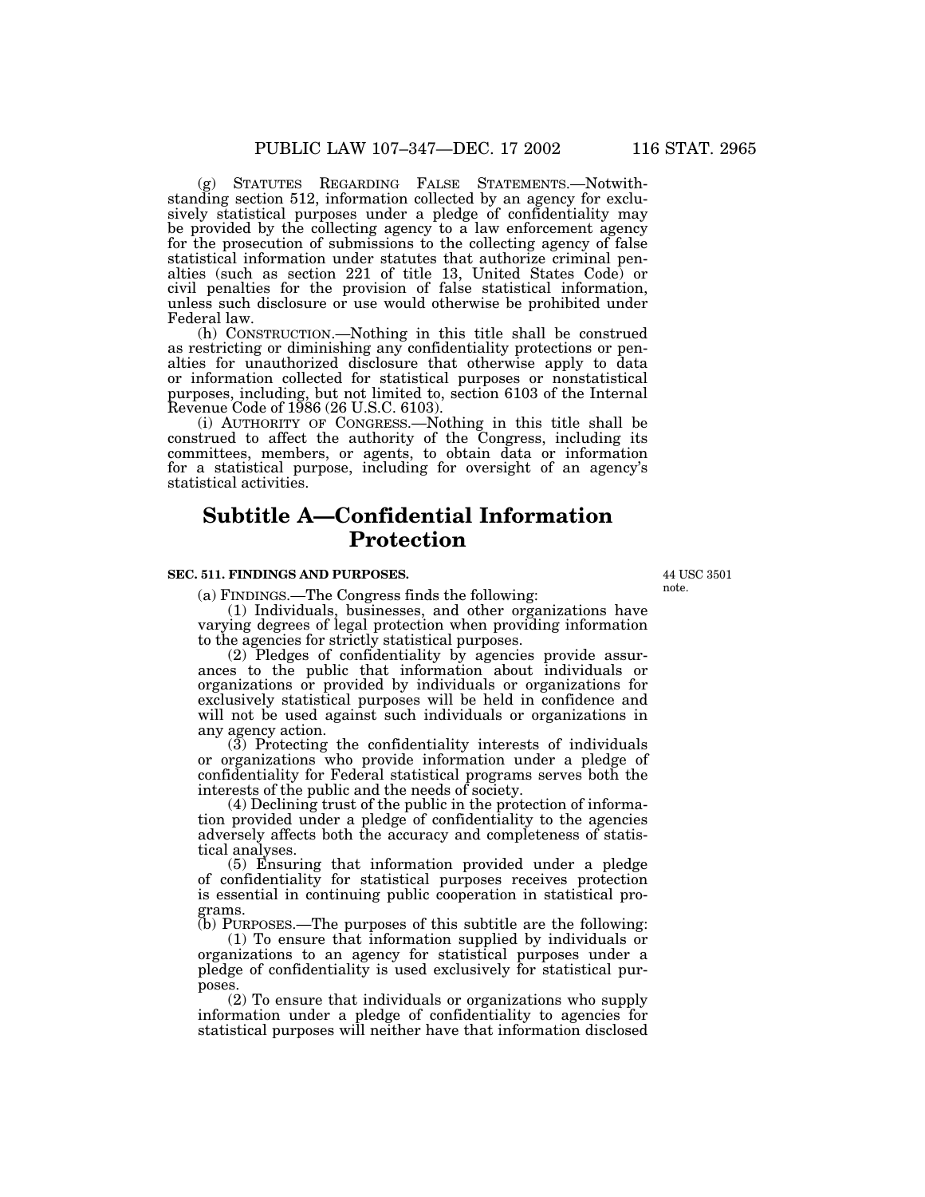(g) STATUTES REGARDING FALSE STATEMENTS.—Notwithstanding section 512, information collected by an agency for exclusively statistical purposes under a pledge of confidentiality may be provided by the collecting agency to a law enforcement agency for the prosecution of submissions to the collecting agency of false statistical information under statutes that authorize criminal penalties (such as section 221 of title 13, United States Code) or civil penalties for the provision of false statistical information, unless such disclosure or use would otherwise be prohibited under Federal law.

(h) CONSTRUCTION.—Nothing in this title shall be construed as restricting or diminishing any confidentiality protections or penalties for unauthorized disclosure that otherwise apply to data or information collected for statistical purposes or nonstatistical purposes, including, but not limited to, section 6103 of the Internal Revenue Code of 1986 (26 U.S.C. 6103).

(i) AUTHORITY OF CONGRESS.—Nothing in this title shall be construed to affect the authority of the Congress, including its committees, members, or agents, to obtain data or information for a statistical purpose, including for oversight of an agency's statistical activities.

# Subtitle A—Confidential Information Protection

### SEC. 511. FINDINGS AND PURPOSES.

44 USC 3501 note.

(a) FINDINGS.—The Congress finds the following:

(1) Individuals, businesses, and other organizations have varying degrees of legal protection when providing information to the agencies for strictly statistical purposes.

(2) Pledges of confidentiality by agencies provide assurances to the public that information about individuals or organizations or provided by individuals or organizations for exclusively statistical purposes will be held in confidence and will not be used against such individuals or organizations in any agency action.

(3) Protecting the confidentiality interests of individuals or organizations who provide information under a pledge of confidentiality for Federal statistical programs serves both the interests of the public and the needs of society.

(4) Declining trust of the public in the protection of information provided under a pledge of confidentiality to the agencies adversely affects both the accuracy and completeness of statistical analyses.

(5) Ensuring that information provided under a pledge of confidentiality for statistical purposes receives protection is essential in continuing public cooperation in statistical programs.

(b) PURPOSES.—The purposes of this subtitle are the following:

(1) To ensure that information supplied by individuals or organizations to an agency for statistical purposes under a pledge of confidentiality is used exclusively for statistical purposes.

(2) To ensure that individuals or organizations who supply information under a pledge of confidentiality to agencies for statistical purposes will neither have that information disclosed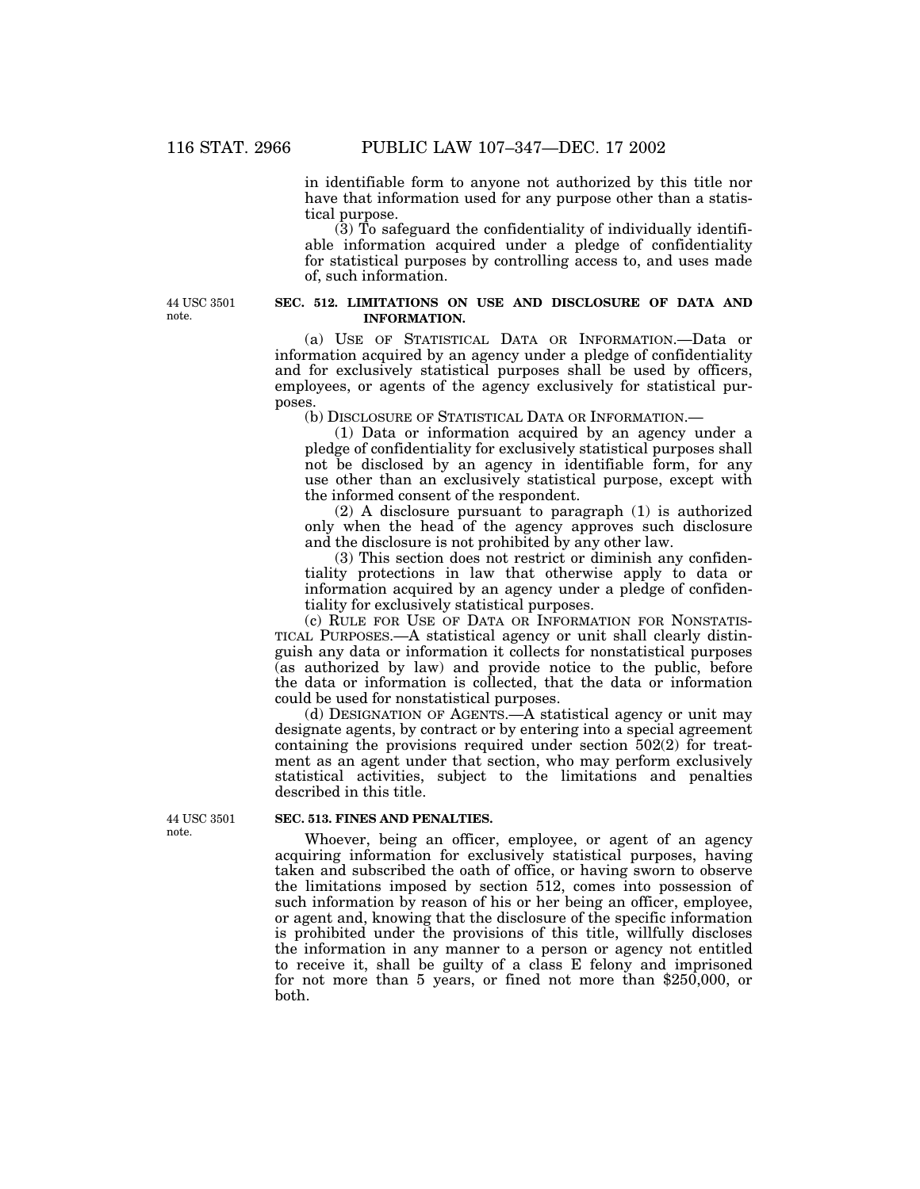in identifiable form to anyone not authorized by this title nor have that information used for any purpose other than a statistical purpose.

(3) To safeguard the confidentiality of individually identifiable information acquired under a pledge of confidentiality for statistical purposes by controlling access to, and uses made of, such information.

44 USC 3501 note.

### SEC. 512. LIMITATIONS ON USE AND DISCLOSURE OF DATA AND INFORMATION.

(a) USE OF STATISTICAL DATA OR INFORMATION.—Data or information acquired by an agency under a pledge of confidentiality and for exclusively statistical purposes shall be used by officers, employees, or agents of the agency exclusively for statistical purposes.

(b) DISCLOSURE OF STATISTICAL DATA OR INFORMATION.—

(1) Data or information acquired by an agency under a pledge of confidentiality for exclusively statistical purposes shall not be disclosed by an agency in identifiable form, for any use other than an exclusively statistical purpose, except with the informed consent of the respondent.

(2) A disclosure pursuant to paragraph (1) is authorized only when the head of the agency approves such disclosure and the disclosure is not prohibited by any other law.

(3) This section does not restrict or diminish any confidentiality protections in law that otherwise apply to data or information acquired by an agency under a pledge of confidentiality for exclusively statistical purposes.

(c) RULE FOR USE OF DATA OR INFORMATION FOR NONSTATISTICAL PURPOSES.—A statistical agency or unit shall clearly distinguish any data or information it collects for nonstatistical purposes (as authorized by law) and provide notice to the public, before the data or information is collected, that the data or information could be used for nonstatistical purposes.

(d) DESIGNATION OF AGENTS.—A statistical agency or unit may designate agents, by contract or by entering into a special agreement containing the provisions required under section 502(2) for treatment as an agent under that section, who may perform exclusively statistical activities, subject to the limitations and penalties described in this title.

44 USC 3501 note.

### SEC. 513. FINES AND PENALTIES.

Whoever, being an officer, employee, or agent of an agency acquiring information for exclusively statistical purposes, having taken and subscribed the oath of office, or having sworn to observe the limitations imposed by section 512, comes into possession of such information by reason of his or her being an officer, employee, or agent and, knowing that the disclosure of the specific information is prohibited under the provisions of this title, willfully discloses the information in any manner to a person or agency not entitled to receive it, shall be guilty of a class E felony and imprisoned for not more than 5 years, or fined not more than $250,000, or both.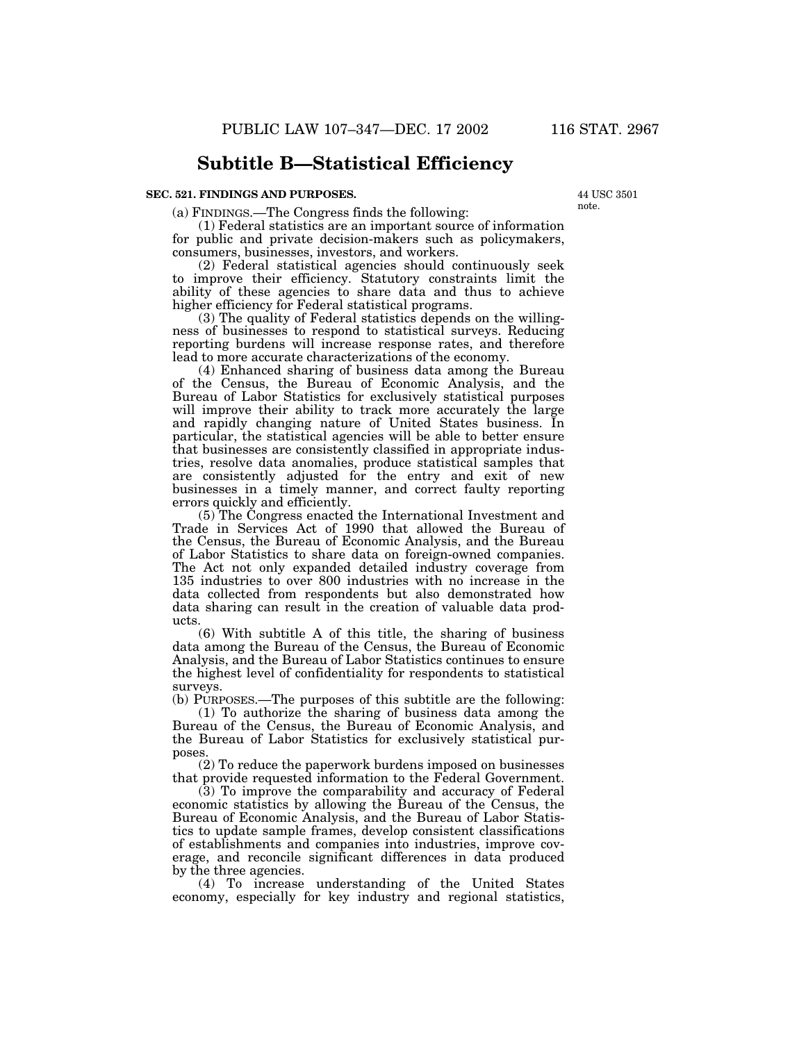# Subtitle B—Statistical Efficiency

**SEC. 521. FINDINGS AND PURPOSES.**

44 USC 3501 note.

(a) FINDINGS.—The Congress finds the following:

(1) Federal statistics are an important source of information for public and private decision-makers such as policymakers, consumers, businesses, investors, and workers.

(2) Federal statistical agencies should continuously seek to improve their efficiency. Statutory constraints limit the ability of these agencies to share data and thus to achieve higher efficiency for Federal statistical programs.

(3) The quality of Federal statistics depends on the willingness of businesses to respond to statistical surveys. Reducing reporting burdens will increase response rates, and therefore lead to more accurate characterizations of the economy.

(4) Enhanced sharing of business data among the Bureau of the Census, the Bureau of Economic Analysis, and the Bureau of Labor Statistics for exclusively statistical purposes will improve their ability to track more accurately the large and rapidly changing nature of United States business. In particular, the statistical agencies will be able to better ensure that businesses are consistently classified in appropriate industries, resolve data anomalies, produce statistical samples that are consistently adjusted for the entry and exit of new businesses in a timely manner, and correct faulty reporting errors quickly and efficiently.

(5) The Congress enacted the International Investment and Trade in Services Act of 1990 that allowed the Bureau of the Census, the Bureau of Economic Analysis, and the Bureau of Labor Statistics to share data on foreign-owned companies. The Act not only expanded detailed industry coverage from 135 industries to over 800 industries with no increase in the data collected from respondents but also demonstrated how data sharing can result in the creation of valuable data products.

(6) With subtitle A of this title, the sharing of business data among the Bureau of the Census, the Bureau of Economic Analysis, and the Bureau of Labor Statistics continues to ensure the highest level of confidentiality for respondents to statistical surveys.

(b) PURPOSES.—The purposes of this subtitle are the following:

(1) To authorize the sharing of business data among the Bureau of the Census, the Bureau of Economic Analysis, and the Bureau of Labor Statistics for exclusively statistical purposes.

(2) To reduce the paperwork burdens imposed on businesses that provide requested information to the Federal Government.

(3) To improve the comparability and accuracy of Federal economic statistics by allowing the Bureau of the Census, the Bureau of Economic Analysis, and the Bureau of Labor Statistics to update sample frames, develop consistent classifications of establishments and companies into industries, improve coverage, and reconcile significant differences in data produced by the three agencies.

(4) To increase understanding of the United States economy, especially for key industry and regional statistics,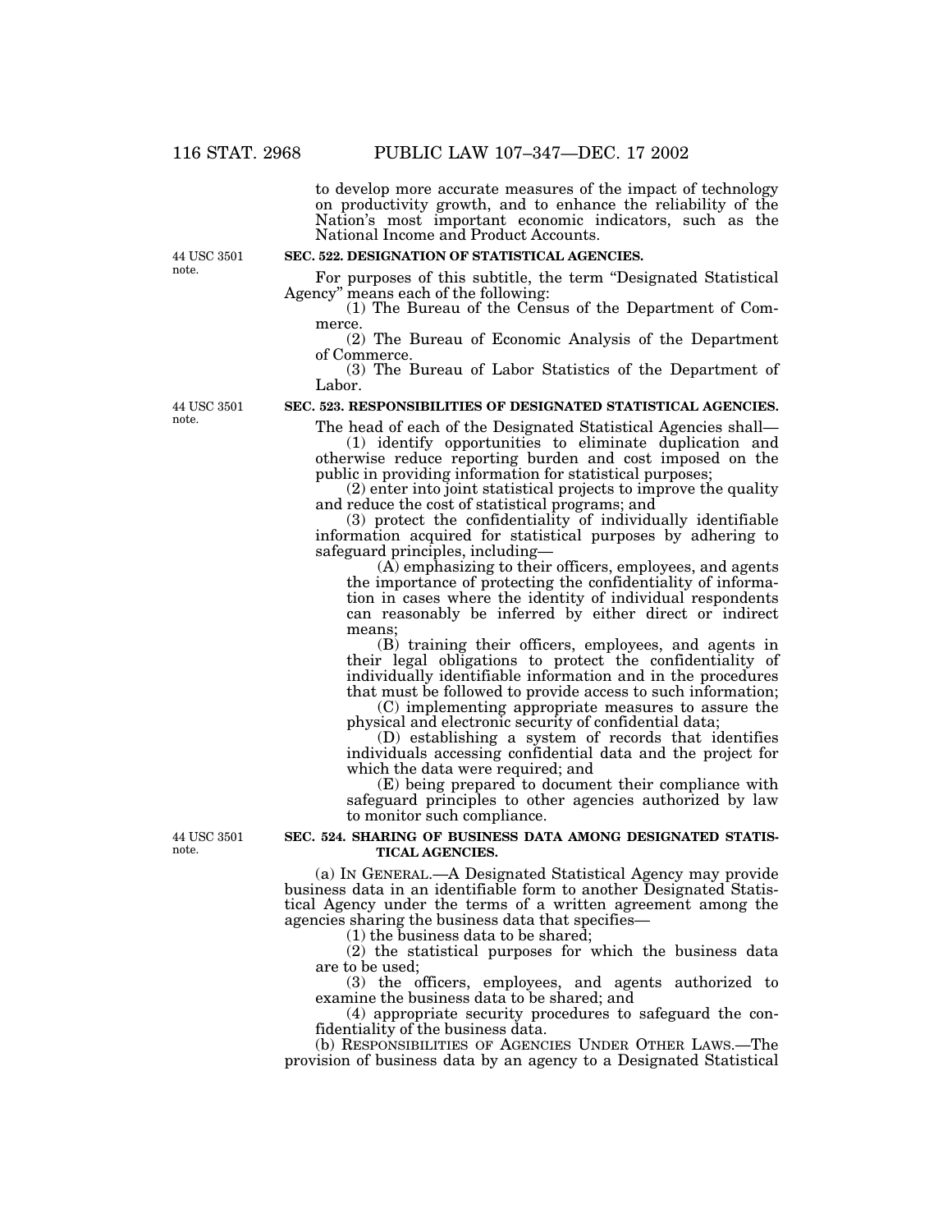to develop more accurate measures of the impact of technology on productivity growth, and to enhance the reliability of the Nation's most important economic indicators, such as the National Income and Product Accounts.

44 USC 3501 note.

**SEC. 522. DESIGNATION OF STATISTICAL AGENCIES.**

For purposes of this subtitle, the term "Designated Statistical Agency" means each of the following:

(1) The Bureau of the Census of the Department of Commerce.

(2) The Bureau of Economic Analysis of the Department of Commerce.

(3) The Bureau of Labor Statistics of the Department of Labor.

44 USC 3501 note.

**SEC. 523. RESPONSIBILITIES OF DESIGNATED STATISTICAL AGENCIES.**

The head of each of the Designated Statistical Agencies shall—

(1) identify opportunities to eliminate duplication and otherwise reduce reporting burden and cost imposed on the public in providing information for statistical purposes;

(2) enter into joint statistical projects to improve the quality and reduce the cost of statistical programs; and

(3) protect the confidentiality of individually identifiable information acquired for statistical purposes by adhering to safeguard principles, including—

(A) emphasizing to their officers, employees, and agents the importance of protecting the confidentiality of information in cases where the identity of individual respondents can reasonably be inferred by either direct or indirect means;

(B) training their officers, employees, and agents in their legal obligations to protect the confidentiality of individually identifiable information and in the procedures that must be followed to provide access to such information;

(C) implementing appropriate measures to assure the physical and electronic security of confidential data;

(D) establishing a system of records that identifies individuals accessing confidential data and the project for which the data were required; and

(E) being prepared to document their compliance with safeguard principles to other agencies authorized by law to monitor such compliance.

44 USC 3501 note.

**SEC. 524. SHARING OF BUSINESS DATA AMONG DESIGNATED STATISTICAL AGENCIES.**

(a) IN GENERAL.—A Designated Statistical Agency may provide business data in an identifiable form to another Designated Statistical Agency under the terms of a written agreement among the agencies sharing the business data that specifies—

(1) the business data to be shared;

(2) the statistical purposes for which the business data are to be used;

(3) the officers, employees, and agents authorized to examine the business data to be shared; and

(4) appropriate security procedures to safeguard the confidentiality of the business data.

(b) RESPONSIBILITIES OF AGENCIES UNDER OTHER LAWS.—The provision of business data by an agency to a Designated Statistical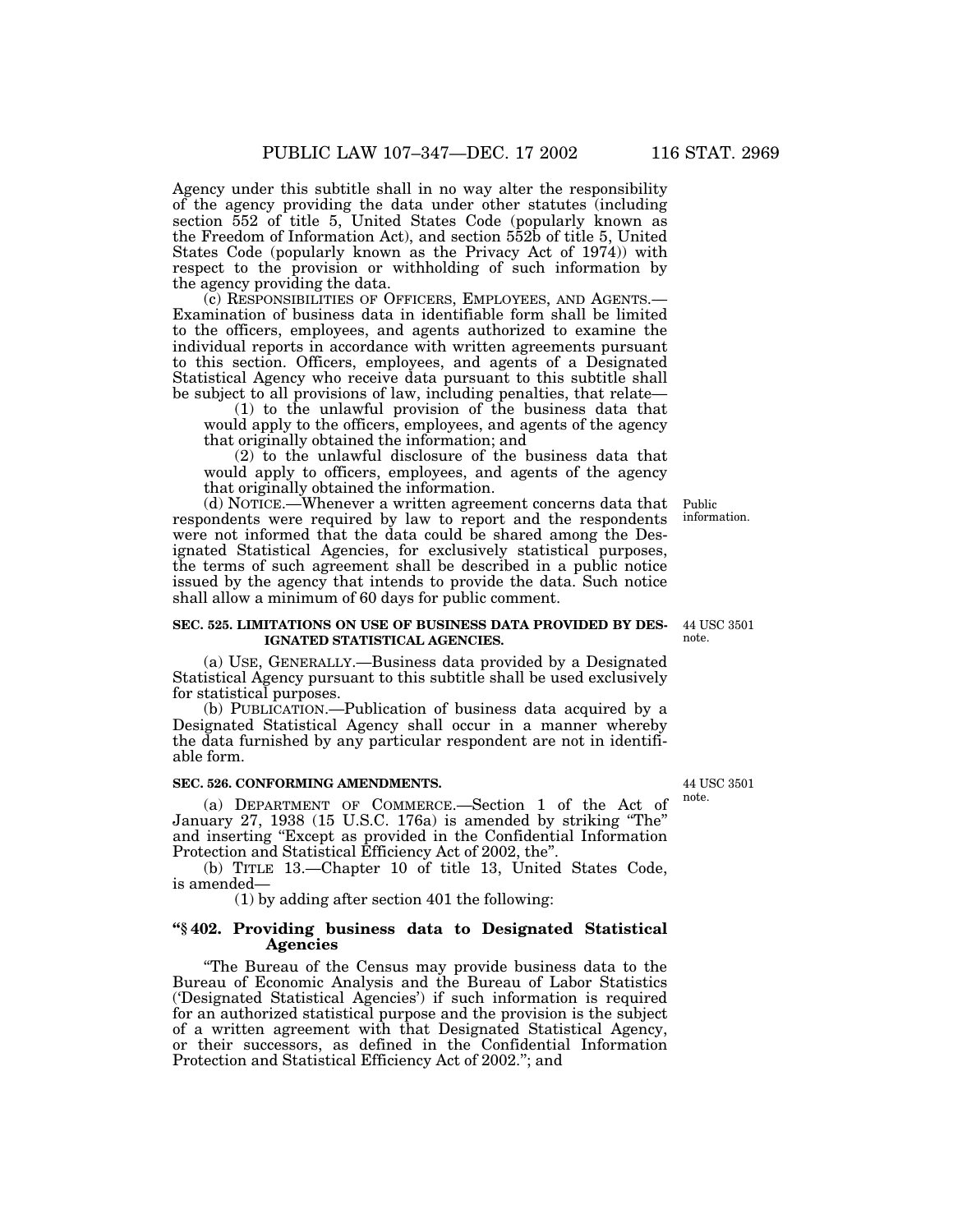Agency under this subtitle shall in no way alter the responsibility of the agency providing the data under other statutes (including section 552 of title 5, United States Code (popularly known as the Freedom of Information Act), and section 552b of title 5, United States Code (popularly known as the Privacy Act of 1974)) with respect to the provision or withholding of such information by the agency providing the data.

(c) RESPONSIBILITIES OF OFFICERS, EMPLOYEES, AND AGENTS.—Examination of business data in identifiable form shall be limited to the officers, employees, and agents authorized to examine the individual reports in accordance with written agreements pursuant to this section. Officers, employees, and agents of a Designated Statistical Agency who receive data pursuant to this subtitle shall be subject to all provisions of law, including penalties, that relate—

(1) to the unlawful provision of the business data that would apply to the officers, employees, and agents of the agency that originally obtained the information; and

(2) to the unlawful disclosure of the business data that would apply to officers, employees, and agents of the agency that originally obtained the information.

Public information.

(d) NOTICE.—Whenever a written agreement concerns data that respondents were required by law to report and the respondents were not informed that the data could be shared among the Designated Statistical Agencies, for exclusively statistical purposes, the terms of such agreement shall be described in a public notice issued by the agency that intends to provide the data. Such notice shall allow a minimum of 60 days for public comment.

44 USC 3501 note.

**SEC. 525. LIMITATIONS ON USE OF BUSINESS DATA PROVIDED BY DESIGNATED STATISTICAL AGENCIES.**

(a) USE, GENERALLY.—Business data provided by a Designated Statistical Agency pursuant to this subtitle shall be used exclusively for statistical purposes.

(b) PUBLICATION.—Publication of business data acquired by a Designated Statistical Agency shall occur in a manner whereby the data furnished by any particular respondent are not in identifiable form.

44 USC 3501 note.

**SEC. 526. CONFORMING AMENDMENTS.**

(a) DEPARTMENT OF COMMERCE.—Section 1 of the Act of January 27, 1938 (15 U.S.C. 176a) is amended by striking "The" and inserting "Except as provided in the Confidential Information Protection and Statistical Efficiency Act of 2002, the".

(b) TITLE 13.—Chapter 10 of title 13, United States Code, is amended—

(1) by adding after section 401 the following:

**"§ 402. Providing business data to Designated Statistical Agencies**

"The Bureau of the Census may provide business data to the Bureau of Economic Analysis and the Bureau of Labor Statistics ('Designated Statistical Agencies') if such information is required for an authorized statistical purpose and the provision is the subject of a written agreement with that Designated Statistical Agency, or their successors, as defined in the Confidential Information Protection and Statistical Efficiency Act of 2002."; and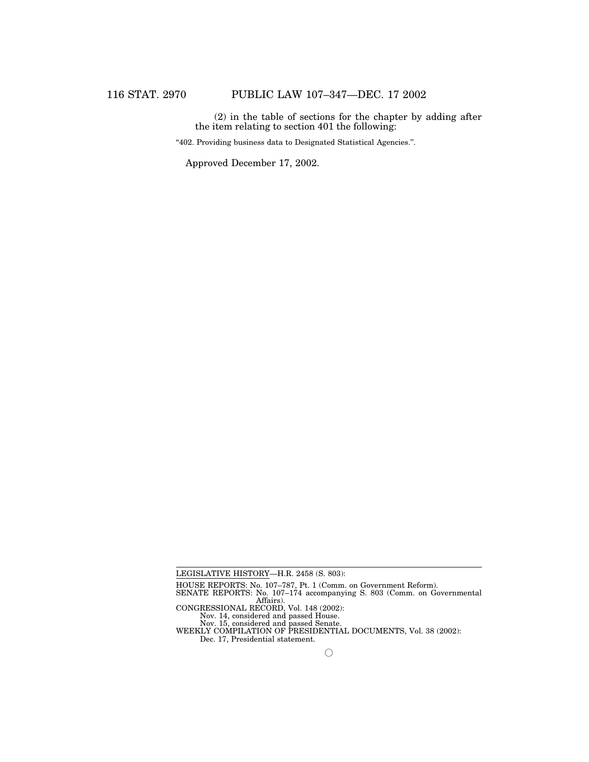(2) in the table of sections for the chapter by adding after the item relating to section 401 the following:

"402. Providing business data to Designated Statistical Agencies.".

Approved December 17, 2002.

---

LEGISLATIVE HISTORY—H.R. 2458 (S. 803):

HOUSE REPORTS: No. 107–787, Pt. 1 (Comm. on Government Reform).
SENATE REPORTS: No. 107–174 accompanying S. 803 (Comm. on Governmental Affairs).
CONGRESSIONAL RECORD, Vol. 148 (2002):
Nov. 14, considered and passed House.
Nov. 15, considered and passed Senate.
WEEKLY COMPILATION OF PRESIDENTIAL DOCUMENTS, Vol. 38 (2002):
Dec. 17, Presidential statement.

○